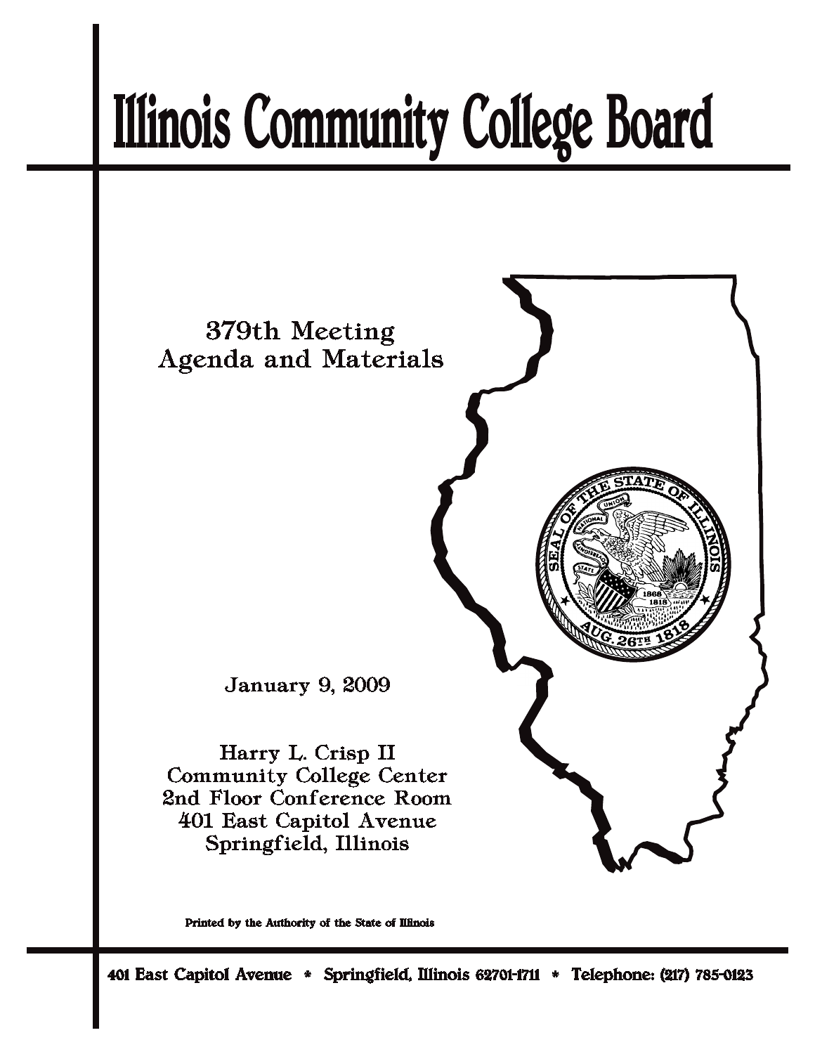# Illinois Community College Board

379th Meeting
Agenda and Materials

January 9, 2009

Harry L. Crisp II
Community College Center
2nd Floor Conference Room
401 East Capitol Avenue
Springfield, Illinois

Printed by the Authority of the State of Illinois

401 East Capitol Avenue * Springfield, Illinois 62701-1711 * Telephone: (217) 785-0123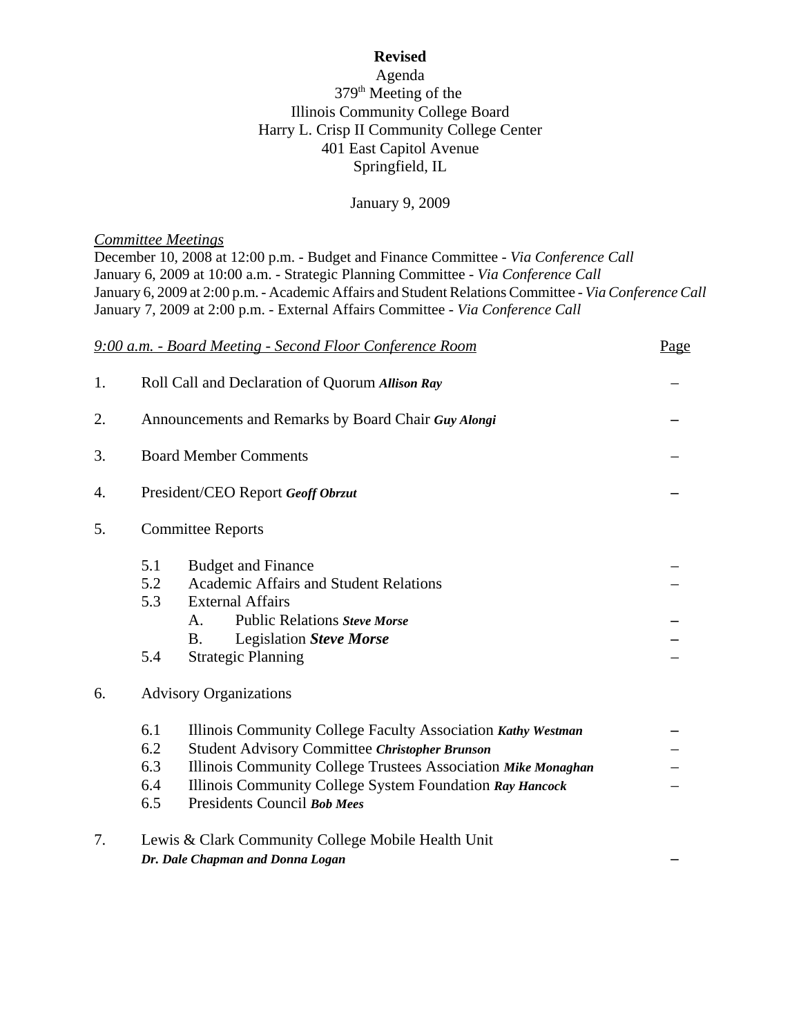**Revised**

Agenda
379th Meeting of the
Illinois Community College Board
Harry L. Crisp II Community College Center
401 East Capitol Avenue
Springfield, IL

January 9, 2009

*Committee Meetings*

December 10, 2008 at 12:00 p.m. - Budget and Finance Committee - *Via Conference Call*
January 6, 2009 at 10:00 a.m. - Strategic Planning Committee - *Via Conference Call*
January 6, 2009 at 2:00 p.m. - Academic Affairs and Student Relations Committee - *Via Conference Call*
January 7, 2009 at 2:00 p.m. - External Affairs Committee - *Via Conference Call*

| *9:00 a.m. - Board Meeting - Second Floor Conference Room* | Page |
|---|---|
| 1. Roll Call and Declaration of Quorum ***Allison Ray*** | – |
| 2. Announcements and Remarks by Board Chair ***Guy Alongi*** | – |
| 3. Board Member Comments | – |
| 4. President/CEO Report ***Geoff Obrzut*** | – |
| 5. Committee Reports | |
| 5.1 Budget and Finance | – |
| 5.2 Academic Affairs and Student Relations | – |
| 5.3 External Affairs | – |
| A. Public Relations ***Steve Morse*** | – |
| B. Legislation ***Steve Morse*** | – |
| 5.4 Strategic Planning | – |
| 6. Advisory Organizations | |
| 6.1 Illinois Community College Faculty Association ***Kathy Westman*** | – |
| 6.2 Student Advisory Committee ***Christopher Brunson*** | – |
| 6.3 Illinois Community College Trustees Association ***Mike Monaghan*** | – |
| 6.4 Illinois Community College System Foundation ***Ray Hancock*** | – |
| 6.5 Presidents Council ***Bob Mees*** | |
| 7. Lewis & Clark Community College Mobile Health Unit ***Dr. Dale Chapman and Donna Logan*** | – |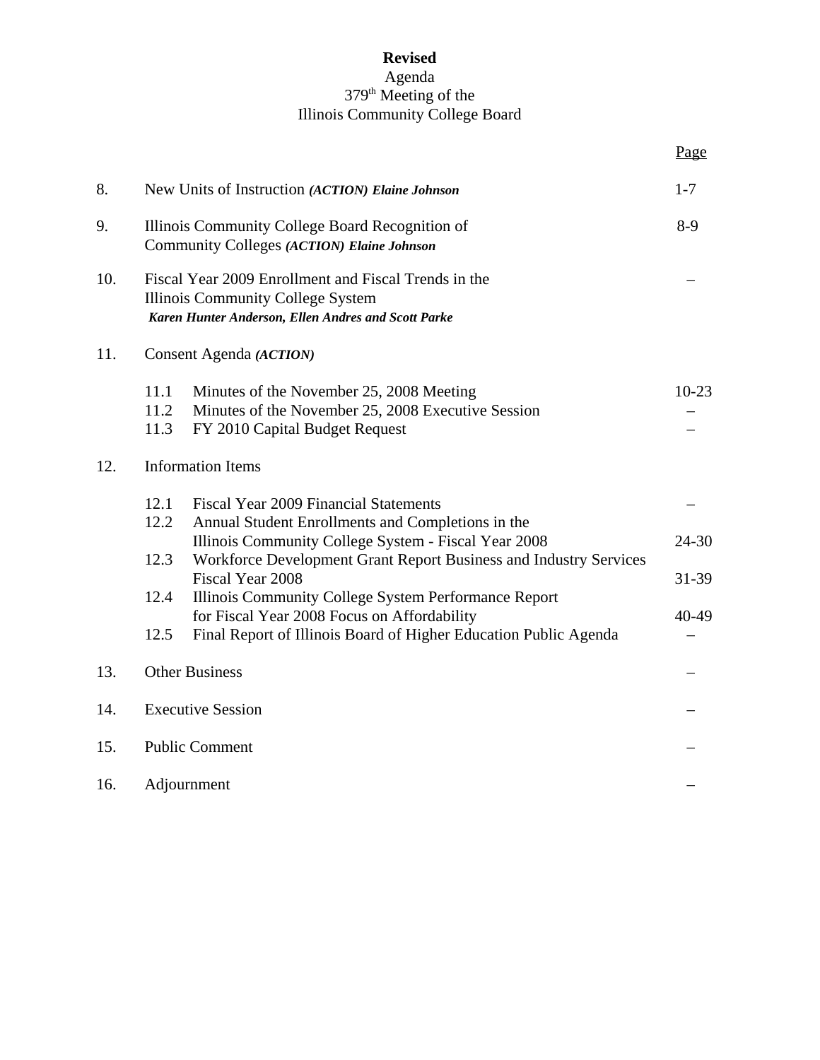**Revised**

Agenda

379th Meeting of the

Illinois Community College Board

| | | Page |
|---|---|---|
| 8. | New Units of Instruction ***(ACTION) Elaine Johnson*** | 1-7 |
| 9. | Illinois Community College Board Recognition of Community Colleges ***(ACTION) Elaine Johnson*** | 8-9 |
| 10. | Fiscal Year 2009 Enrollment and Fiscal Trends in the Illinois Community College System ***Karen Hunter Anderson, Ellen Andres and Scott Parke*** | – |
| 11. | Consent Agenda ***(ACTION)*** | |
| | 11.1 Minutes of the November 25, 2008 Meeting | 10-23 |
| | 11.2 Minutes of the November 25, 2008 Executive Session | – |
| | 11.3 FY 2010 Capital Budget Request | – |
| 12. | Information Items | |
| | 12.1 Fiscal Year 2009 Financial Statements | – |
| | 12.2 Annual Student Enrollments and Completions in the Illinois Community College System - Fiscal Year 2008 | 24-30 |
| | 12.3 Workforce Development Grant Report Business and Industry Services Fiscal Year 2008 | 31-39 |
| | 12.4 Illinois Community College System Performance Report for Fiscal Year 2008 Focus on Affordability | 40-49 |
| | 12.5 Final Report of Illinois Board of Higher Education Public Agenda | – |
| 13. | Other Business | – |
| 14. | Executive Session | – |
| 15. | Public Comment | – |
| 16. | Adjournment | – |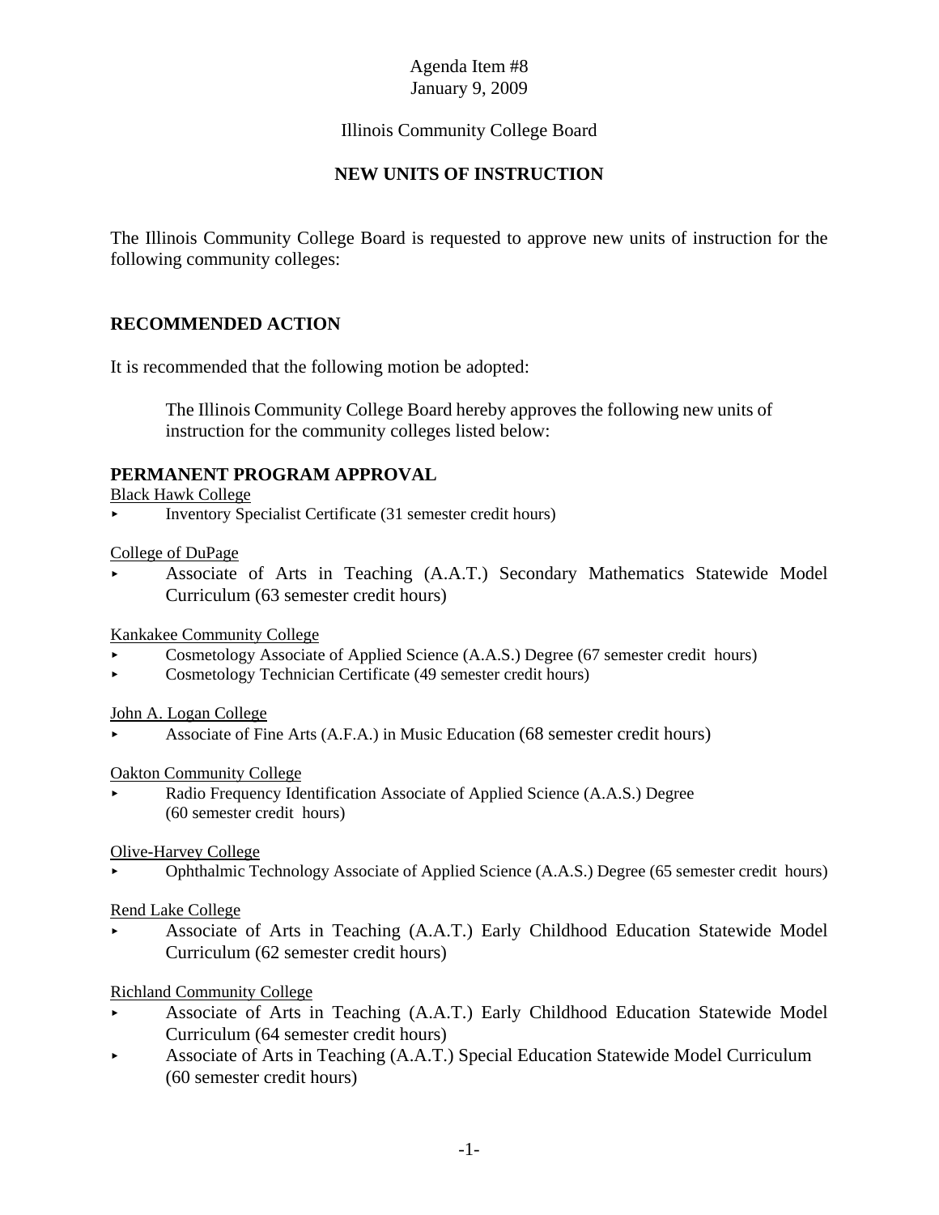Agenda Item #8
January 9, 2009

Illinois Community College Board

## NEW UNITS OF INSTRUCTION

The Illinois Community College Board is requested to approve new units of instruction for the following community colleges:

## RECOMMENDED ACTION

It is recommended that the following motion be adopted:

> The Illinois Community College Board hereby approves the following new units of instruction for the community colleges listed below:

## PERMANENT PROGRAM APPROVAL

Black Hawk College

- Inventory Specialist Certificate (31 semester credit hours)

College of DuPage

- Associate of Arts in Teaching (A.A.T.) Secondary Mathematics Statewide Model Curriculum (63 semester credit hours)

Kankakee Community College

- Cosmetology Associate of Applied Science (A.A.S.) Degree (67 semester credit hours)
- Cosmetology Technician Certificate (49 semester credit hours)

John A. Logan College

- Associate of Fine Arts (A.F.A.) in Music Education (68 semester credit hours)

Oakton Community College

- Radio Frequency Identification Associate of Applied Science (A.A.S.) Degree (60 semester credit hours)

Olive-Harvey College

- Ophthalmic Technology Associate of Applied Science (A.A.S.) Degree (65 semester credit hours)

Rend Lake College

- Associate of Arts in Teaching (A.A.T.) Early Childhood Education Statewide Model Curriculum (62 semester credit hours)

Richland Community College

- Associate of Arts in Teaching (A.A.T.) Early Childhood Education Statewide Model Curriculum (64 semester credit hours)
- Associate of Arts in Teaching (A.A.T.) Special Education Statewide Model Curriculum (60 semester credit hours)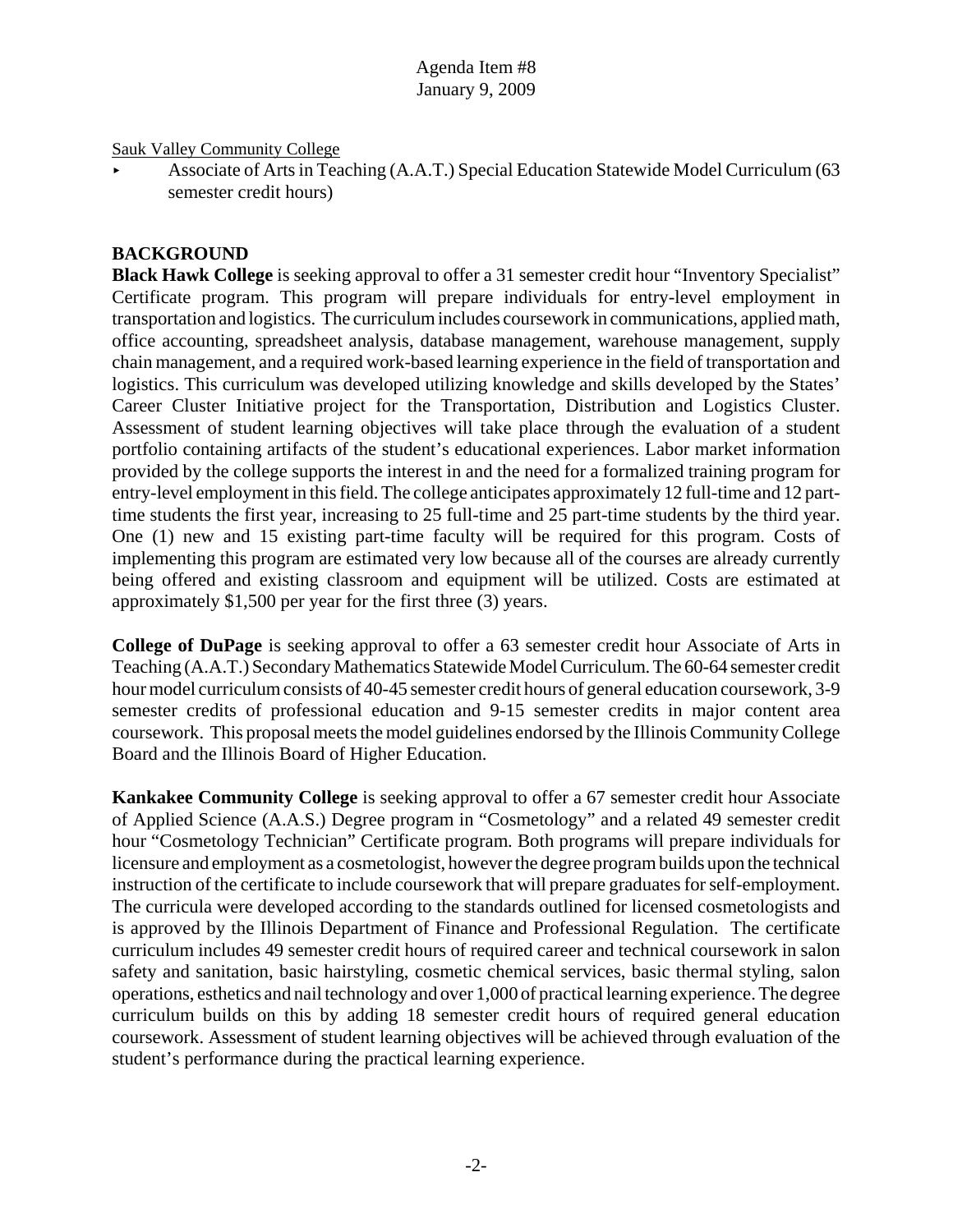Sauk Valley Community College

- Associate of Arts in Teaching (A.A.T.) Special Education Statewide Model Curriculum (63 semester credit hours)

## BACKGROUND

**Black Hawk College** is seeking approval to offer a 31 semester credit hour "Inventory Specialist" Certificate program. This program will prepare individuals for entry-level employment in transportation and logistics. The curriculum includes coursework in communications, applied math, office accounting, spreadsheet analysis, database management, warehouse management, supply chain management, and a required work-based learning experience in the field of transportation and logistics. This curriculum was developed utilizing knowledge and skills developed by the States' Career Cluster Initiative project for the Transportation, Distribution and Logistics Cluster. Assessment of student learning objectives will take place through the evaluation of a student portfolio containing artifacts of the student's educational experiences. Labor market information provided by the college supports the interest in and the need for a formalized training program for entry-level employment in this field. The college anticipates approximately 12 full-time and 12 part-time students the first year, increasing to 25 full-time and 25 part-time students by the third year. One (1) new and 15 existing part-time faculty will be required for this program. Costs of implementing this program are estimated very low because all of the courses are already currently being offered and existing classroom and equipment will be utilized. Costs are estimated at approximately $1,500 per year for the first three (3) years.

**College of DuPage** is seeking approval to offer a 63 semester credit hour Associate of Arts in Teaching (A.A.T.) Secondary Mathematics Statewide Model Curriculum. The 60-64 semester credit hour model curriculum consists of 40-45 semester credit hours of general education coursework, 3-9 semester credits of professional education and 9-15 semester credits in major content area coursework. This proposal meets the model guidelines endorsed by the Illinois Community College Board and the Illinois Board of Higher Education.

**Kankakee Community College** is seeking approval to offer a 67 semester credit hour Associate of Applied Science (A.A.S.) Degree program in "Cosmetology" and a related 49 semester credit hour "Cosmetology Technician" Certificate program. Both programs will prepare individuals for licensure and employment as a cosmetologist, however the degree program builds upon the technical instruction of the certificate to include coursework that will prepare graduates for self-employment. The curricula were developed according to the standards outlined for licensed cosmetologists and is approved by the Illinois Department of Finance and Professional Regulation. The certificate curriculum includes 49 semester credit hours of required career and technical coursework in salon safety and sanitation, basic hairstyling, cosmetic chemical services, basic thermal styling, salon operations, esthetics and nail technology and over 1,000 of practical learning experience. The degree curriculum builds on this by adding 18 semester credit hours of required general education coursework. Assessment of student learning objectives will be achieved through evaluation of the student's performance during the practical learning experience.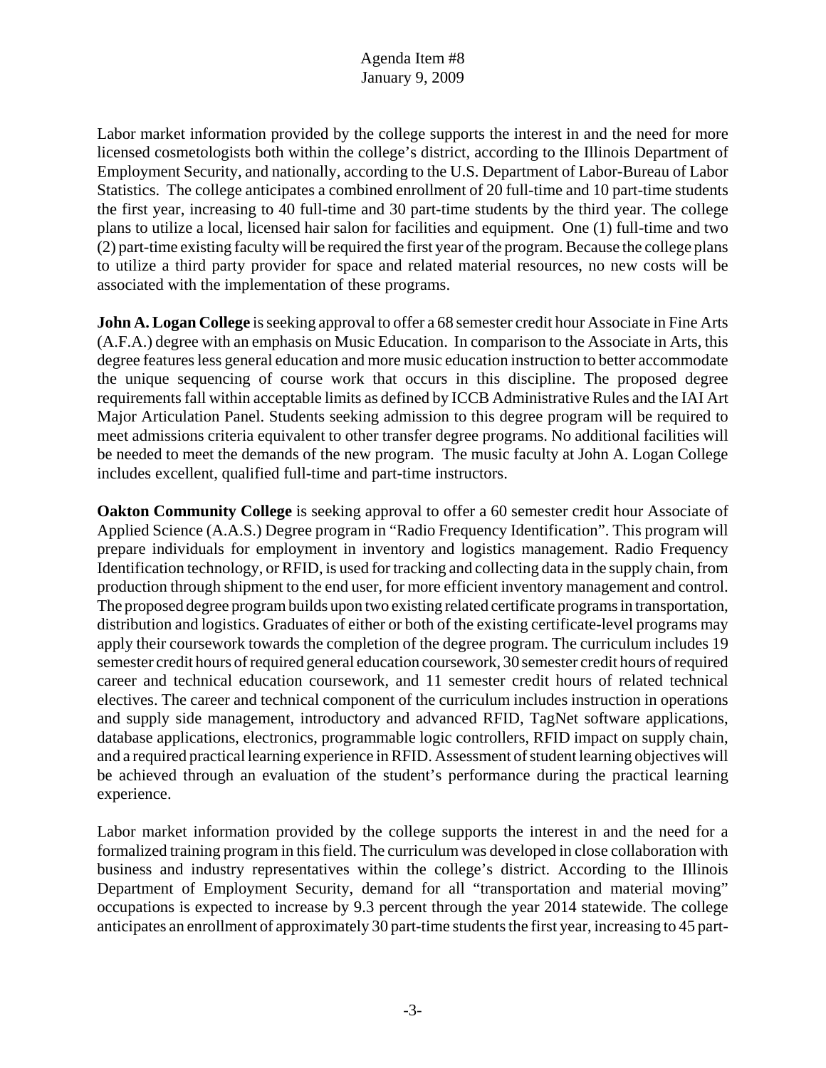Labor market information provided by the college supports the interest in and the need for more licensed cosmetologists both within the college's district, according to the Illinois Department of Employment Security, and nationally, according to the U.S. Department of Labor-Bureau of Labor Statistics. The college anticipates a combined enrollment of 20 full-time and 10 part-time students the first year, increasing to 40 full-time and 30 part-time students by the third year. The college plans to utilize a local, licensed hair salon for facilities and equipment. One (1) full-time and two (2) part-time existing faculty will be required the first year of the program. Because the college plans to utilize a third party provider for space and related material resources, no new costs will be associated with the implementation of these programs.

**John A. Logan College** is seeking approval to offer a 68 semester credit hour Associate in Fine Arts (A.F.A.) degree with an emphasis on Music Education. In comparison to the Associate in Arts, this degree features less general education and more music education instruction to better accommodate the unique sequencing of course work that occurs in this discipline. The proposed degree requirements fall within acceptable limits as defined by ICCB Administrative Rules and the IAI Art Major Articulation Panel. Students seeking admission to this degree program will be required to meet admissions criteria equivalent to other transfer degree programs. No additional facilities will be needed to meet the demands of the new program. The music faculty at John A. Logan College includes excellent, qualified full-time and part-time instructors.

**Oakton Community College** is seeking approval to offer a 60 semester credit hour Associate of Applied Science (A.A.S.) Degree program in "Radio Frequency Identification". This program will prepare individuals for employment in inventory and logistics management. Radio Frequency Identification technology, or RFID, is used for tracking and collecting data in the supply chain, from production through shipment to the end user, for more efficient inventory management and control. The proposed degree program builds upon two existing related certificate programs in transportation, distribution and logistics. Graduates of either or both of the existing certificate-level programs may apply their coursework towards the completion of the degree program. The curriculum includes 19 semester credit hours of required general education coursework, 30 semester credit hours of required career and technical education coursework, and 11 semester credit hours of related technical electives. The career and technical component of the curriculum includes instruction in operations and supply side management, introductory and advanced RFID, TagNet software applications, database applications, electronics, programmable logic controllers, RFID impact on supply chain, and a required practical learning experience in RFID. Assessment of student learning objectives will be achieved through an evaluation of the student's performance during the practical learning experience.

Labor market information provided by the college supports the interest in and the need for a formalized training program in this field. The curriculum was developed in close collaboration with business and industry representatives within the college's district. According to the Illinois Department of Employment Security, demand for all "transportation and material moving" occupations is expected to increase by 9.3 percent through the year 2014 statewide. The college anticipates an enrollment of approximately 30 part-time students the first year, increasing to 45 part-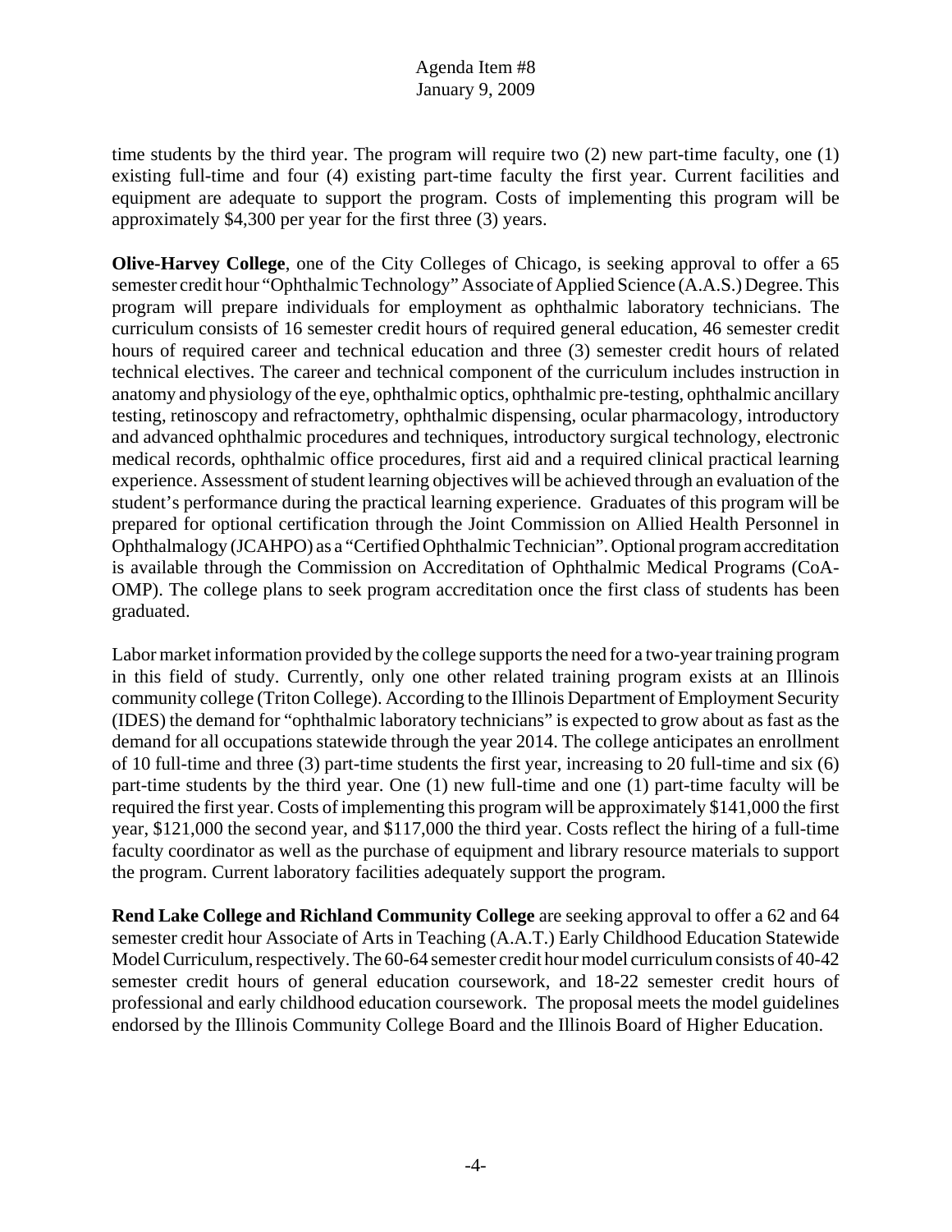time students by the third year. The program will require two (2) new part-time faculty, one (1) existing full-time and four (4) existing part-time faculty the first year. Current facilities and equipment are adequate to support the program. Costs of implementing this program will be approximately $4,300 per year for the first three (3) years.

**Olive-Harvey College**, one of the City Colleges of Chicago, is seeking approval to offer a 65 semester credit hour "Ophthalmic Technology" Associate of Applied Science (A.A.S.) Degree. This program will prepare individuals for employment as ophthalmic laboratory technicians. The curriculum consists of 16 semester credit hours of required general education, 46 semester credit hours of required career and technical education and three (3) semester credit hours of related technical electives. The career and technical component of the curriculum includes instruction in anatomy and physiology of the eye, ophthalmic optics, ophthalmic pre-testing, ophthalmic ancillary testing, retinoscopy and refractometry, ophthalmic dispensing, ocular pharmacology, introductory and advanced ophthalmic procedures and techniques, introductory surgical technology, electronic medical records, ophthalmic office procedures, first aid and a required clinical practical learning experience. Assessment of student learning objectives will be achieved through an evaluation of the student's performance during the practical learning experience. Graduates of this program will be prepared for optional certification through the Joint Commission on Allied Health Personnel in Ophthalmalogy (JCAHPO) as a "Certified Ophthalmic Technician". Optional program accreditation is available through the Commission on Accreditation of Ophthalmic Medical Programs (CoA-OMP). The college plans to seek program accreditation once the first class of students has been graduated.

Labor market information provided by the college supports the need for a two-year training program in this field of study. Currently, only one other related training program exists at an Illinois community college (Triton College). According to the Illinois Department of Employment Security (IDES) the demand for "ophthalmic laboratory technicians" is expected to grow about as fast as the demand for all occupations statewide through the year 2014. The college anticipates an enrollment of 10 full-time and three (3) part-time students the first year, increasing to 20 full-time and six (6) part-time students by the third year. One (1) new full-time and one (1) part-time faculty will be required the first year. Costs of implementing this program will be approximately $141,000 the first year, $121,000 the second year, and $117,000 the third year. Costs reflect the hiring of a full-time faculty coordinator as well as the purchase of equipment and library resource materials to support the program. Current laboratory facilities adequately support the program.

**Rend Lake College and Richland Community College** are seeking approval to offer a 62 and 64 semester credit hour Associate of Arts in Teaching (A.A.T.) Early Childhood Education Statewide Model Curriculum, respectively. The 60-64 semester credit hour model curriculum consists of 40-42 semester credit hours of general education coursework, and 18-22 semester credit hours of professional and early childhood education coursework. The proposal meets the model guidelines endorsed by the Illinois Community College Board and the Illinois Board of Higher Education.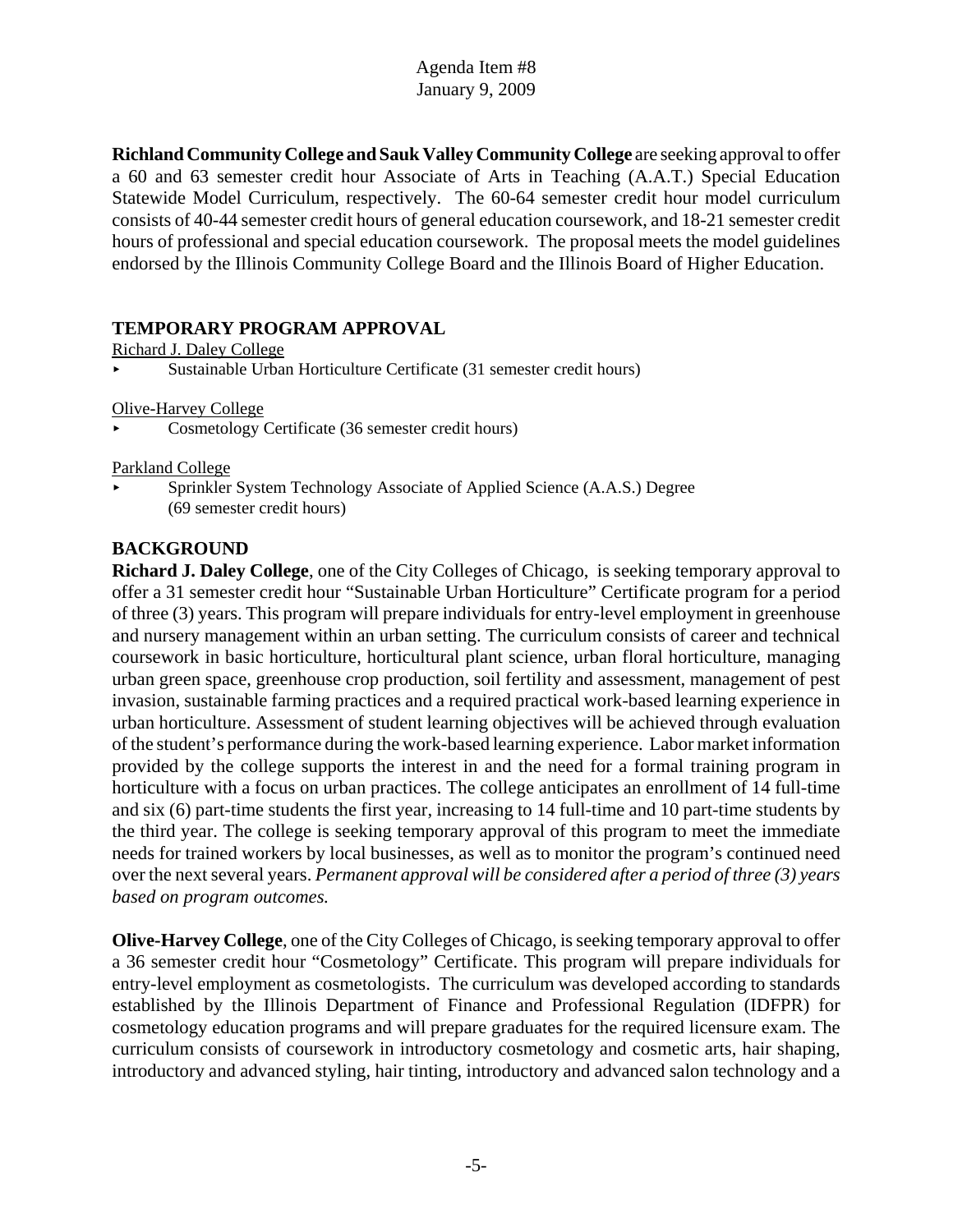**Richland Community College and Sauk Valley Community College** are seeking approval to offer a 60 and 63 semester credit hour Associate of Arts in Teaching (A.A.T.) Special Education Statewide Model Curriculum, respectively. The 60-64 semester credit hour model curriculum consists of 40-44 semester credit hours of general education coursework, and 18-21 semester credit hours of professional and special education coursework. The proposal meets the model guidelines endorsed by the Illinois Community College Board and the Illinois Board of Higher Education.

## TEMPORARY PROGRAM APPROVAL

Richard J. Daley College

- Sustainable Urban Horticulture Certificate (31 semester credit hours)

Olive-Harvey College

- Cosmetology Certificate (36 semester credit hours)

Parkland College

- Sprinkler System Technology Associate of Applied Science (A.A.S.) Degree (69 semester credit hours)

## BACKGROUND

**Richard J. Daley College**, one of the City Colleges of Chicago, is seeking temporary approval to offer a 31 semester credit hour "Sustainable Urban Horticulture" Certificate program for a period of three (3) years. This program will prepare individuals for entry-level employment in greenhouse and nursery management within an urban setting. The curriculum consists of career and technical coursework in basic horticulture, horticultural plant science, urban floral horticulture, managing urban green space, greenhouse crop production, soil fertility and assessment, management of pest invasion, sustainable farming practices and a required practical work-based learning experience in urban horticulture. Assessment of student learning objectives will be achieved through evaluation of the student's performance during the work-based learning experience. Labor market information provided by the college supports the interest in and the need for a formal training program in horticulture with a focus on urban practices. The college anticipates an enrollment of 14 full-time and six (6) part-time students the first year, increasing to 14 full-time and 10 part-time students by the third year. The college is seeking temporary approval of this program to meet the immediate needs for trained workers by local businesses, as well as to monitor the program's continued need over the next several years. *Permanent approval will be considered after a period of three (3) years based on program outcomes.*

**Olive-Harvey College**, one of the City Colleges of Chicago, is seeking temporary approval to offer a 36 semester credit hour "Cosmetology" Certificate. This program will prepare individuals for entry-level employment as cosmetologists. The curriculum was developed according to standards established by the Illinois Department of Finance and Professional Regulation (IDFPR) for cosmetology education programs and will prepare graduates for the required licensure exam. The curriculum consists of coursework in introductory cosmetology and cosmetic arts, hair shaping, introductory and advanced styling, hair tinting, introductory and advanced salon technology and a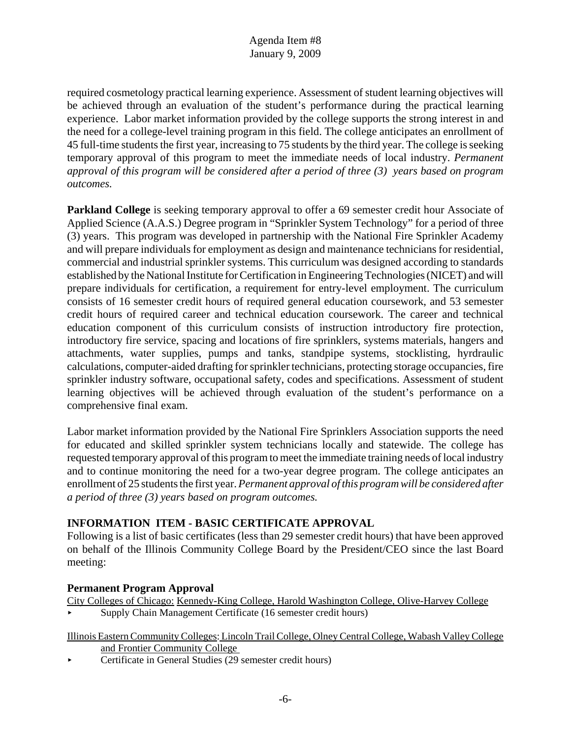required cosmetology practical learning experience. Assessment of student learning objectives will be achieved through an evaluation of the student's performance during the practical learning experience. Labor market information provided by the college supports the strong interest in and the need for a college-level training program in this field. The college anticipates an enrollment of 45 full-time students the first year, increasing to 75 students by the third year. The college is seeking temporary approval of this program to meet the immediate needs of local industry. *Permanent approval of this program will be considered after a period of three (3) years based on program outcomes.*

**Parkland College** is seeking temporary approval to offer a 69 semester credit hour Associate of Applied Science (A.A.S.) Degree program in "Sprinkler System Technology" for a period of three (3) years. This program was developed in partnership with the National Fire Sprinkler Academy and will prepare individuals for employment as design and maintenance technicians for residential, commercial and industrial sprinkler systems. This curriculum was designed according to standards established by the National Institute for Certification in Engineering Technologies (NICET) and will prepare individuals for certification, a requirement for entry-level employment. The curriculum consists of 16 semester credit hours of required general education coursework, and 53 semester credit hours of required career and technical education coursework. The career and technical education component of this curriculum consists of instruction introductory fire protection, introductory fire service, spacing and locations of fire sprinklers, systems materials, hangers and attachments, water supplies, pumps and tanks, standpipe systems, stocklisting, hyrdraulic calculations, computer-aided drafting for sprinkler technicians, protecting storage occupancies, fire sprinkler industry software, occupational safety, codes and specifications. Assessment of student learning objectives will be achieved through evaluation of the student's performance on a comprehensive final exam.

Labor market information provided by the National Fire Sprinklers Association supports the need for educated and skilled sprinkler system technicians locally and statewide. The college has requested temporary approval of this program to meet the immediate training needs of local industry and to continue monitoring the need for a two-year degree program. The college anticipates an enrollment of 25 students the first year. *Permanent approval of this program will be considered after a period of three (3) years based on program outcomes.*

## INFORMATION ITEM - BASIC CERTIFICATE APPROVAL

Following is a list of basic certificates (less than 29 semester credit hours) that have been approved on behalf of the Illinois Community College Board by the President/CEO since the last Board meeting:

### Permanent Program Approval

City Colleges of Chicago: Kennedy-King College, Harold Washington College, Olive-Harvey College

- Supply Chain Management Certificate (16 semester credit hours)

Illinois Eastern Community Colleges: Lincoln Trail College, Olney Central College, Wabash Valley College and Frontier Community College

- Certificate in General Studies (29 semester credit hours)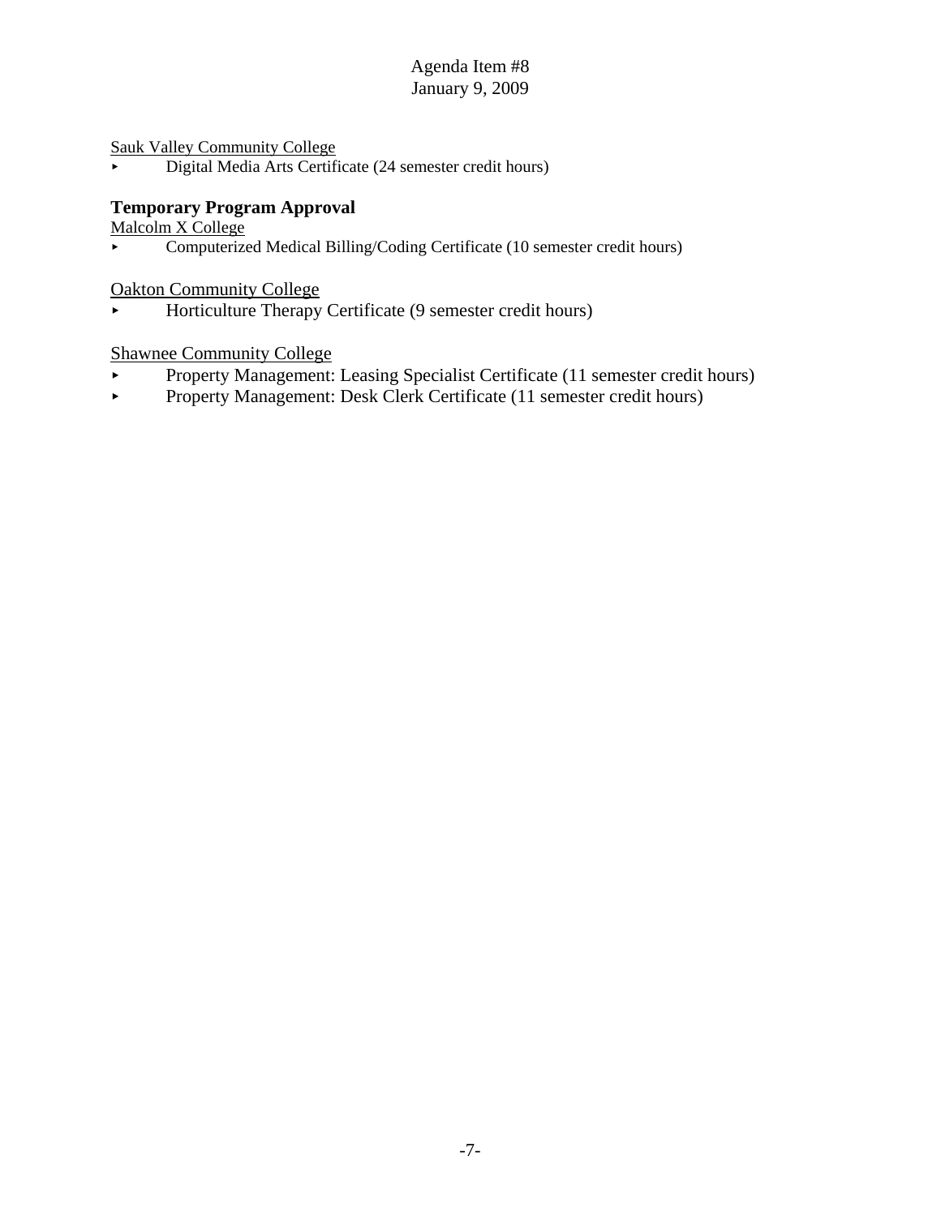Sauk Valley Community College

- Digital Media Arts Certificate (24 semester credit hours)

**Temporary Program Approval**

Malcolm X College

- Computerized Medical Billing/Coding Certificate (10 semester credit hours)

Oakton Community College

- Horticulture Therapy Certificate (9 semester credit hours)

Shawnee Community College

- Property Management: Leasing Specialist Certificate (11 semester credit hours)
- Property Management: Desk Clerk Certificate (11 semester credit hours)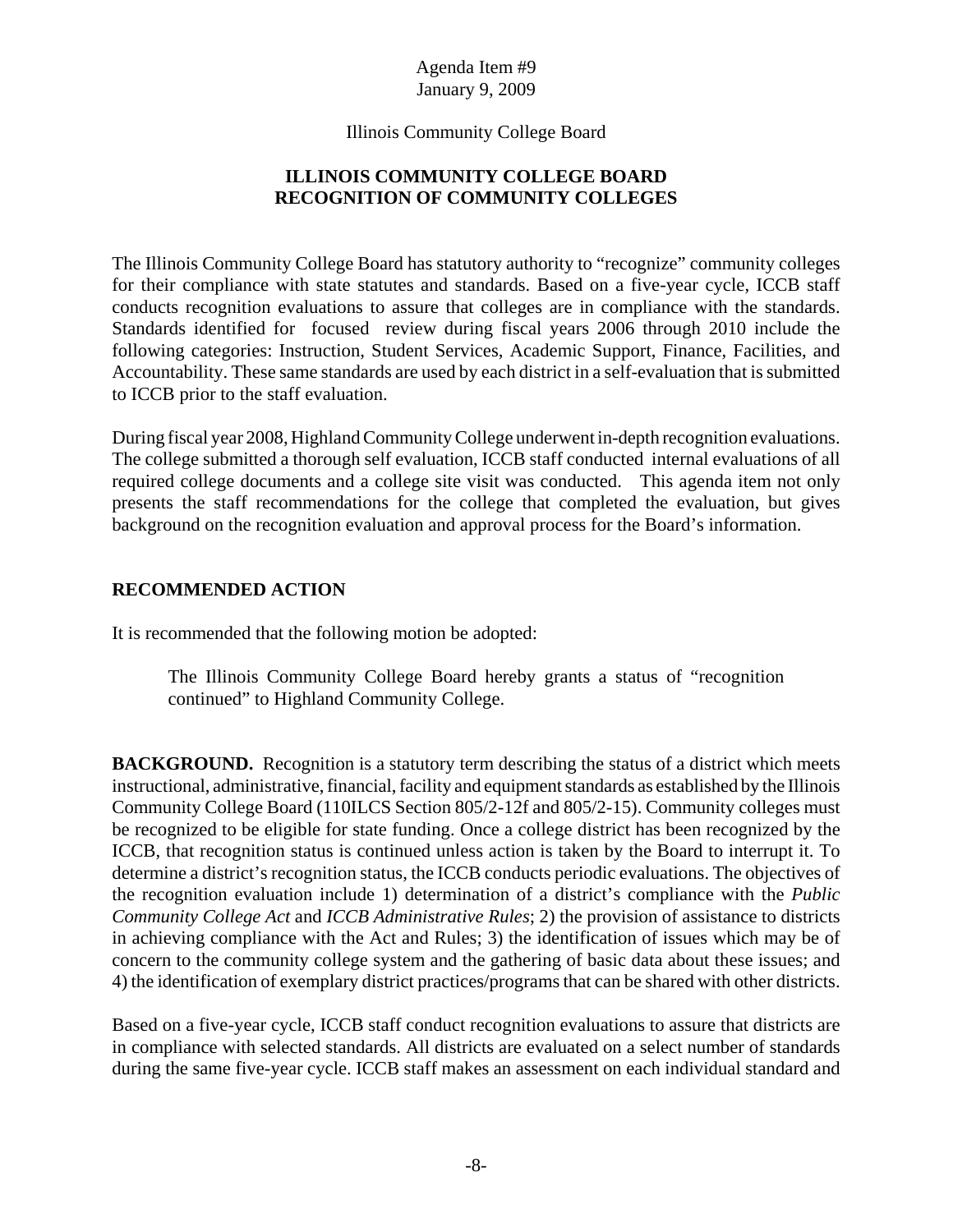Agenda Item #9
January 9, 2009

Illinois Community College Board

**ILLINOIS COMMUNITY COLLEGE BOARD**
**RECOGNITION OF COMMUNITY COLLEGES**

The Illinois Community College Board has statutory authority to "recognize" community colleges for their compliance with state statutes and standards. Based on a five-year cycle, ICCB staff conducts recognition evaluations to assure that colleges are in compliance with the standards. Standards identified for focused review during fiscal years 2006 through 2010 include the following categories: Instruction, Student Services, Academic Support, Finance, Facilities, and Accountability. These same standards are used by each district in a self-evaluation that is submitted to ICCB prior to the staff evaluation.

During fiscal year 2008, Highland Community College underwent in-depth recognition evaluations. The college submitted a thorough self evaluation, ICCB staff conducted internal evaluations of all required college documents and a college site visit was conducted. This agenda item not only presents the staff recommendations for the college that completed the evaluation, but gives background on the recognition evaluation and approval process for the Board's information.

## RECOMMENDED ACTION

It is recommended that the following motion be adopted:

> The Illinois Community College Board hereby grants a status of "recognition continued" to Highland Community College.

**BACKGROUND.** Recognition is a statutory term describing the status of a district which meets instructional, administrative, financial, facility and equipment standards as established by the Illinois Community College Board (110ILCS Section 805/2-12f and 805/2-15). Community colleges must be recognized to be eligible for state funding. Once a college district has been recognized by the ICCB, that recognition status is continued unless action is taken by the Board to interrupt it. To determine a district's recognition status, the ICCB conducts periodic evaluations. The objectives of the recognition evaluation include 1) determination of a district's compliance with the *Public Community College Act* and *ICCB Administrative Rules*; 2) the provision of assistance to districts in achieving compliance with the Act and Rules; 3) the identification of issues which may be of concern to the community college system and the gathering of basic data about these issues; and 4) the identification of exemplary district practices/programs that can be shared with other districts.

Based on a five-year cycle, ICCB staff conduct recognition evaluations to assure that districts are in compliance with selected standards. All districts are evaluated on a select number of standards during the same five-year cycle. ICCB staff makes an assessment on each individual standard and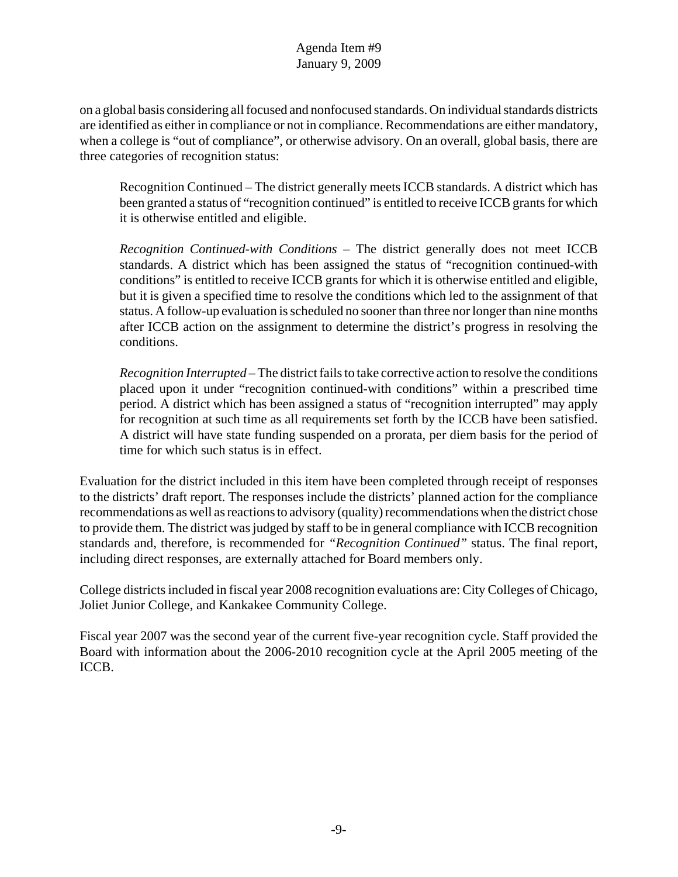on a global basis considering all focused and nonfocused standards. On individual standards districts are identified as either in compliance or not in compliance. Recommendations are either mandatory, when a college is "out of compliance", or otherwise advisory. On an overall, global basis, there are three categories of recognition status:

> Recognition Continued – The district generally meets ICCB standards. A district which has been granted a status of "recognition continued" is entitled to receive ICCB grants for which it is otherwise entitled and eligible.
>
> *Recognition Continued-with Conditions* – The district generally does not meet ICCB standards. A district which has been assigned the status of "recognition continued-with conditions" is entitled to receive ICCB grants for which it is otherwise entitled and eligible, but it is given a specified time to resolve the conditions which led to the assignment of that status. A follow-up evaluation is scheduled no sooner than three nor longer than nine months after ICCB action on the assignment to determine the district's progress in resolving the conditions.
>
> *Recognition Interrupted* – The district fails to take corrective action to resolve the conditions placed upon it under "recognition continued-with conditions" within a prescribed time period. A district which has been assigned a status of "recognition interrupted" may apply for recognition at such time as all requirements set forth by the ICCB have been satisfied. A district will have state funding suspended on a prorata, per diem basis for the period of time for which such status is in effect.

Evaluation for the district included in this item have been completed through receipt of responses to the districts' draft report. The responses include the districts' planned action for the compliance recommendations as well as reactions to advisory (quality) recommendations when the district chose to provide them. The district was judged by staff to be in general compliance with ICCB recognition standards and, therefore, is recommended for *"Recognition Continued"* status. The final report, including direct responses, are externally attached for Board members only.

College districts included in fiscal year 2008 recognition evaluations are: City Colleges of Chicago, Joliet Junior College, and Kankakee Community College.

Fiscal year 2007 was the second year of the current five-year recognition cycle. Staff provided the Board with information about the 2006-2010 recognition cycle at the April 2005 meeting of the ICCB.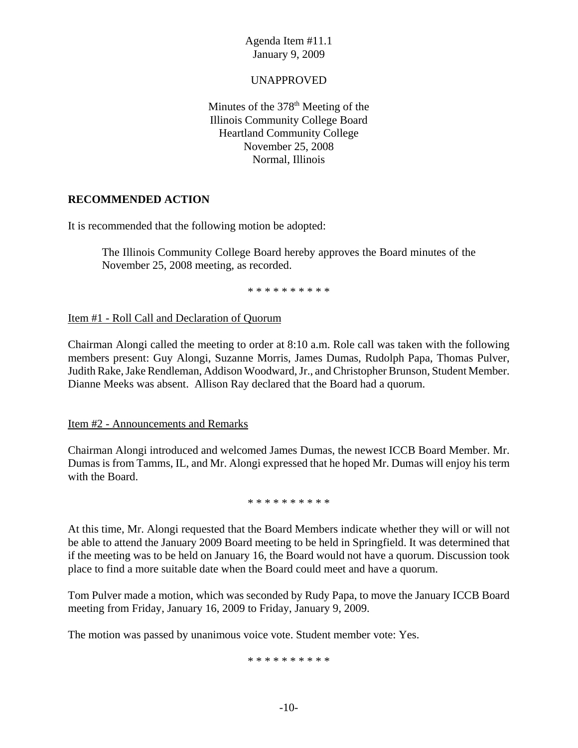Agenda Item #11.1
January 9, 2009

UNAPPROVED

Minutes of the 378th Meeting of the
Illinois Community College Board
Heartland Community College
November 25, 2008
Normal, Illinois

**RECOMMENDED ACTION**

It is recommended that the following motion be adopted:

> The Illinois Community College Board hereby approves the Board minutes of the November 25, 2008 meeting, as recorded.

\* \* \* \* \* \* \* \* \* \*

Item #1 - Roll Call and Declaration of Quorum

Chairman Alongi called the meeting to order at 8:10 a.m. Role call was taken with the following members present: Guy Alongi, Suzanne Morris, James Dumas, Rudolph Papa, Thomas Pulver, Judith Rake, Jake Rendleman, Addison Woodward, Jr., and Christopher Brunson, Student Member. Dianne Meeks was absent. Allison Ray declared that the Board had a quorum.

Item #2 - Announcements and Remarks

Chairman Alongi introduced and welcomed James Dumas, the newest ICCB Board Member. Mr. Dumas is from Tamms, IL, and Mr. Alongi expressed that he hoped Mr. Dumas will enjoy his term with the Board.

\* \* \* \* \* \* \* \* \* \*

At this time, Mr. Alongi requested that the Board Members indicate whether they will or will not be able to attend the January 2009 Board meeting to be held in Springfield. It was determined that if the meeting was to be held on January 16, the Board would not have a quorum. Discussion took place to find a more suitable date when the Board could meet and have a quorum.

Tom Pulver made a motion, which was seconded by Rudy Papa, to move the January ICCB Board meeting from Friday, January 16, 2009 to Friday, January 9, 2009.

The motion was passed by unanimous voice vote. Student member vote: Yes.

\* \* \* \* \* \* \* \* \* \*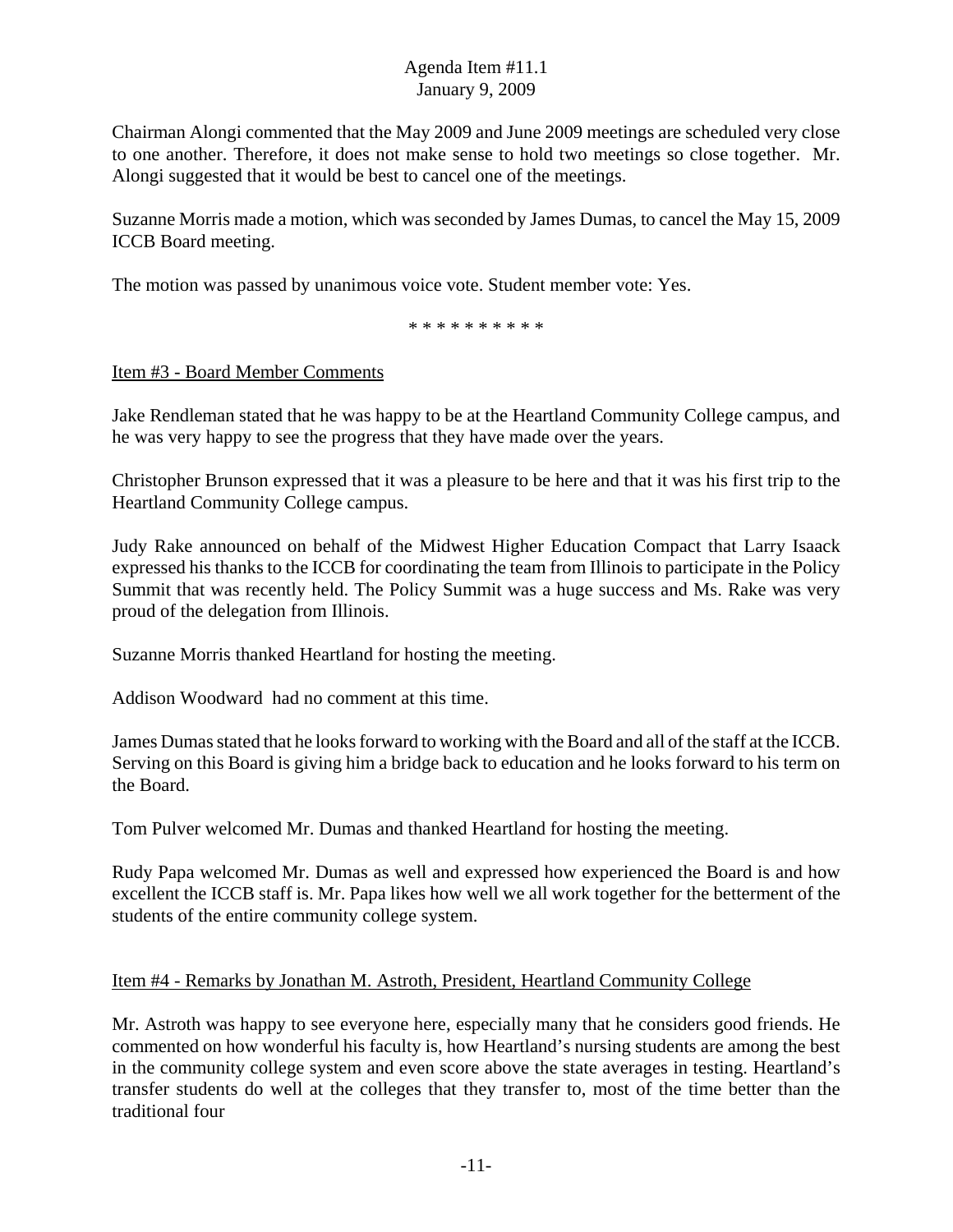Chairman Alongi commented that the May 2009 and June 2009 meetings are scheduled very close to one another. Therefore, it does not make sense to hold two meetings so close together. Mr. Alongi suggested that it would be best to cancel one of the meetings.

Suzanne Morris made a motion, which was seconded by James Dumas, to cancel the May 15, 2009 ICCB Board meeting.

The motion was passed by unanimous voice vote. Student member vote: Yes.

* * * * * * * * * *

Item #3 - Board Member Comments

Jake Rendleman stated that he was happy to be at the Heartland Community College campus, and he was very happy to see the progress that they have made over the years.

Christopher Brunson expressed that it was a pleasure to be here and that it was his first trip to the Heartland Community College campus.

Judy Rake announced on behalf of the Midwest Higher Education Compact that Larry Isaack expressed his thanks to the ICCB for coordinating the team from Illinois to participate in the Policy Summit that was recently held. The Policy Summit was a huge success and Ms. Rake was very proud of the delegation from Illinois.

Suzanne Morris thanked Heartland for hosting the meeting.

Addison Woodward had no comment at this time.

James Dumas stated that he looks forward to working with the Board and all of the staff at the ICCB. Serving on this Board is giving him a bridge back to education and he looks forward to his term on the Board.

Tom Pulver welcomed Mr. Dumas and thanked Heartland for hosting the meeting.

Rudy Papa welcomed Mr. Dumas as well and expressed how experienced the Board is and how excellent the ICCB staff is. Mr. Papa likes how well we all work together for the betterment of the students of the entire community college system.

Item #4 - Remarks by Jonathan M. Astroth, President, Heartland Community College

Mr. Astroth was happy to see everyone here, especially many that he considers good friends. He commented on how wonderful his faculty is, how Heartland's nursing students are among the best in the community college system and even score above the state averages in testing. Heartland's transfer students do well at the colleges that they transfer to, most of the time better than the traditional four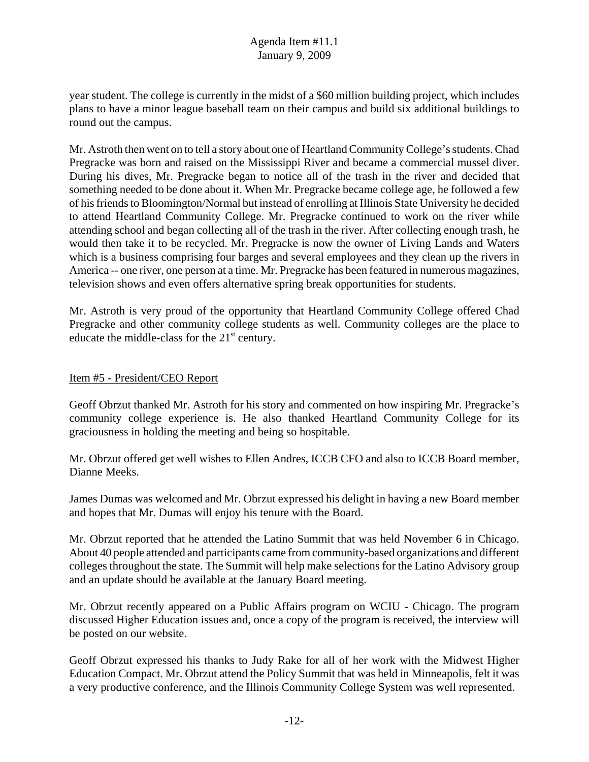year student. The college is currently in the midst of a $60 million building project, which includes plans to have a minor league baseball team on their campus and build six additional buildings to round out the campus.

Mr. Astroth then went on to tell a story about one of Heartland Community College's students. Chad Pregracke was born and raised on the Mississippi River and became a commercial mussel diver. During his dives, Mr. Pregracke began to notice all of the trash in the river and decided that something needed to be done about it. When Mr. Pregracke became college age, he followed a few of his friends to Bloomington/Normal but instead of enrolling at Illinois State University he decided to attend Heartland Community College. Mr. Pregracke continued to work on the river while attending school and began collecting all of the trash in the river. After collecting enough trash, he would then take it to be recycled. Mr. Pregracke is now the owner of Living Lands and Waters which is a business comprising four barges and several employees and they clean up the rivers in America -- one river, one person at a time. Mr. Pregracke has been featured in numerous magazines, television shows and even offers alternative spring break opportunities for students.

Mr. Astroth is very proud of the opportunity that Heartland Community College offered Chad Pregracke and other community college students as well. Community colleges are the place to educate the middle-class for the 21st century.

Item #5 - President/CEO Report

Geoff Obrzut thanked Mr. Astroth for his story and commented on how inspiring Mr. Pregracke's community college experience is. He also thanked Heartland Community College for its graciousness in holding the meeting and being so hospitable.

Mr. Obrzut offered get well wishes to Ellen Andres, ICCB CFO and also to ICCB Board member, Dianne Meeks.

James Dumas was welcomed and Mr. Obrzut expressed his delight in having a new Board member and hopes that Mr. Dumas will enjoy his tenure with the Board.

Mr. Obrzut reported that he attended the Latino Summit that was held November 6 in Chicago. About 40 people attended and participants came from community-based organizations and different colleges throughout the state. The Summit will help make selections for the Latino Advisory group and an update should be available at the January Board meeting.

Mr. Obrzut recently appeared on a Public Affairs program on WCIU - Chicago. The program discussed Higher Education issues and, once a copy of the program is received, the interview will be posted on our website.

Geoff Obrzut expressed his thanks to Judy Rake for all of her work with the Midwest Higher Education Compact. Mr. Obrzut attend the Policy Summit that was held in Minneapolis, felt it was a very productive conference, and the Illinois Community College System was well represented.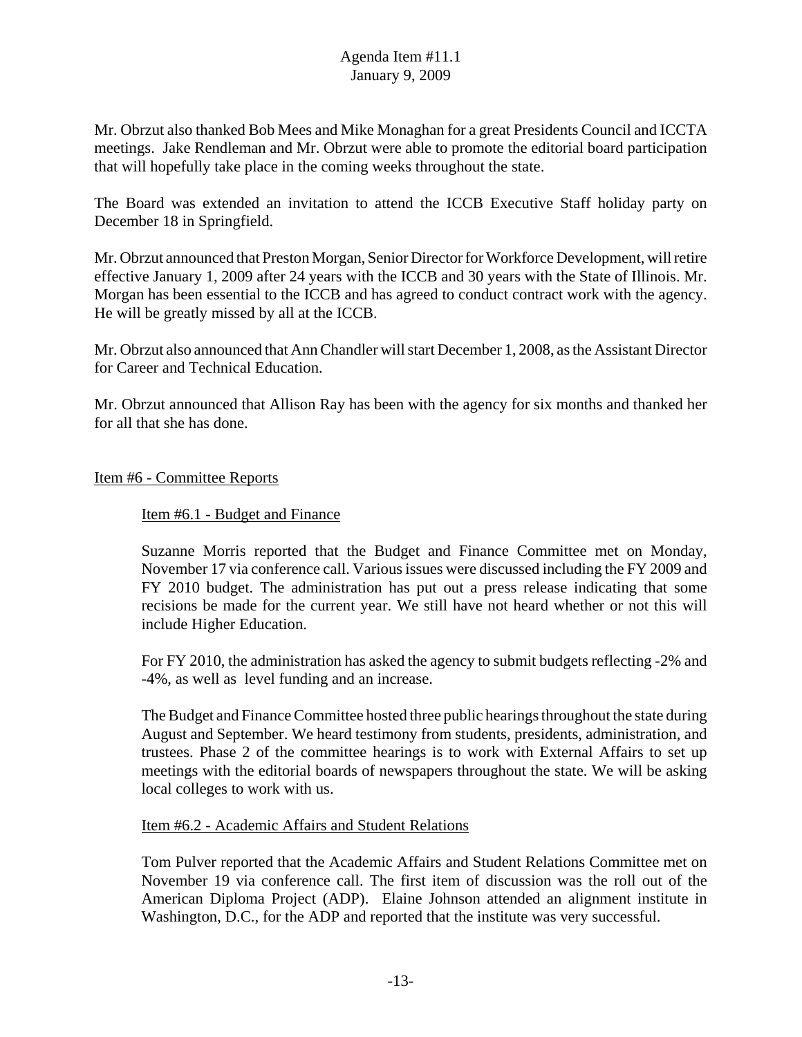Mr. Obrzut also thanked Bob Mees and Mike Monaghan for a great Presidents Council and ICCTA meetings. Jake Rendleman and Mr. Obrzut were able to promote the editorial board participation that will hopefully take place in the coming weeks throughout the state.

The Board was extended an invitation to attend the ICCB Executive Staff holiday party on December 18 in Springfield.

Mr. Obrzut announced that Preston Morgan, Senior Director for Workforce Development, will retire effective January 1, 2009 after 24 years with the ICCB and 30 years with the State of Illinois. Mr. Morgan has been essential to the ICCB and has agreed to conduct contract work with the agency. He will be greatly missed by all at the ICCB.

Mr. Obrzut also announced that Ann Chandler will start December 1, 2008, as the Assistant Director for Career and Technical Education.

Mr. Obrzut announced that Allison Ray has been with the agency for six months and thanked her for all that she has done.

## Item #6 - Committee Reports

### Item #6.1 - Budget and Finance

Suzanne Morris reported that the Budget and Finance Committee met on Monday, November 17 via conference call. Various issues were discussed including the FY 2009 and FY 2010 budget. The administration has put out a press release indicating that some recisions be made for the current year. We still have not heard whether or not this will include Higher Education.

For FY 2010, the administration has asked the agency to submit budgets reflecting -2% and -4%, as well as level funding and an increase.

The Budget and Finance Committee hosted three public hearings throughout the state during August and September. We heard testimony from students, presidents, administration, and trustees. Phase 2 of the committee hearings is to work with External Affairs to set up meetings with the editorial boards of newspapers throughout the state. We will be asking local colleges to work with us.

### Item #6.2 - Academic Affairs and Student Relations

Tom Pulver reported that the Academic Affairs and Student Relations Committee met on November 19 via conference call. The first item of discussion was the roll out of the American Diploma Project (ADP). Elaine Johnson attended an alignment institute in Washington, D.C., for the ADP and reported that the institute was very successful.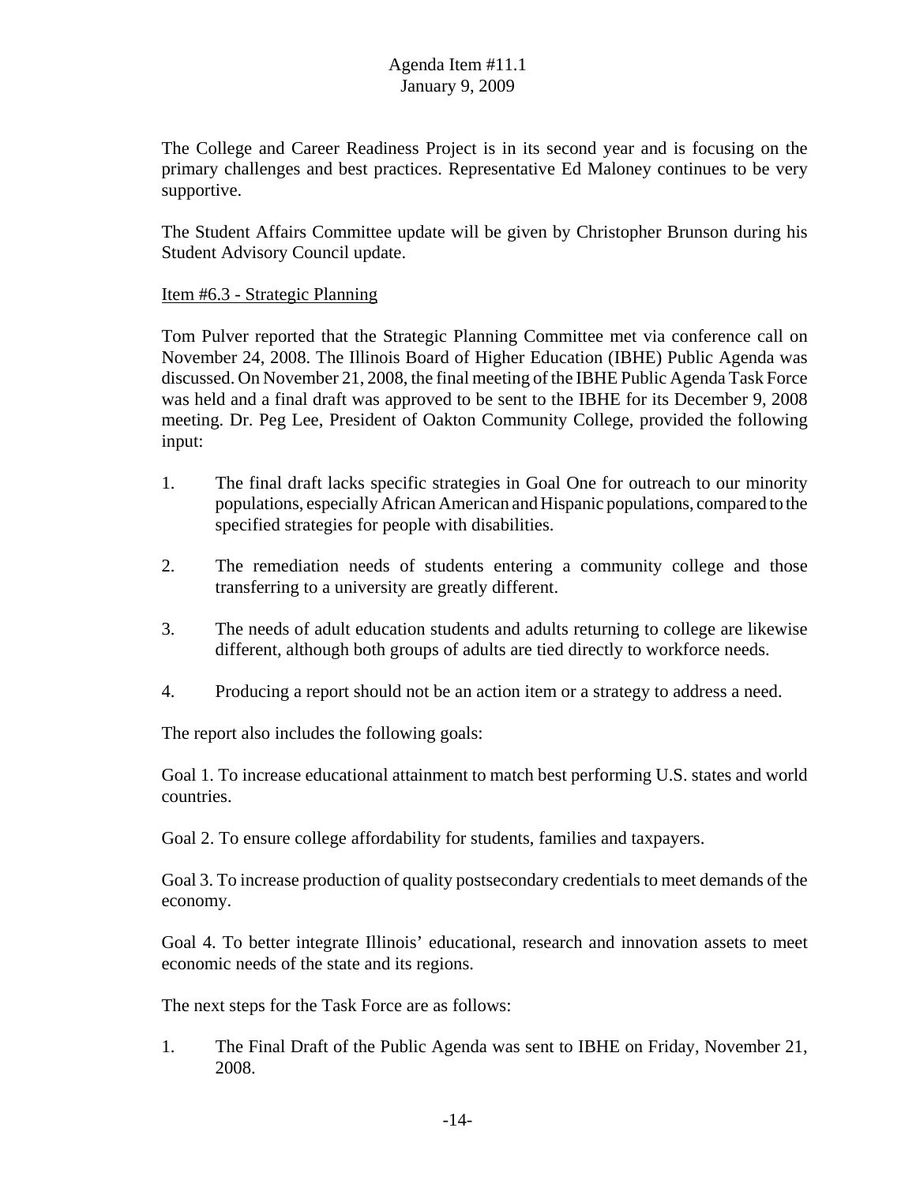The College and Career Readiness Project is in its second year and is focusing on the primary challenges and best practices. Representative Ed Maloney continues to be very supportive.

The Student Affairs Committee update will be given by Christopher Brunson during his Student Advisory Council update.

Item #6.3 - Strategic Planning

Tom Pulver reported that the Strategic Planning Committee met via conference call on November 24, 2008. The Illinois Board of Higher Education (IBHE) Public Agenda was discussed. On November 21, 2008, the final meeting of the IBHE Public Agenda Task Force was held and a final draft was approved to be sent to the IBHE for its December 9, 2008 meeting. Dr. Peg Lee, President of Oakton Community College, provided the following input:

1. The final draft lacks specific strategies in Goal One for outreach to our minority populations, especially African American and Hispanic populations, compared to the specified strategies for people with disabilities.

2. The remediation needs of students entering a community college and those transferring to a university are greatly different.

3. The needs of adult education students and adults returning to college are likewise different, although both groups of adults are tied directly to workforce needs.

4. Producing a report should not be an action item or a strategy to address a need.

The report also includes the following goals:

Goal 1. To increase educational attainment to match best performing U.S. states and world countries.

Goal 2. To ensure college affordability for students, families and taxpayers.

Goal 3. To increase production of quality postsecondary credentials to meet demands of the economy.

Goal 4. To better integrate Illinois' educational, research and innovation assets to meet economic needs of the state and its regions.

The next steps for the Task Force are as follows:

1. The Final Draft of the Public Agenda was sent to IBHE on Friday, November 21, 2008.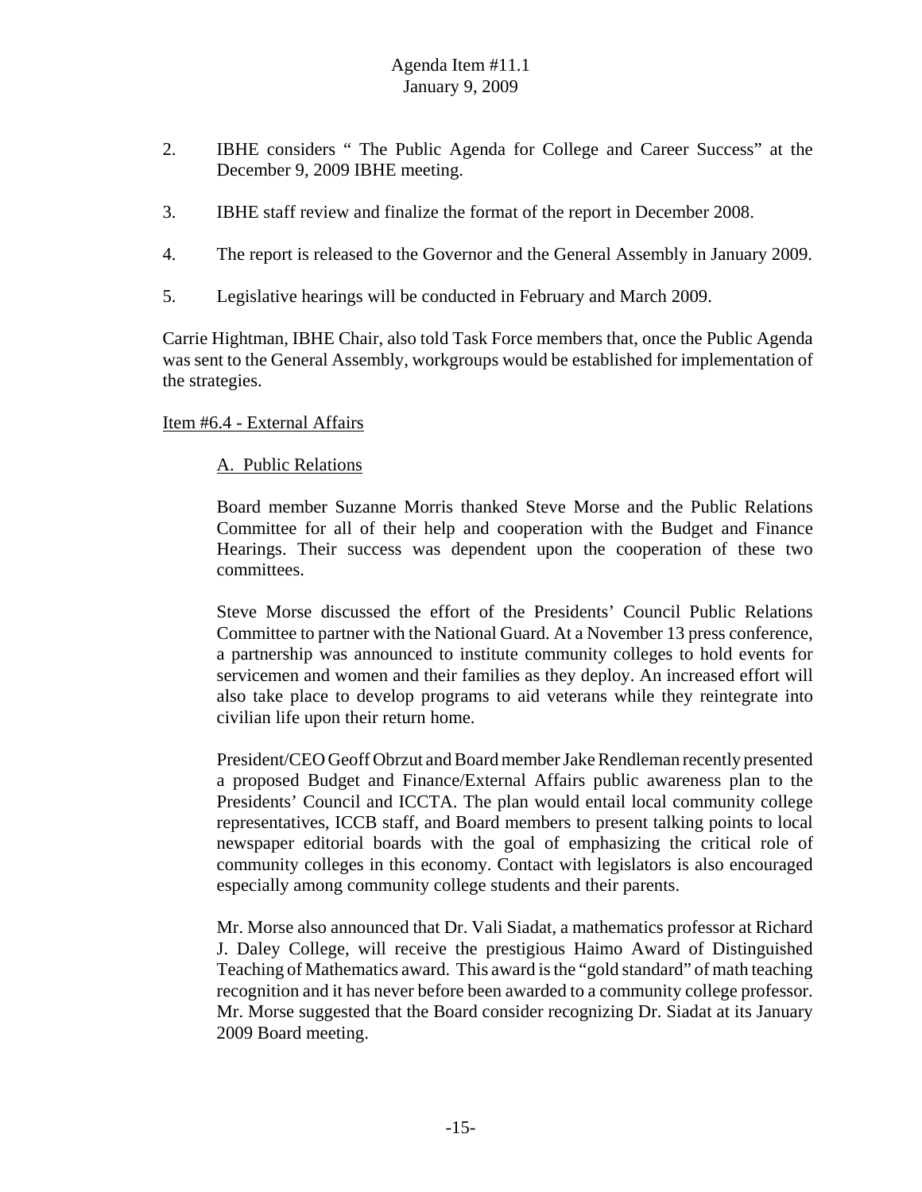2. IBHE considers " The Public Agenda for College and Career Success" at the December 9, 2009 IBHE meeting.

3. IBHE staff review and finalize the format of the report in December 2008.

4. The report is released to the Governor and the General Assembly in January 2009.

5. Legislative hearings will be conducted in February and March 2009.

Carrie Hightman, IBHE Chair, also told Task Force members that, once the Public Agenda was sent to the General Assembly, workgroups would be established for implementation of the strategies.

Item #6.4 - External Affairs

A. Public Relations

Board member Suzanne Morris thanked Steve Morse and the Public Relations Committee for all of their help and cooperation with the Budget and Finance Hearings. Their success was dependent upon the cooperation of these two committees.

Steve Morse discussed the effort of the Presidents' Council Public Relations Committee to partner with the National Guard. At a November 13 press conference, a partnership was announced to institute community colleges to hold events for servicemen and women and their families as they deploy. An increased effort will also take place to develop programs to aid veterans while they reintegrate into civilian life upon their return home.

President/CEO Geoff Obrzut and Board member Jake Rendleman recently presented a proposed Budget and Finance/External Affairs public awareness plan to the Presidents' Council and ICCTA. The plan would entail local community college representatives, ICCB staff, and Board members to present talking points to local newspaper editorial boards with the goal of emphasizing the critical role of community colleges in this economy. Contact with legislators is also encouraged especially among community college students and their parents.

Mr. Morse also announced that Dr. Vali Siadat, a mathematics professor at Richard J. Daley College, will receive the prestigious Haimo Award of Distinguished Teaching of Mathematics award. This award is the "gold standard" of math teaching recognition and it has never before been awarded to a community college professor. Mr. Morse suggested that the Board consider recognizing Dr. Siadat at its January 2009 Board meeting.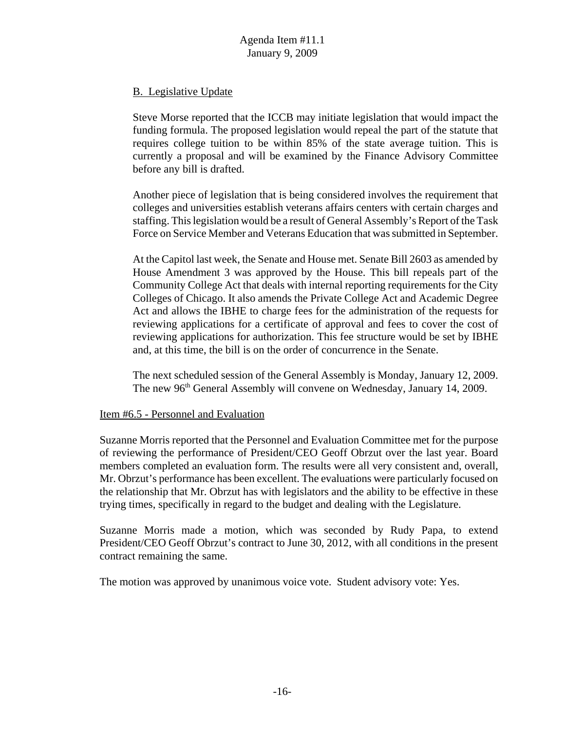B. Legislative Update

Steve Morse reported that the ICCB may initiate legislation that would impact the funding formula. The proposed legislation would repeal the part of the statute that requires college tuition to be within 85% of the state average tuition. This is currently a proposal and will be examined by the Finance Advisory Committee before any bill is drafted.

Another piece of legislation that is being considered involves the requirement that colleges and universities establish veterans affairs centers with certain charges and staffing. This legislation would be a result of General Assembly's Report of the Task Force on Service Member and Veterans Education that was submitted in September.

At the Capitol last week, the Senate and House met. Senate Bill 2603 as amended by House Amendment 3 was approved by the House. This bill repeals part of the Community College Act that deals with internal reporting requirements for the City Colleges of Chicago. It also amends the Private College Act and Academic Degree Act and allows the IBHE to charge fees for the administration of the requests for reviewing applications for a certificate of approval and fees to cover the cost of reviewing applications for authorization. This fee structure would be set by IBHE and, at this time, the bill is on the order of concurrence in the Senate.

The next scheduled session of the General Assembly is Monday, January 12, 2009. The new 96th General Assembly will convene on Wednesday, January 14, 2009.

Item #6.5 - Personnel and Evaluation

Suzanne Morris reported that the Personnel and Evaluation Committee met for the purpose of reviewing the performance of President/CEO Geoff Obrzut over the last year. Board members completed an evaluation form. The results were all very consistent and, overall, Mr. Obrzut's performance has been excellent. The evaluations were particularly focused on the relationship that Mr. Obrzut has with legislators and the ability to be effective in these trying times, specifically in regard to the budget and dealing with the Legislature.

Suzanne Morris made a motion, which was seconded by Rudy Papa, to extend President/CEO Geoff Obrzut's contract to June 30, 2012, with all conditions in the present contract remaining the same.

The motion was approved by unanimous voice vote. Student advisory vote: Yes.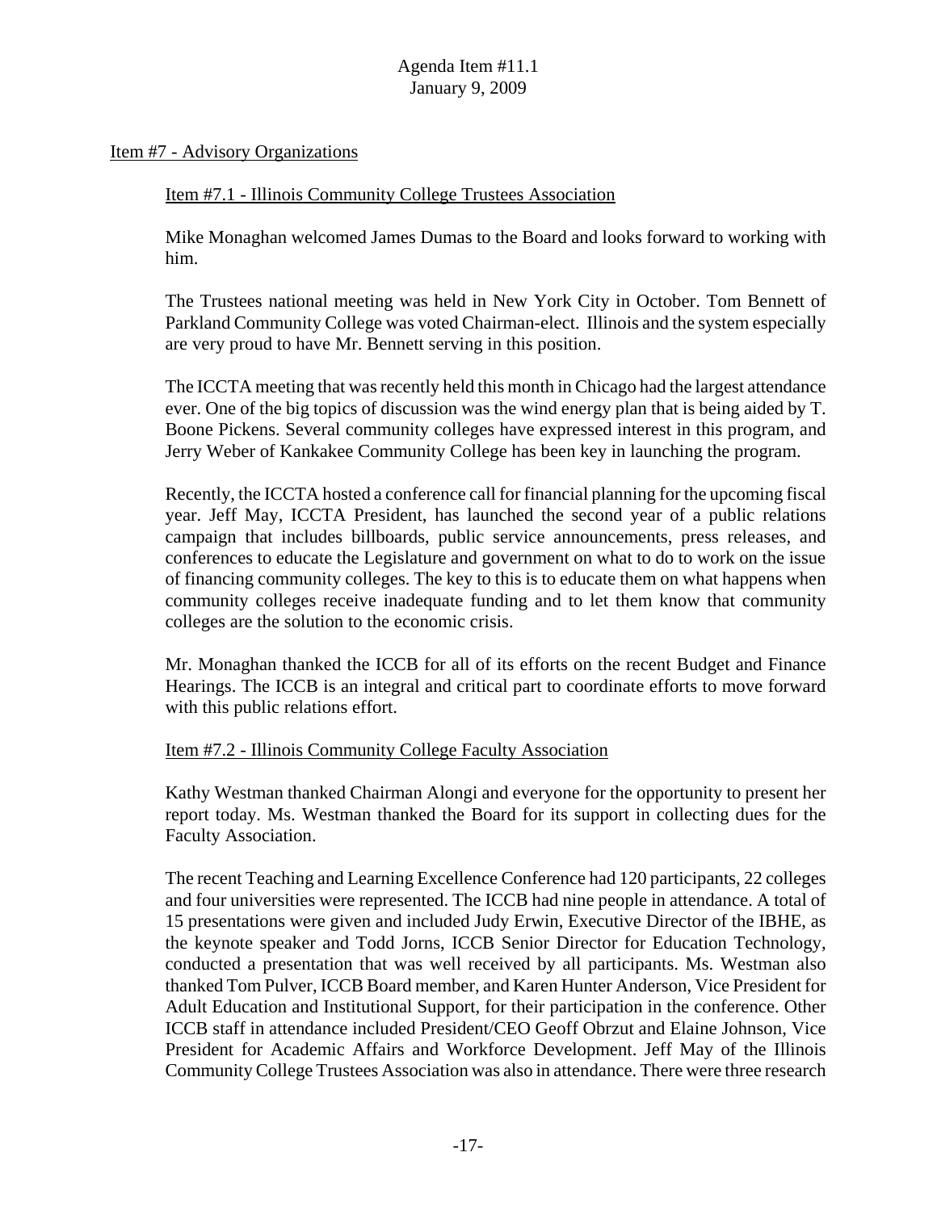Agenda Item #11.1
January 9, 2009

## Item #7 - Advisory Organizations

### Item #7.1 - Illinois Community College Trustees Association

Mike Monaghan welcomed James Dumas to the Board and looks forward to working with him.

The Trustees national meeting was held in New York City in October. Tom Bennett of Parkland Community College was voted Chairman-elect. Illinois and the system especially are very proud to have Mr. Bennett serving in this position.

The ICCTA meeting that was recently held this month in Chicago had the largest attendance ever. One of the big topics of discussion was the wind energy plan that is being aided by T. Boone Pickens. Several community colleges have expressed interest in this program, and Jerry Weber of Kankakee Community College has been key in launching the program.

Recently, the ICCTA hosted a conference call for financial planning for the upcoming fiscal year. Jeff May, ICCTA President, has launched the second year of a public relations campaign that includes billboards, public service announcements, press releases, and conferences to educate the Legislature and government on what to do to work on the issue of financing community colleges. The key to this is to educate them on what happens when community colleges receive inadequate funding and to let them know that community colleges are the solution to the economic crisis.

Mr. Monaghan thanked the ICCB for all of its efforts on the recent Budget and Finance Hearings. The ICCB is an integral and critical part to coordinate efforts to move forward with this public relations effort.

### Item #7.2 - Illinois Community College Faculty Association

Kathy Westman thanked Chairman Alongi and everyone for the opportunity to present her report today. Ms. Westman thanked the Board for its support in collecting dues for the Faculty Association.

The recent Teaching and Learning Excellence Conference had 120 participants, 22 colleges and four universities were represented. The ICCB had nine people in attendance. A total of 15 presentations were given and included Judy Erwin, Executive Director of the IBHE, as the keynote speaker and Todd Jorns, ICCB Senior Director for Education Technology, conducted a presentation that was well received by all participants. Ms. Westman also thanked Tom Pulver, ICCB Board member, and Karen Hunter Anderson, Vice President for Adult Education and Institutional Support, for their participation in the conference. Other ICCB staff in attendance included President/CEO Geoff Obrzut and Elaine Johnson, Vice President for Academic Affairs and Workforce Development. Jeff May of the Illinois Community College Trustees Association was also in attendance. There were three research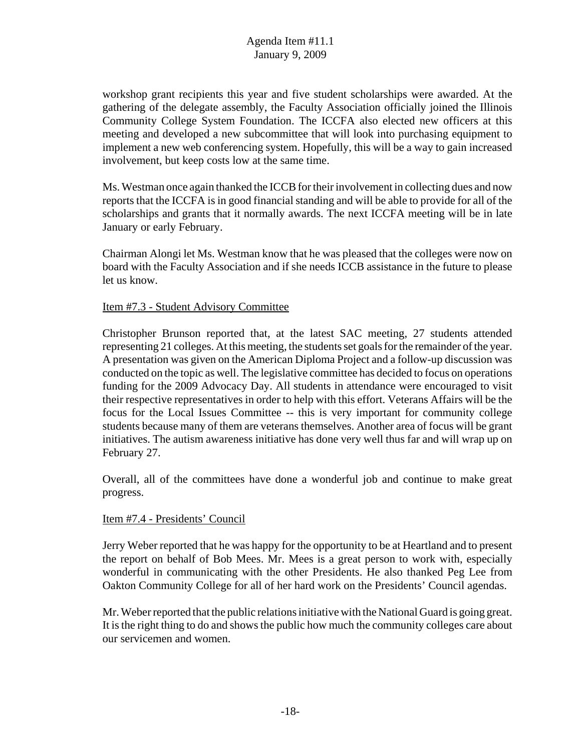workshop grant recipients this year and five student scholarships were awarded. At the gathering of the delegate assembly, the Faculty Association officially joined the Illinois Community College System Foundation. The ICCFA also elected new officers at this meeting and developed a new subcommittee that will look into purchasing equipment to implement a new web conferencing system. Hopefully, this will be a way to gain increased involvement, but keep costs low at the same time.

Ms. Westman once again thanked the ICCB for their involvement in collecting dues and now reports that the ICCFA is in good financial standing and will be able to provide for all of the scholarships and grants that it normally awards. The next ICCFA meeting will be in late January or early February.

Chairman Alongi let Ms. Westman know that he was pleased that the colleges were now on board with the Faculty Association and if she needs ICCB assistance in the future to please let us know.

Item #7.3 - Student Advisory Committee

Christopher Brunson reported that, at the latest SAC meeting, 27 students attended representing 21 colleges. At this meeting, the students set goals for the remainder of the year. A presentation was given on the American Diploma Project and a follow-up discussion was conducted on the topic as well. The legislative committee has decided to focus on operations funding for the 2009 Advocacy Day. All students in attendance were encouraged to visit their respective representatives in order to help with this effort. Veterans Affairs will be the focus for the Local Issues Committee -- this is very important for community college students because many of them are veterans themselves. Another area of focus will be grant initiatives. The autism awareness initiative has done very well thus far and will wrap up on February 27.

Overall, all of the committees have done a wonderful job and continue to make great progress.

Item #7.4 - Presidents' Council

Jerry Weber reported that he was happy for the opportunity to be at Heartland and to present the report on behalf of Bob Mees. Mr. Mees is a great person to work with, especially wonderful in communicating with the other Presidents. He also thanked Peg Lee from Oakton Community College for all of her hard work on the Presidents' Council agendas.

Mr. Weber reported that the public relations initiative with the National Guard is going great. It is the right thing to do and shows the public how much the community colleges care about our servicemen and women.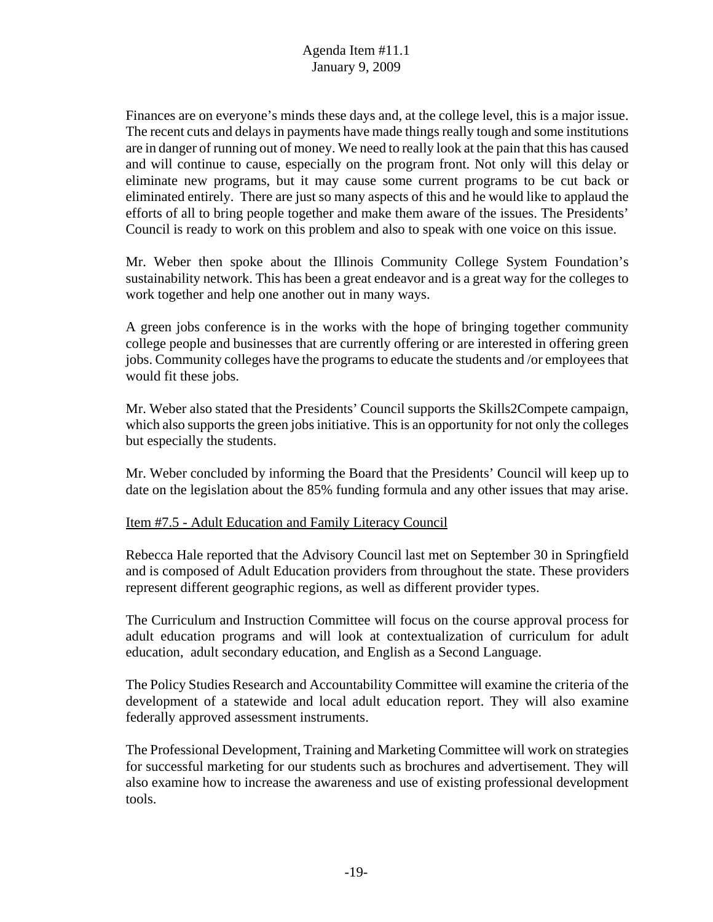Finances are on everyone's minds these days and, at the college level, this is a major issue. The recent cuts and delays in payments have made things really tough and some institutions are in danger of running out of money. We need to really look at the pain that this has caused and will continue to cause, especially on the program front. Not only will this delay or eliminate new programs, but it may cause some current programs to be cut back or eliminated entirely. There are just so many aspects of this and he would like to applaud the efforts of all to bring people together and make them aware of the issues. The Presidents' Council is ready to work on this problem and also to speak with one voice on this issue.

Mr. Weber then spoke about the Illinois Community College System Foundation's sustainability network. This has been a great endeavor and is a great way for the colleges to work together and help one another out in many ways.

A green jobs conference is in the works with the hope of bringing together community college people and businesses that are currently offering or are interested in offering green jobs. Community colleges have the programs to educate the students and /or employees that would fit these jobs.

Mr. Weber also stated that the Presidents' Council supports the Skills2Compete campaign, which also supports the green jobs initiative. This is an opportunity for not only the colleges but especially the students.

Mr. Weber concluded by informing the Board that the Presidents' Council will keep up to date on the legislation about the 85% funding formula and any other issues that may arise.

Item #7.5 - Adult Education and Family Literacy Council

Rebecca Hale reported that the Advisory Council last met on September 30 in Springfield and is composed of Adult Education providers from throughout the state. These providers represent different geographic regions, as well as different provider types.

The Curriculum and Instruction Committee will focus on the course approval process for adult education programs and will look at contextualization of curriculum for adult education, adult secondary education, and English as a Second Language.

The Policy Studies Research and Accountability Committee will examine the criteria of the development of a statewide and local adult education report. They will also examine federally approved assessment instruments.

The Professional Development, Training and Marketing Committee will work on strategies for successful marketing for our students such as brochures and advertisement. They will also examine how to increase the awareness and use of existing professional development tools.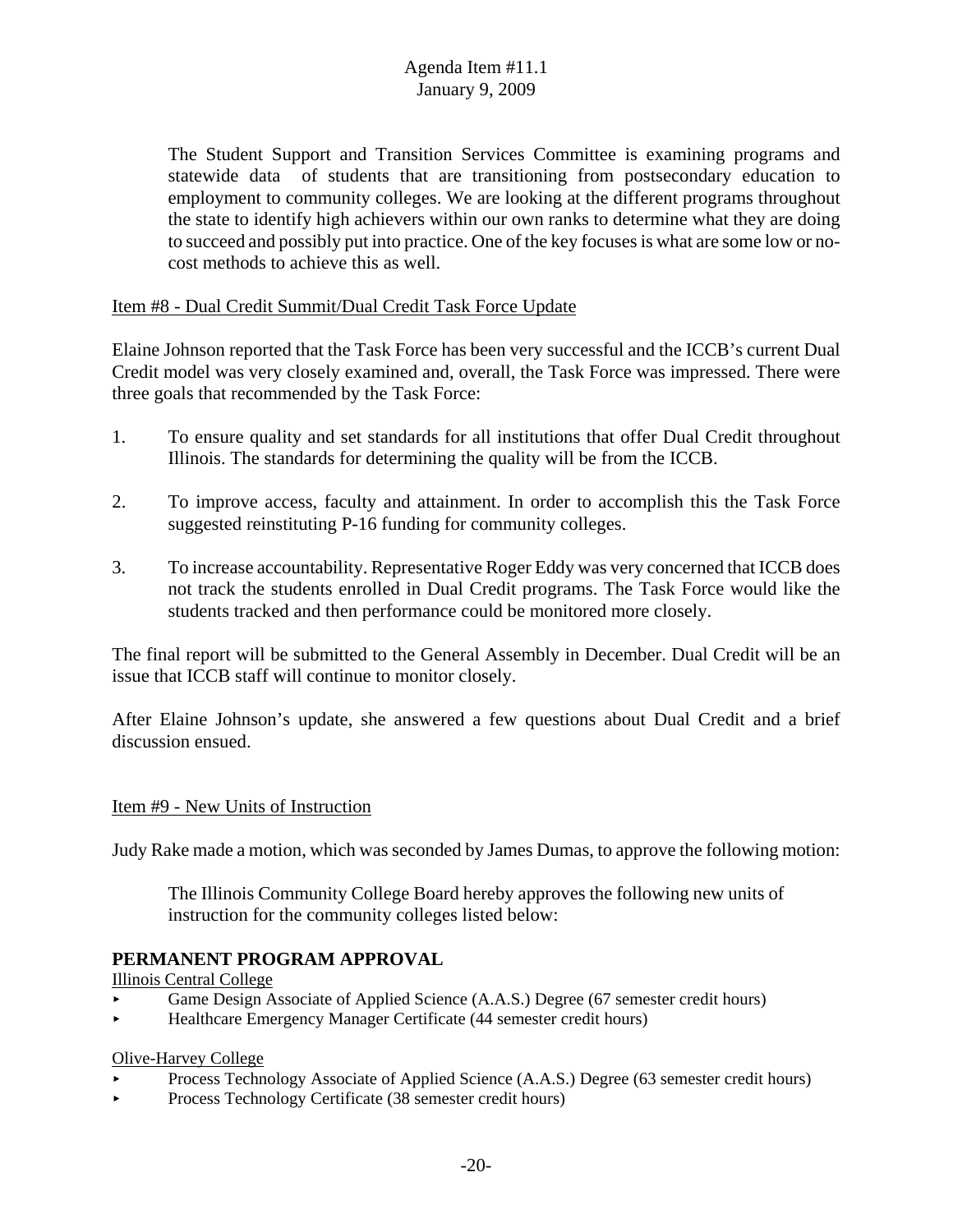The Student Support and Transition Services Committee is examining programs and statewide data of students that are transitioning from postsecondary education to employment to community colleges. We are looking at the different programs throughout the state to identify high achievers within our own ranks to determine what they are doing to succeed and possibly put into practice. One of the key focuses is what are some low or no-cost methods to achieve this as well.

Item #8 - Dual Credit Summit/Dual Credit Task Force Update

Elaine Johnson reported that the Task Force has been very successful and the ICCB's current Dual Credit model was very closely examined and, overall, the Task Force was impressed. There were three goals that recommended by the Task Force:

1. To ensure quality and set standards for all institutions that offer Dual Credit throughout Illinois. The standards for determining the quality will be from the ICCB.

2. To improve access, faculty and attainment. In order to accomplish this the Task Force suggested reinstituting P-16 funding for community colleges.

3. To increase accountability. Representative Roger Eddy was very concerned that ICCB does not track the students enrolled in Dual Credit programs. The Task Force would like the students tracked and then performance could be monitored more closely.

The final report will be submitted to the General Assembly in December. Dual Credit will be an issue that ICCB staff will continue to monitor closely.

After Elaine Johnson's update, she answered a few questions about Dual Credit and a brief discussion ensued.

Item #9 - New Units of Instruction

Judy Rake made a motion, which was seconded by James Dumas, to approve the following motion:

> The Illinois Community College Board hereby approves the following new units of instruction for the community colleges listed below:

**PERMANENT PROGRAM APPROVAL**

Illinois Central College

- Game Design Associate of Applied Science (A.A.S.) Degree (67 semester credit hours)
- Healthcare Emergency Manager Certificate (44 semester credit hours)

Olive-Harvey College

- Process Technology Associate of Applied Science (A.A.S.) Degree (63 semester credit hours)
- Process Technology Certificate (38 semester credit hours)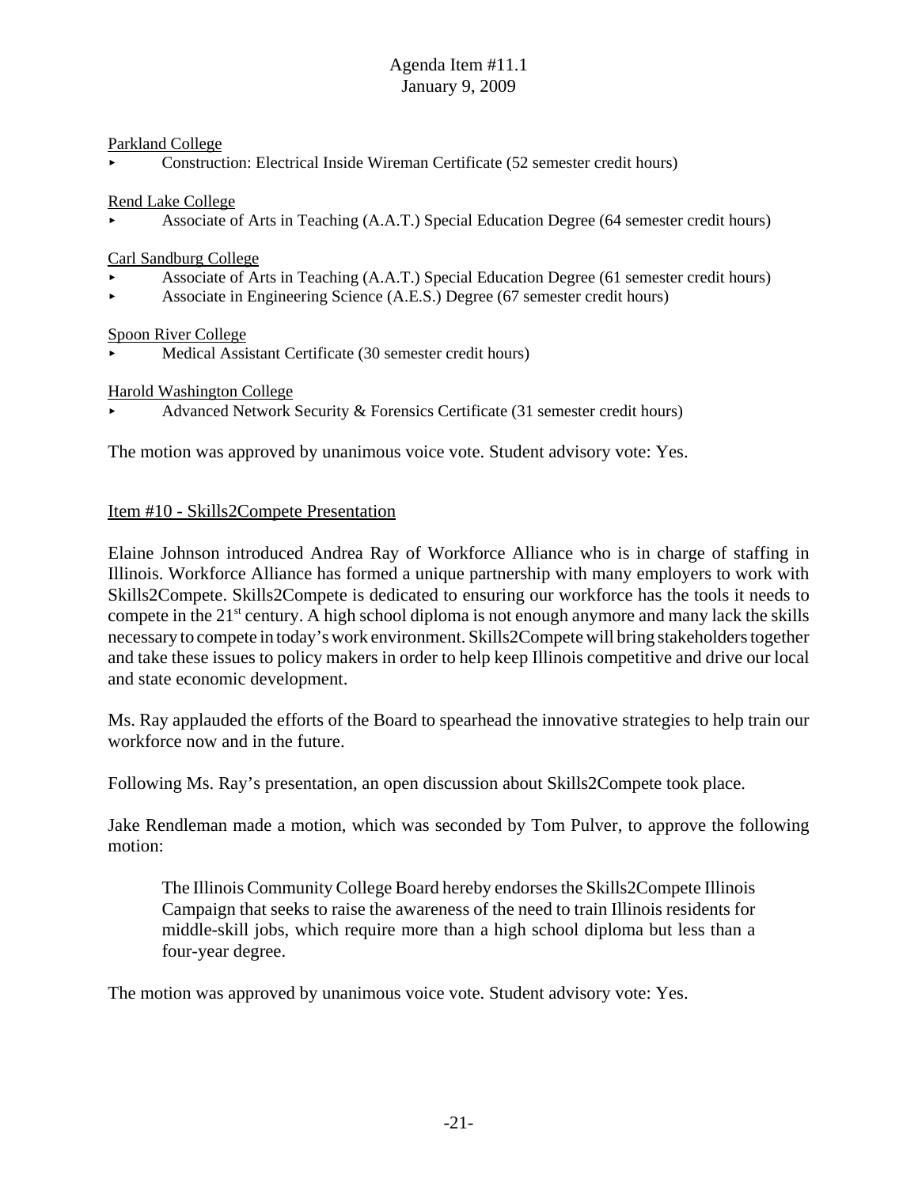Parkland College

- Construction: Electrical Inside Wireman Certificate (52 semester credit hours)

Rend Lake College

- Associate of Arts in Teaching (A.A.T.) Special Education Degree (64 semester credit hours)

Carl Sandburg College

- Associate of Arts in Teaching (A.A.T.) Special Education Degree (61 semester credit hours)
- Associate in Engineering Science (A.E.S.) Degree (67 semester credit hours)

Spoon River College

- Medical Assistant Certificate (30 semester credit hours)

Harold Washington College

- Advanced Network Security & Forensics Certificate (31 semester credit hours)

The motion was approved by unanimous voice vote. Student advisory vote: Yes.

Item #10 - Skills2Compete Presentation

Elaine Johnson introduced Andrea Ray of Workforce Alliance who is in charge of staffing in Illinois. Workforce Alliance has formed a unique partnership with many employers to work with Skills2Compete. Skills2Compete is dedicated to ensuring our workforce has the tools it needs to compete in the 21st century. A high school diploma is not enough anymore and many lack the skills necessary to compete in today's work environment. Skills2Compete will bring stakeholders together and take these issues to policy makers in order to help keep Illinois competitive and drive our local and state economic development.

Ms. Ray applauded the efforts of the Board to spearhead the innovative strategies to help train our workforce now and in the future.

Following Ms. Ray's presentation, an open discussion about Skills2Compete took place.

Jake Rendleman made a motion, which was seconded by Tom Pulver, to approve the following motion:

> The Illinois Community College Board hereby endorses the Skills2Compete Illinois Campaign that seeks to raise the awareness of the need to train Illinois residents for middle-skill jobs, which require more than a high school diploma but less than a four-year degree.

The motion was approved by unanimous voice vote. Student advisory vote: Yes.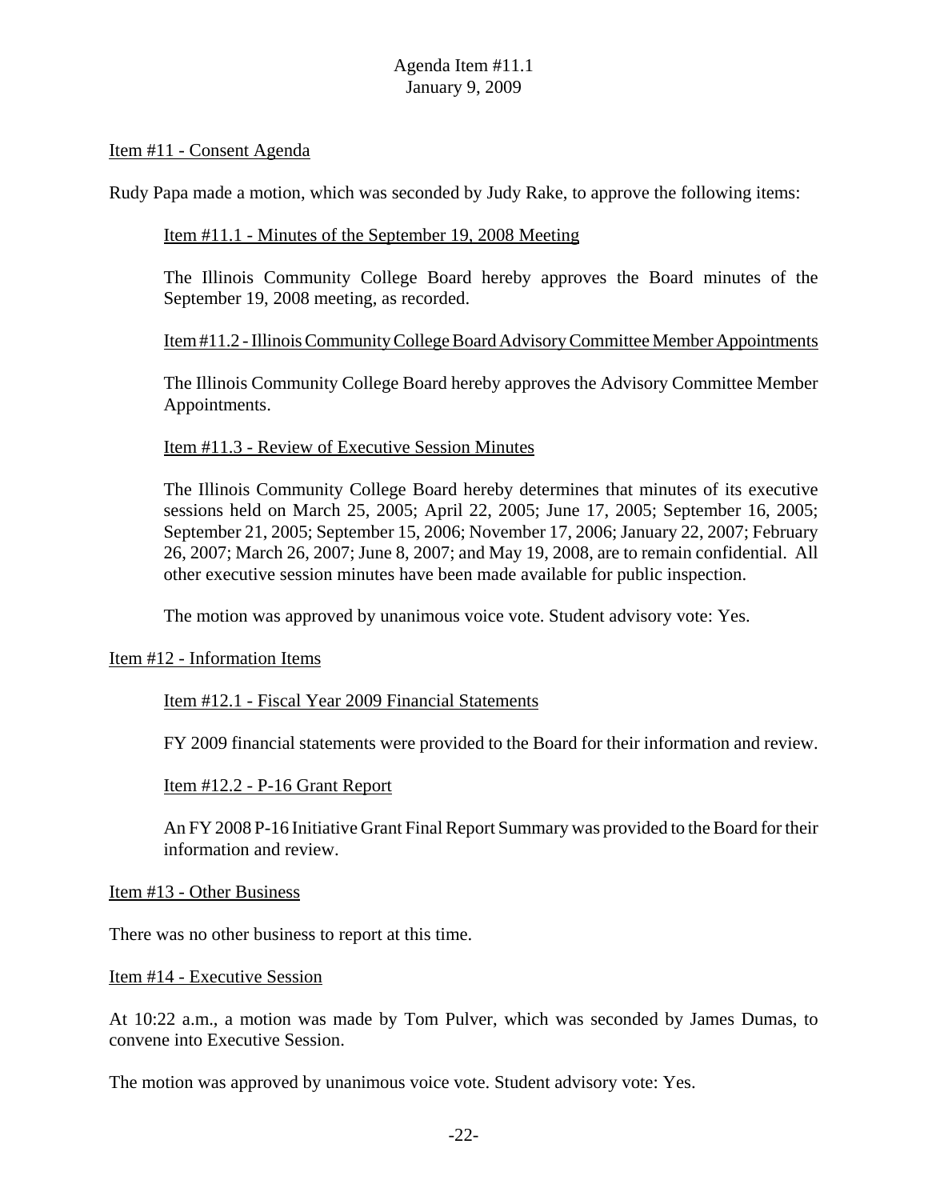Item #11 - Consent Agenda

Rudy Papa made a motion, which was seconded by Judy Rake, to approve the following items:

Item #11.1 - Minutes of the September 19, 2008 Meeting

The Illinois Community College Board hereby approves the Board minutes of the September 19, 2008 meeting, as recorded.

Item #11.2 - Illinois Community College Board Advisory Committee Member Appointments

The Illinois Community College Board hereby approves the Advisory Committee Member Appointments.

Item #11.3 - Review of Executive Session Minutes

The Illinois Community College Board hereby determines that minutes of its executive sessions held on March 25, 2005; April 22, 2005; June 17, 2005; September 16, 2005; September 21, 2005; September 15, 2006; November 17, 2006; January 22, 2007; February 26, 2007; March 26, 2007; June 8, 2007; and May 19, 2008, are to remain confidential. All other executive session minutes have been made available for public inspection.

The motion was approved by unanimous voice vote. Student advisory vote: Yes.

Item #12 - Information Items

Item #12.1 - Fiscal Year 2009 Financial Statements

FY 2009 financial statements were provided to the Board for their information and review.

Item #12.2 - P-16 Grant Report

An FY 2008 P-16 Initiative Grant Final Report Summary was provided to the Board for their information and review.

Item #13 - Other Business

There was no other business to report at this time.

Item #14 - Executive Session

At 10:22 a.m., a motion was made by Tom Pulver, which was seconded by James Dumas, to convene into Executive Session.

The motion was approved by unanimous voice vote. Student advisory vote: Yes.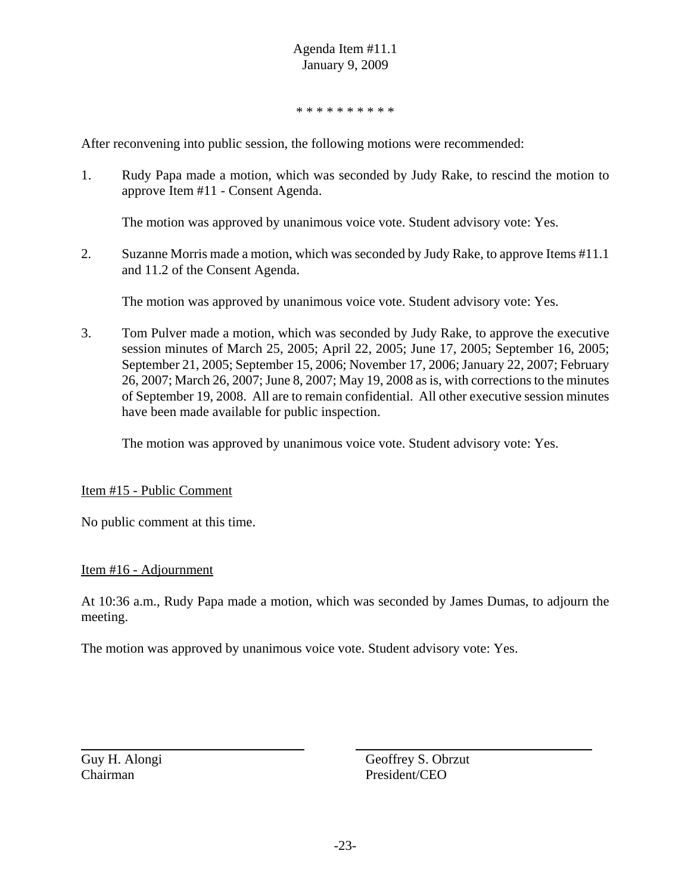Agenda Item #11.1
January 9, 2009

* * * * * * * * * *

After reconvening into public session, the following motions were recommended:

1. Rudy Papa made a motion, which was seconded by Judy Rake, to rescind the motion to approve Item #11 - Consent Agenda.

   The motion was approved by unanimous voice vote. Student advisory vote: Yes.

2. Suzanne Morris made a motion, which was seconded by Judy Rake, to approve Items #11.1 and 11.2 of the Consent Agenda.

   The motion was approved by unanimous voice vote. Student advisory vote: Yes.

3. Tom Pulver made a motion, which was seconded by Judy Rake, to approve the executive session minutes of March 25, 2005; April 22, 2005; June 17, 2005; September 16, 2005; September 21, 2005; September 15, 2006; November 17, 2006; January 22, 2007; February 26, 2007; March 26, 2007; June 8, 2007; May 19, 2008 as is, with corrections to the minutes of September 19, 2008. All are to remain confidential. All other executive session minutes have been made available for public inspection.

   The motion was approved by unanimous voice vote. Student advisory vote: Yes.

Item #15 - Public Comment

No public comment at this time.

Item #16 - Adjournment

At 10:36 a.m., Rudy Papa made a motion, which was seconded by James Dumas, to adjourn the meeting.

The motion was approved by unanimous voice vote. Student advisory vote: Yes.

| | |
|---|---|
| Guy H. Alongi<br>Chairman | Geoffrey S. Obrzut<br>President/CEO |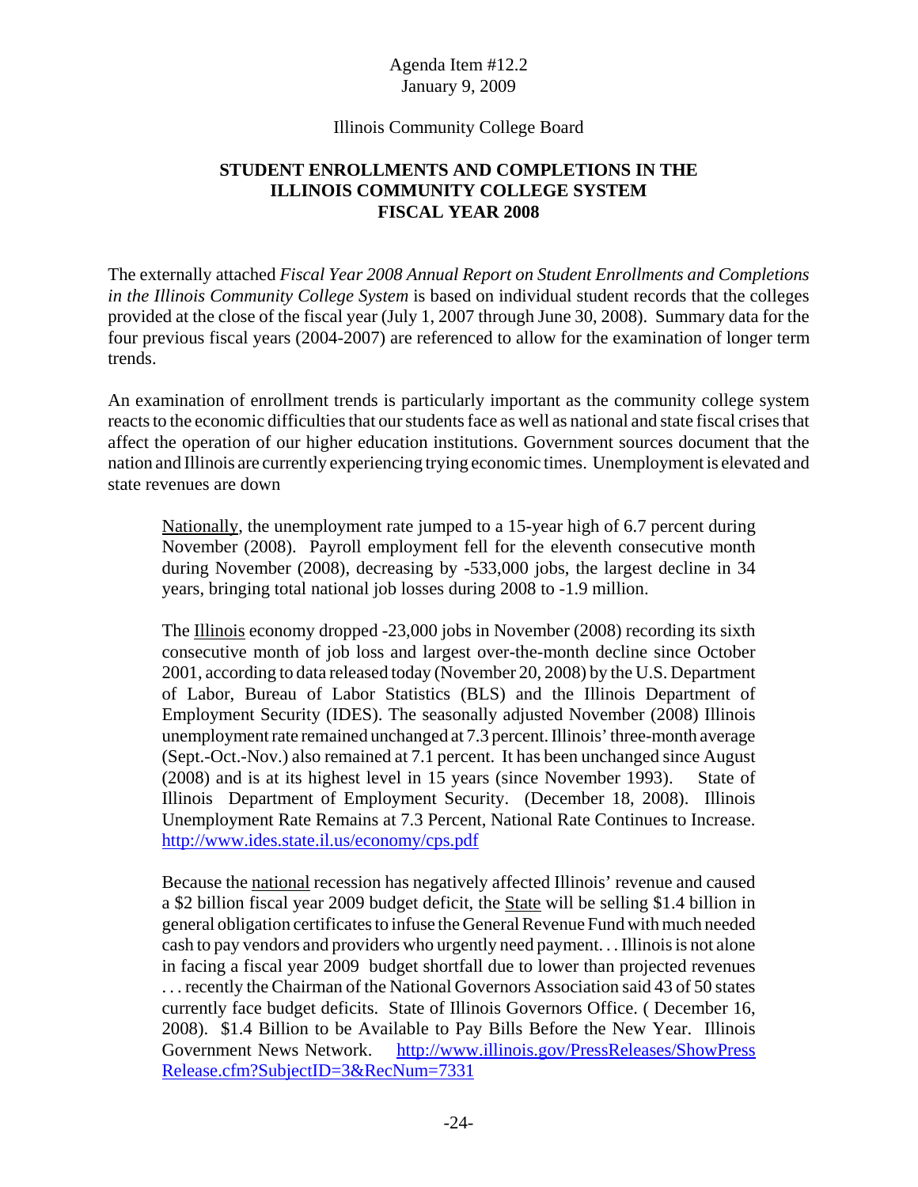Agenda Item #12.2
January 9, 2009

Illinois Community College Board

**STUDENT ENROLLMENTS AND COMPLETIONS IN THE ILLINOIS COMMUNITY COLLEGE SYSTEM FISCAL YEAR 2008**

The externally attached *Fiscal Year 2008 Annual Report on Student Enrollments and Completions in the Illinois Community College System* is based on individual student records that the colleges provided at the close of the fiscal year (July 1, 2007 through June 30, 2008). Summary data for the four previous fiscal years (2004-2007) are referenced to allow for the examination of longer term trends.

An examination of enrollment trends is particularly important as the community college system reacts to the economic difficulties that our students face as well as national and state fiscal crises that affect the operation of our higher education institutions. Government sources document that the nation and Illinois are currently experiencing trying economic times. Unemployment is elevated and state revenues are down

> Nationally, the unemployment rate jumped to a 15-year high of 6.7 percent during November (2008). Payroll employment fell for the eleventh consecutive month during November (2008), decreasing by -533,000 jobs, the largest decline in 34 years, bringing total national job losses during 2008 to -1.9 million.
>
> The Illinois economy dropped -23,000 jobs in November (2008) recording its sixth consecutive month of job loss and largest over-the-month decline since October 2001, according to data released today (November 20, 2008) by the U.S. Department of Labor, Bureau of Labor Statistics (BLS) and the Illinois Department of Employment Security (IDES). The seasonally adjusted November (2008) Illinois unemployment rate remained unchanged at 7.3 percent. Illinois' three-month average (Sept.-Oct.-Nov.) also remained at 7.1 percent. It has been unchanged since August (2008) and is at its highest level in 15 years (since November 1993). State of Illinois Department of Employment Security. (December 18, 2008). Illinois Unemployment Rate Remains at 7.3 Percent, National Rate Continues to Increase. http://www.ides.state.il.us/economy/cps.pdf
>
> Because the national recession has negatively affected Illinois' revenue and caused a $2 billion fiscal year 2009 budget deficit, the State will be selling $1.4 billion in general obligation certificates to infuse the General Revenue Fund with much needed cash to pay vendors and providers who urgently need payment. . . Illinois is not alone in facing a fiscal year 2009 budget shortfall due to lower than projected revenues . . . recently the Chairman of the National Governors Association said 43 of 50 states currently face budget deficits. State of Illinois Governors Office. ( December 16, 2008). $1.4 Billion to be Available to Pay Bills Before the New Year. Illinois Government News Network. http://www.illinois.gov/PressReleases/ShowPressRelease.cfm?SubjectID=3&RecNum=7331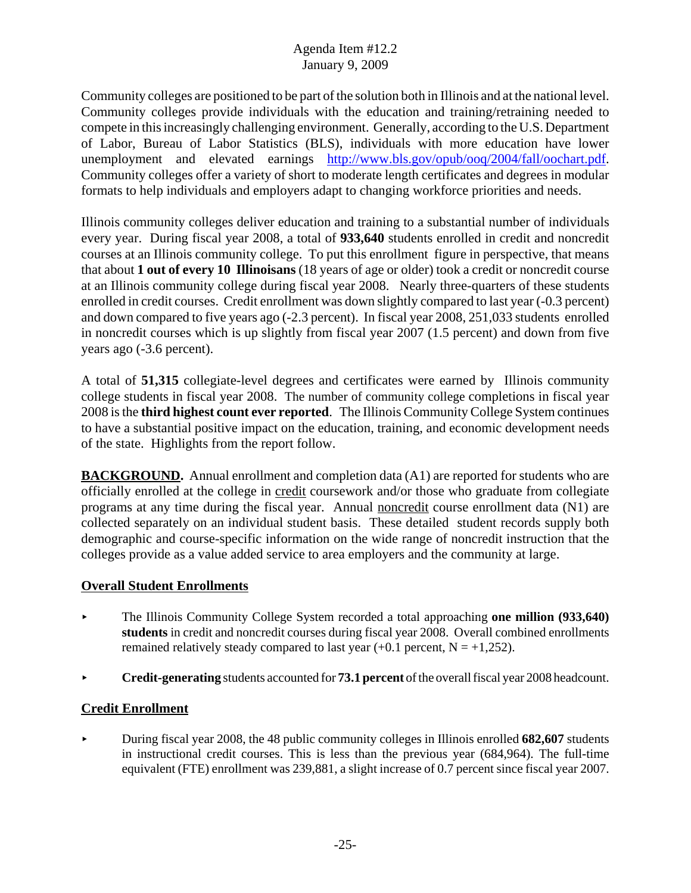Community colleges are positioned to be part of the solution both in Illinois and at the national level. Community colleges provide individuals with the education and training/retraining needed to compete in this increasingly challenging environment. Generally, according to the U.S. Department of Labor, Bureau of Labor Statistics (BLS), individuals with more education have lower unemployment and elevated earnings http://www.bls.gov/opub/ooq/2004/fall/oochart.pdf. Community colleges offer a variety of short to moderate length certificates and degrees in modular formats to help individuals and employers adapt to changing workforce priorities and needs.

Illinois community colleges deliver education and training to a substantial number of individuals every year. During fiscal year 2008, a total of **933,640** students enrolled in credit and noncredit courses at an Illinois community college. To put this enrollment figure in perspective, that means that about **1 out of every 10 Illinoisans** (18 years of age or older) took a credit or noncredit course at an Illinois community college during fiscal year 2008. Nearly three-quarters of these students enrolled in credit courses. Credit enrollment was down slightly compared to last year (-0.3 percent) and down compared to five years ago (-2.3 percent). In fiscal year 2008, 251,033 students enrolled in noncredit courses which is up slightly from fiscal year 2007 (1.5 percent) and down from five years ago (-3.6 percent).

A total of **51,315** collegiate-level degrees and certificates were earned by Illinois community college students in fiscal year 2008. The number of community college completions in fiscal year 2008 is the **third highest count ever reported**. The Illinois Community College System continues to have a substantial positive impact on the education, training, and economic development needs of the state. Highlights from the report follow.

**BACKGROUND.** Annual enrollment and completion data (A1) are reported for students who are officially enrolled at the college in credit coursework and/or those who graduate from collegiate programs at any time during the fiscal year. Annual noncredit course enrollment data (N1) are collected separately on an individual student basis. These detailed student records supply both demographic and course-specific information on the wide range of noncredit instruction that the colleges provide as a value added service to area employers and the community at large.

## Overall Student Enrollments

- The Illinois Community College System recorded a total approaching **one million (933,640) students** in credit and noncredit courses during fiscal year 2008. Overall combined enrollments remained relatively steady compared to last year (+0.1 percent, N = +1,252).
- **Credit-generating** students accounted for **73.1 percent** of the overall fiscal year 2008 headcount.

## Credit Enrollment

- During fiscal year 2008, the 48 public community colleges in Illinois enrolled **682,607** students in instructional credit courses. This is less than the previous year (684,964). The full-time equivalent (FTE) enrollment was 239,881, a slight increase of 0.7 percent since fiscal year 2007.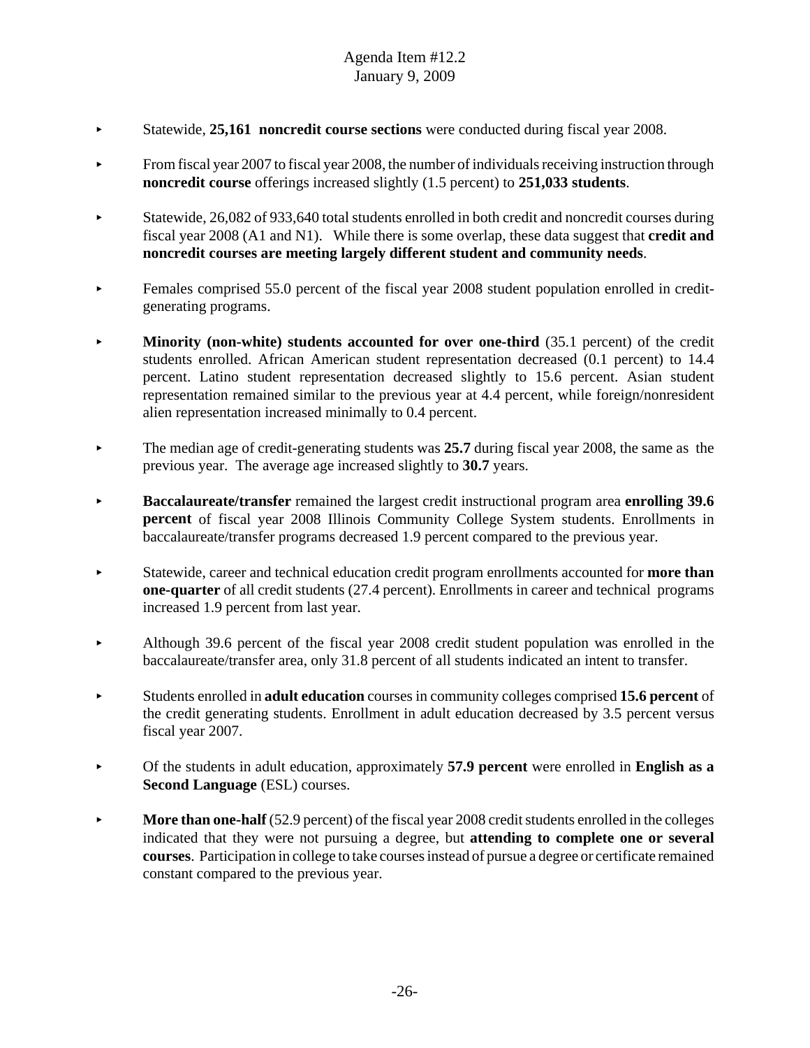- Statewide, **25,161 noncredit course sections** were conducted during fiscal year 2008.

- From fiscal year 2007 to fiscal year 2008, the number of individuals receiving instruction through **noncredit course** offerings increased slightly (1.5 percent) to **251,033 students**.

- Statewide, 26,082 of 933,640 total students enrolled in both credit and noncredit courses during fiscal year 2008 (A1 and N1). While there is some overlap, these data suggest that **credit and noncredit courses are meeting largely different student and community needs**.

- Females comprised 55.0 percent of the fiscal year 2008 student population enrolled in credit-generating programs.

- **Minority (non-white) students accounted for over one-third** (35.1 percent) of the credit students enrolled. African American student representation decreased (0.1 percent) to 14.4 percent. Latino student representation decreased slightly to 15.6 percent. Asian student representation remained similar to the previous year at 4.4 percent, while foreign/nonresident alien representation increased minimally to 0.4 percent.

- The median age of credit-generating students was **25.7** during fiscal year 2008, the same as the previous year. The average age increased slightly to **30.7** years.

- **Baccalaureate/transfer** remained the largest credit instructional program area **enrolling 39.6 percent** of fiscal year 2008 Illinois Community College System students. Enrollments in baccalaureate/transfer programs decreased 1.9 percent compared to the previous year.

- Statewide, career and technical education credit program enrollments accounted for **more than one-quarter** of all credit students (27.4 percent). Enrollments in career and technical programs increased 1.9 percent from last year.

- Although 39.6 percent of the fiscal year 2008 credit student population was enrolled in the baccalaureate/transfer area, only 31.8 percent of all students indicated an intent to transfer.

- Students enrolled in **adult education** courses in community colleges comprised **15.6 percent** of the credit generating students. Enrollment in adult education decreased by 3.5 percent versus fiscal year 2007.

- Of the students in adult education, approximately **57.9 percent** were enrolled in **English as a Second Language** (ESL) courses.

- **More than one-half** (52.9 percent) of the fiscal year 2008 credit students enrolled in the colleges indicated that they were not pursuing a degree, but **attending to complete one or several courses**. Participation in college to take courses instead of pursue a degree or certificate remained constant compared to the previous year.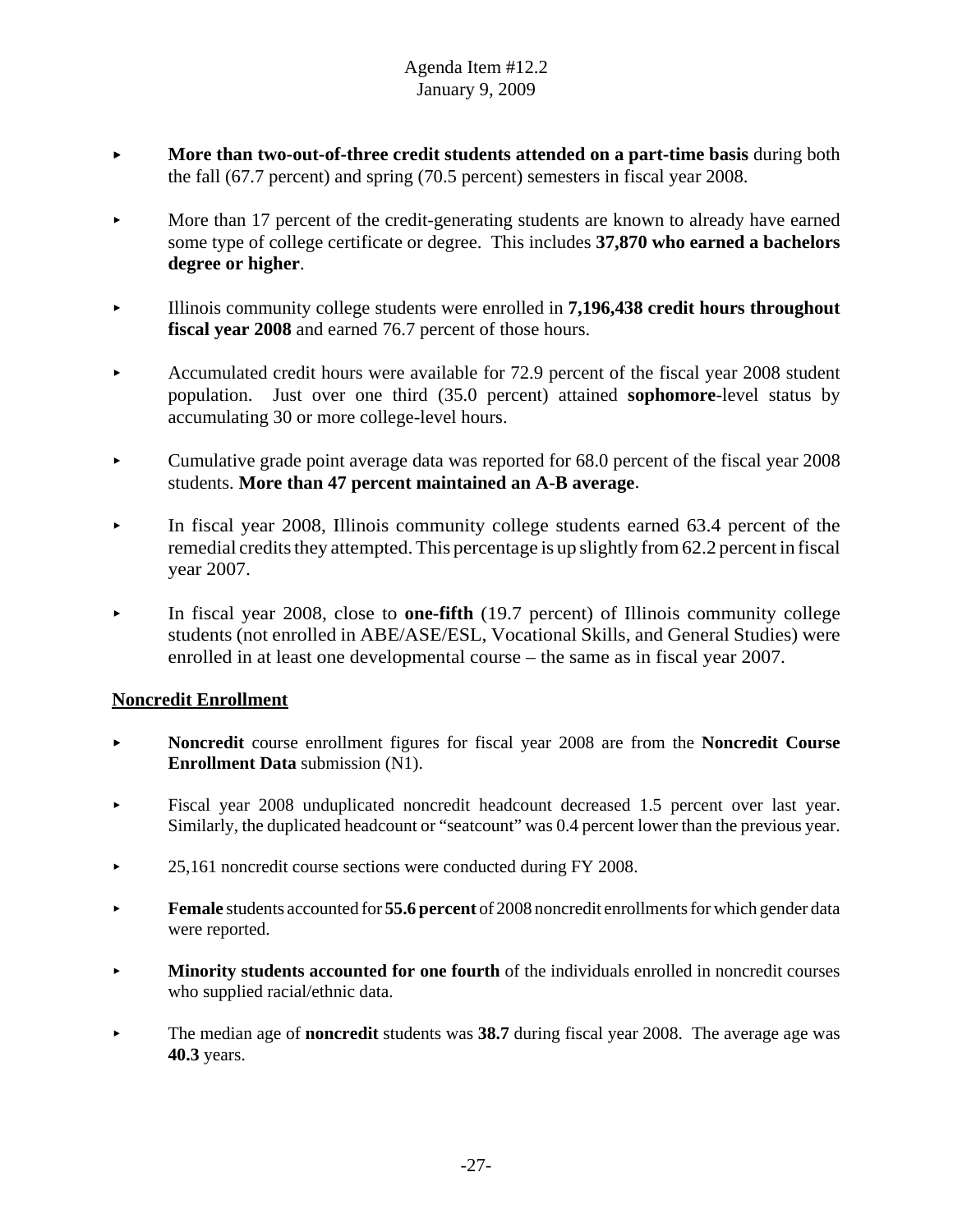- **More than two-out-of-three credit students attended on a part-time basis** during both the fall (67.7 percent) and spring (70.5 percent) semesters in fiscal year 2008.

- More than 17 percent of the credit-generating students are known to already have earned some type of college certificate or degree. This includes **37,870 who earned a bachelors degree or higher**.

- Illinois community college students were enrolled in **7,196,438 credit hours throughout fiscal year 2008** and earned 76.7 percent of those hours.

- Accumulated credit hours were available for 72.9 percent of the fiscal year 2008 student population. Just over one third (35.0 percent) attained **sophomore**-level status by accumulating 30 or more college-level hours.

- Cumulative grade point average data was reported for 68.0 percent of the fiscal year 2008 students. **More than 47 percent maintained an A-B average**.

- In fiscal year 2008, Illinois community college students earned 63.4 percent of the remedial credits they attempted. This percentage is up slightly from 62.2 percent in fiscal year 2007.

- In fiscal year 2008, close to **one-fifth** (19.7 percent) of Illinois community college students (not enrolled in ABE/ASE/ESL, Vocational Skills, and General Studies) were enrolled in at least one developmental course – the same as in fiscal year 2007.

## Noncredit Enrollment

- **Noncredit** course enrollment figures for fiscal year 2008 are from the **Noncredit Course Enrollment Data** submission (N1).

- Fiscal year 2008 unduplicated noncredit headcount decreased 1.5 percent over last year. Similarly, the duplicated headcount or "seatcount" was 0.4 percent lower than the previous year.

- 25,161 noncredit course sections were conducted during FY 2008.

- **Female** students accounted for **55.6 percent** of 2008 noncredit enrollments for which gender data were reported.

- **Minority students accounted for one fourth** of the individuals enrolled in noncredit courses who supplied racial/ethnic data.

- The median age of **noncredit** students was **38.7** during fiscal year 2008. The average age was **40.3** years.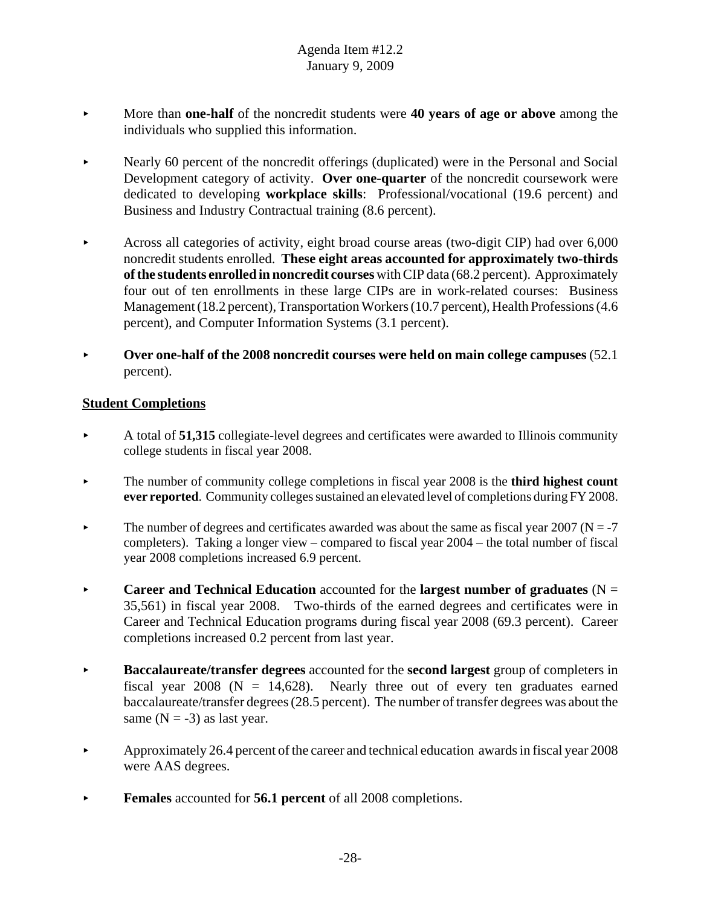- More than **one-half** of the noncredit students were **40 years of age or above** among the individuals who supplied this information.

- Nearly 60 percent of the noncredit offerings (duplicated) were in the Personal and Social Development category of activity. **Over one-quarter** of the noncredit coursework were dedicated to developing **workplace skills**: Professional/vocational (19.6 percent) and Business and Industry Contractual training (8.6 percent).

- Across all categories of activity, eight broad course areas (two-digit CIP) had over 6,000 noncredit students enrolled. **These eight areas accounted for approximately two-thirds of the students enrolled in noncredit courses** with CIP data (68.2 percent). Approximately four out of ten enrollments in these large CIPs are in work-related courses: Business Management (18.2 percent), Transportation Workers (10.7 percent), Health Professions (4.6 percent), and Computer Information Systems (3.1 percent).

- **Over one-half of the 2008 noncredit courses were held on main college campuses** (52.1 percent).

## Student Completions

- A total of **51,315** collegiate-level degrees and certificates were awarded to Illinois community college students in fiscal year 2008.

- The number of community college completions in fiscal year 2008 is the **third highest count ever reported**. Community colleges sustained an elevated level of completions during FY 2008.

- The number of degrees and certificates awarded was about the same as fiscal year 2007 (N = -7 completers). Taking a longer view – compared to fiscal year 2004 – the total number of fiscal year 2008 completions increased 6.9 percent.

- **Career and Technical Education** accounted for the **largest number of graduates** (N = 35,561) in fiscal year 2008. Two-thirds of the earned degrees and certificates were in Career and Technical Education programs during fiscal year 2008 (69.3 percent). Career completions increased 0.2 percent from last year.

- **Baccalaureate/transfer degrees** accounted for the **second largest** group of completers in fiscal year 2008 (N = 14,628). Nearly three out of every ten graduates earned baccalaureate/transfer degrees (28.5 percent). The number of transfer degrees was about the same (N = -3) as last year.

- Approximately 26.4 percent of the career and technical education awards in fiscal year 2008 were AAS degrees.

- **Females** accounted for **56.1 percent** of all 2008 completions.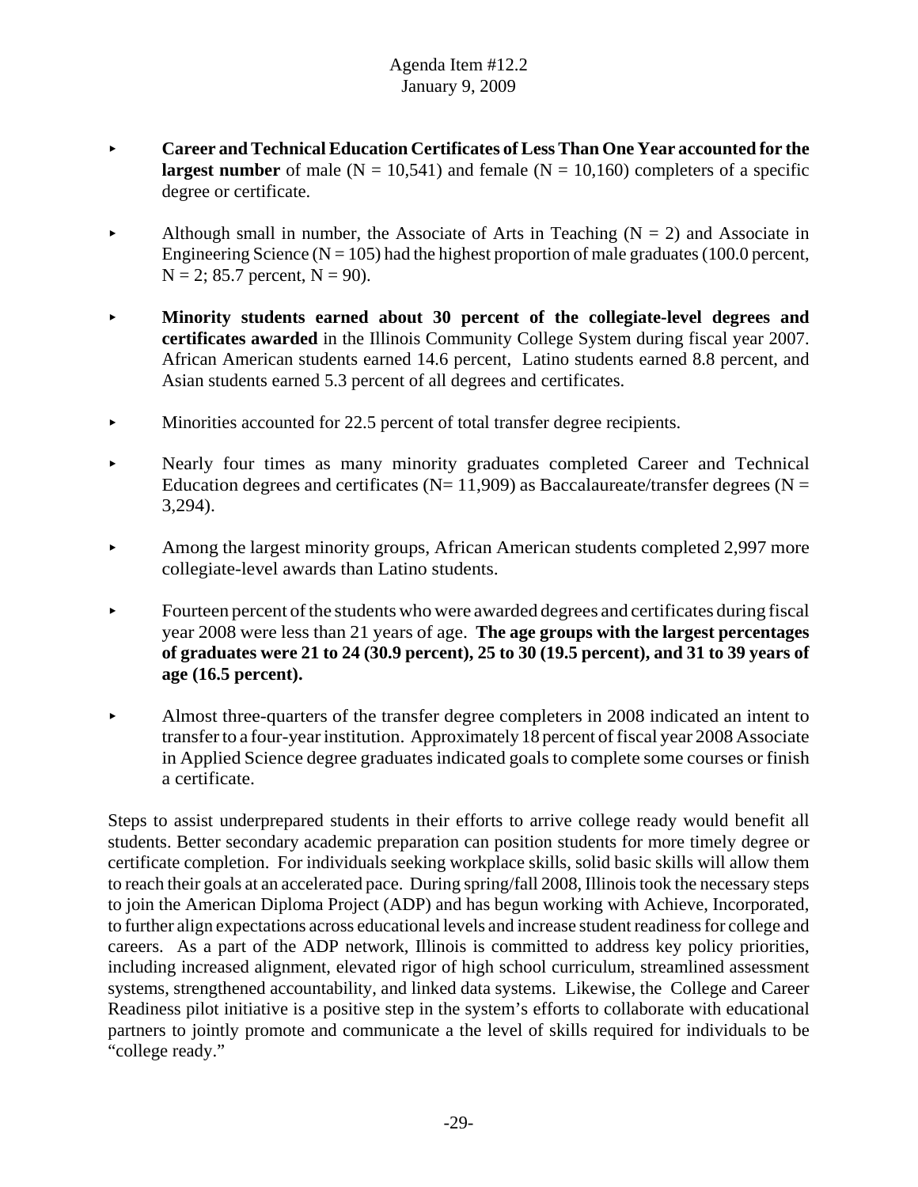- **Career and Technical Education Certificates of Less Than One Year accounted for the largest number** of male (N = 10,541) and female (N = 10,160) completers of a specific degree or certificate.

- Although small in number, the Associate of Arts in Teaching (N = 2) and Associate in Engineering Science (N = 105) had the highest proportion of male graduates (100.0 percent, N = 2; 85.7 percent, N = 90).

- **Minority students earned about 30 percent of the collegiate-level degrees and certificates awarded** in the Illinois Community College System during fiscal year 2007. African American students earned 14.6 percent, Latino students earned 8.8 percent, and Asian students earned 5.3 percent of all degrees and certificates.

- Minorities accounted for 22.5 percent of total transfer degree recipients.

- Nearly four times as many minority graduates completed Career and Technical Education degrees and certificates (N= 11,909) as Baccalaureate/transfer degrees (N = 3,294).

- Among the largest minority groups, African American students completed 2,997 more collegiate-level awards than Latino students.

- Fourteen percent of the students who were awarded degrees and certificates during fiscal year 2008 were less than 21 years of age. **The age groups with the largest percentages of graduates were 21 to 24 (30.9 percent), 25 to 30 (19.5 percent), and 31 to 39 years of age (16.5 percent).**

- Almost three-quarters of the transfer degree completers in 2008 indicated an intent to transfer to a four-year institution. Approximately 18 percent of fiscal year 2008 Associate in Applied Science degree graduates indicated goals to complete some courses or finish a certificate.

Steps to assist underprepared students in their efforts to arrive college ready would benefit all students. Better secondary academic preparation can position students for more timely degree or certificate completion. For individuals seeking workplace skills, solid basic skills will allow them to reach their goals at an accelerated pace. During spring/fall 2008, Illinois took the necessary steps to join the American Diploma Project (ADP) and has begun working with Achieve, Incorporated, to further align expectations across educational levels and increase student readiness for college and careers. As a part of the ADP network, Illinois is committed to address key policy priorities, including increased alignment, elevated rigor of high school curriculum, streamlined assessment systems, strengthened accountability, and linked data systems. Likewise, the College and Career Readiness pilot initiative is a positive step in the system's efforts to collaborate with educational partners to jointly promote and communicate a the level of skills required for individuals to be "college ready."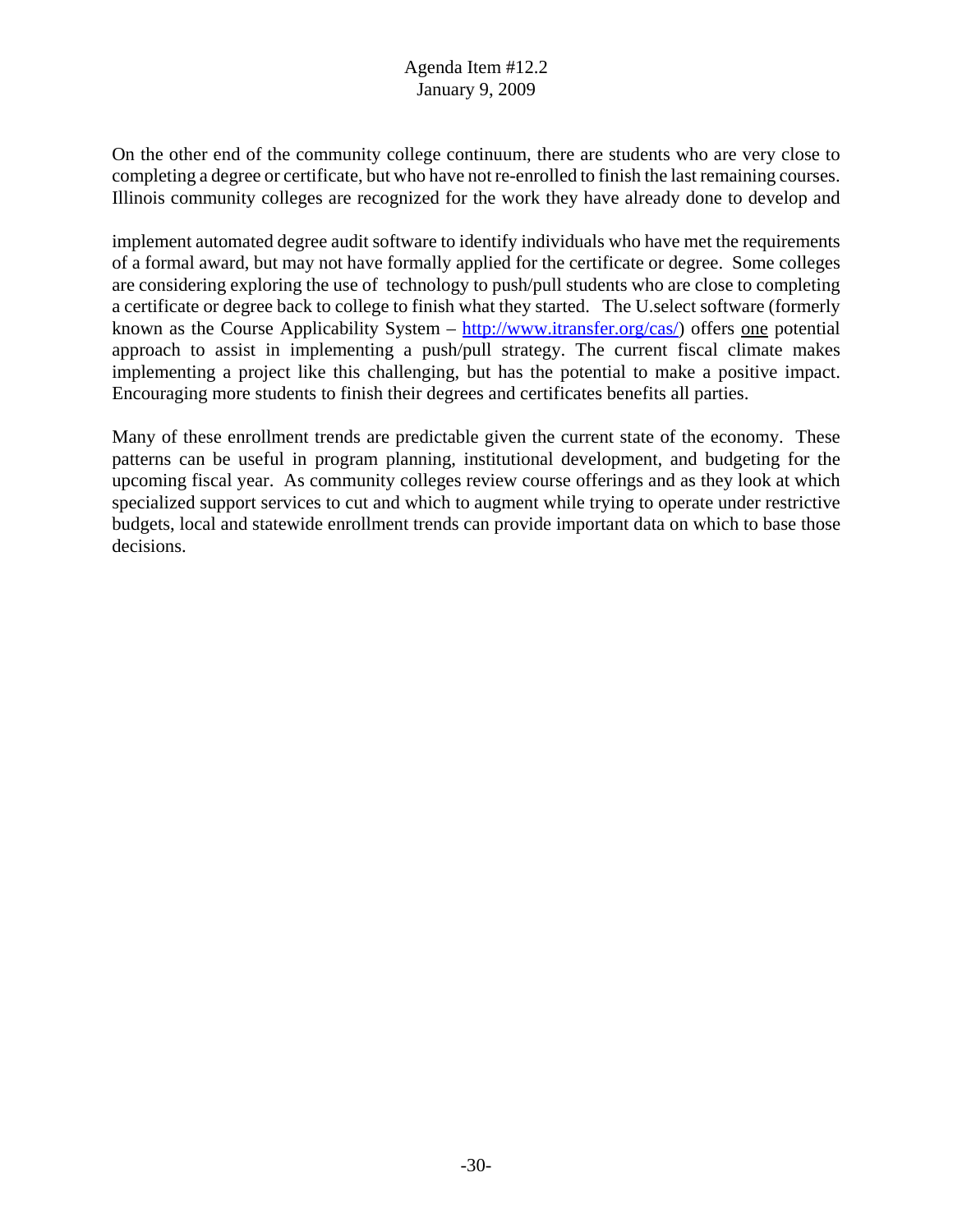On the other end of the community college continuum, there are students who are very close to completing a degree or certificate, but who have not re-enrolled to finish the last remaining courses. Illinois community colleges are recognized for the work they have already done to develop and implement automated degree audit software to identify individuals who have met the requirements of a formal award, but may not have formally applied for the certificate or degree. Some colleges are considering exploring the use of technology to push/pull students who are close to completing a certificate or degree back to college to finish what they started. The U.select software (formerly known as the Course Applicability System – [http://www.itransfer.org/cas/](http://www.itransfer.org/cas/)) offers one potential approach to assist in implementing a push/pull strategy. The current fiscal climate makes implementing a project like this challenging, but has the potential to make a positive impact. Encouraging more students to finish their degrees and certificates benefits all parties.

Many of these enrollment trends are predictable given the current state of the economy. These patterns can be useful in program planning, institutional development, and budgeting for the upcoming fiscal year. As community colleges review course offerings and as they look at which specialized support services to cut and which to augment while trying to operate under restrictive budgets, local and statewide enrollment trends can provide important data on which to base those decisions.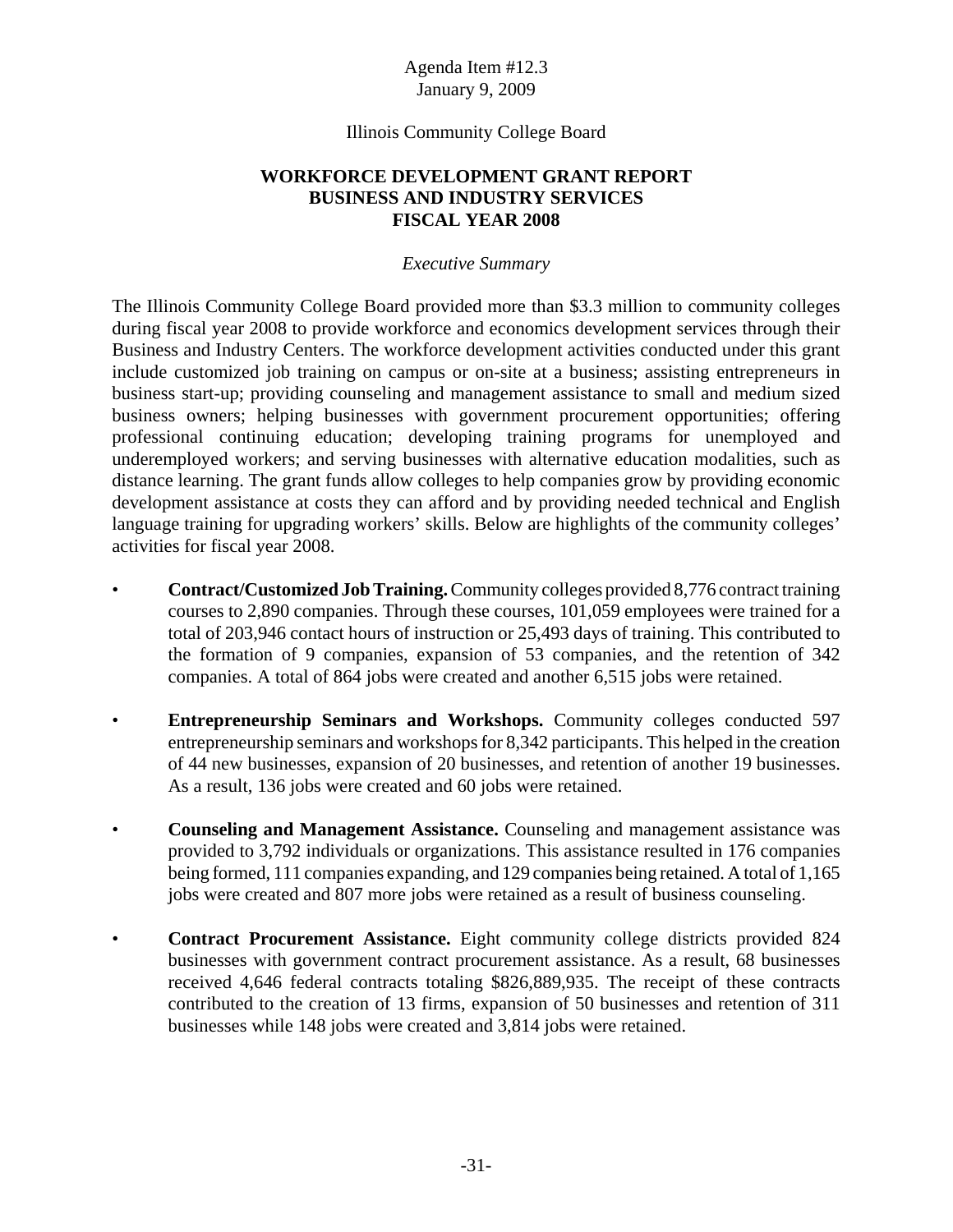Agenda Item #12.3
January 9, 2009

Illinois Community College Board

# WORKFORCE DEVELOPMENT GRANT REPORT
# BUSINESS AND INDUSTRY SERVICES
# FISCAL YEAR 2008

*Executive Summary*

The Illinois Community College Board provided more than $3.3 million to community colleges during fiscal year 2008 to provide workforce and economics development services through their Business and Industry Centers. The workforce development activities conducted under this grant include customized job training on campus or on-site at a business; assisting entrepreneurs in business start-up; providing counseling and management assistance to small and medium sized business owners; helping businesses with government procurement opportunities; offering professional continuing education; developing training programs for unemployed and underemployed workers; and serving businesses with alternative education modalities, such as distance learning. The grant funds allow colleges to help companies grow by providing economic development assistance at costs they can afford and by providing needed technical and English language training for upgrading workers' skills. Below are highlights of the community colleges' activities for fiscal year 2008.

- **Contract/Customized Job Training.** Community colleges provided 8,776 contract training courses to 2,890 companies. Through these courses, 101,059 employees were trained for a total of 203,946 contact hours of instruction or 25,493 days of training. This contributed to the formation of 9 companies, expansion of 53 companies, and the retention of 342 companies. A total of 864 jobs were created and another 6,515 jobs were retained.

- **Entrepreneurship Seminars and Workshops.** Community colleges conducted 597 entrepreneurship seminars and workshops for 8,342 participants. This helped in the creation of 44 new businesses, expansion of 20 businesses, and retention of another 19 businesses. As a result, 136 jobs were created and 60 jobs were retained.

- **Counseling and Management Assistance.** Counseling and management assistance was provided to 3,792 individuals or organizations. This assistance resulted in 176 companies being formed, 111 companies expanding, and 129 companies being retained. A total of 1,165 jobs were created and 807 more jobs were retained as a result of business counseling.

- **Contract Procurement Assistance.** Eight community college districts provided 824 businesses with government contract procurement assistance. As a result, 68 businesses received 4,646 federal contracts totaling $826,889,935. The receipt of these contracts contributed to the creation of 13 firms, expansion of 50 businesses and retention of 311 businesses while 148 jobs were created and 3,814 jobs were retained.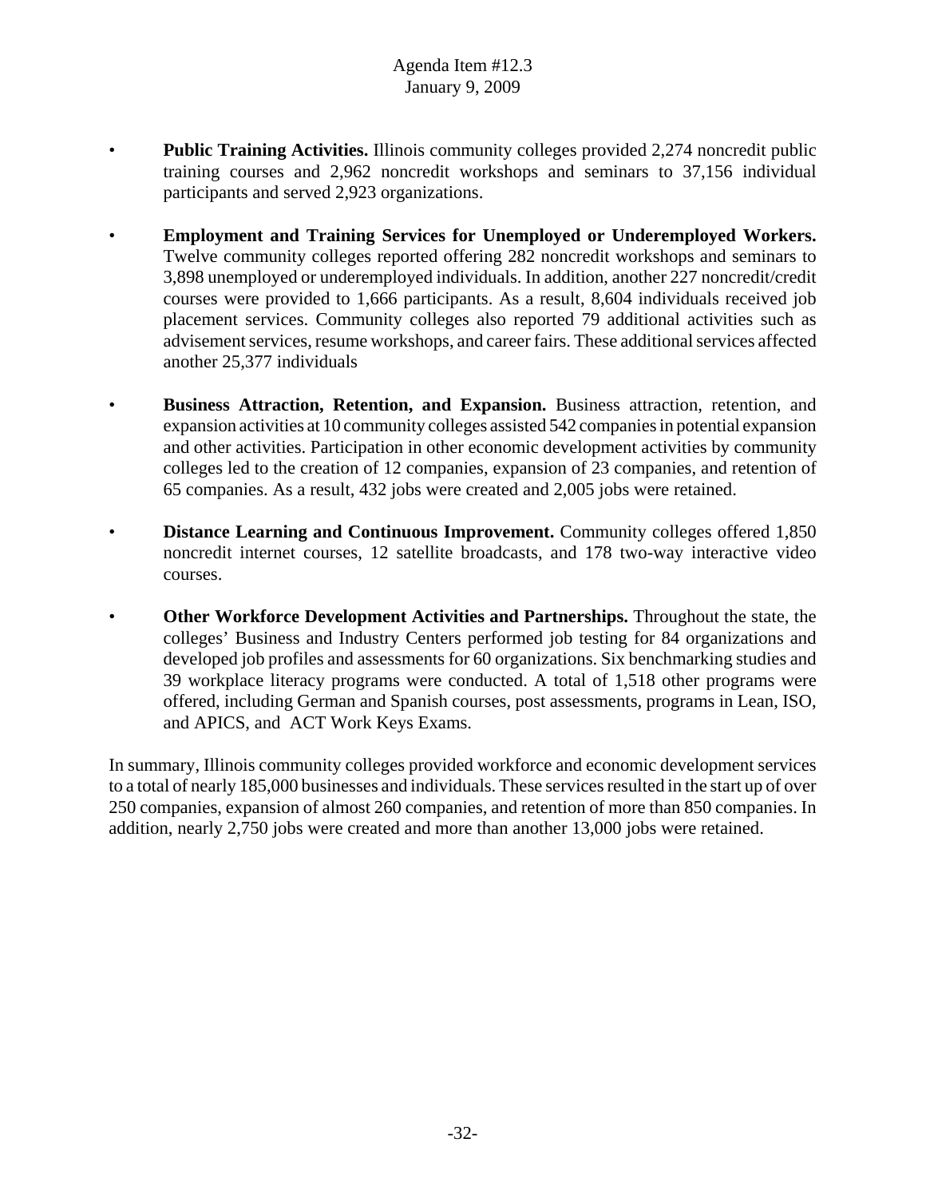- **Public Training Activities.** Illinois community colleges provided 2,274 noncredit public training courses and 2,962 noncredit workshops and seminars to 37,156 individual participants and served 2,923 organizations.

- **Employment and Training Services for Unemployed or Underemployed Workers.** Twelve community colleges reported offering 282 noncredit workshops and seminars to 3,898 unemployed or underemployed individuals. In addition, another 227 noncredit/credit courses were provided to 1,666 participants. As a result, 8,604 individuals received job placement services. Community colleges also reported 79 additional activities such as advisement services, resume workshops, and career fairs. These additional services affected another 25,377 individuals

- **Business Attraction, Retention, and Expansion.** Business attraction, retention, and expansion activities at 10 community colleges assisted 542 companies in potential expansion and other activities. Participation in other economic development activities by community colleges led to the creation of 12 companies, expansion of 23 companies, and retention of 65 companies. As a result, 432 jobs were created and 2,005 jobs were retained.

- **Distance Learning and Continuous Improvement.** Community colleges offered 1,850 noncredit internet courses, 12 satellite broadcasts, and 178 two-way interactive video courses.

- **Other Workforce Development Activities and Partnerships.** Throughout the state, the colleges' Business and Industry Centers performed job testing for 84 organizations and developed job profiles and assessments for 60 organizations. Six benchmarking studies and 39 workplace literacy programs were conducted. A total of 1,518 other programs were offered, including German and Spanish courses, post assessments, programs in Lean, ISO, and APICS, and ACT Work Keys Exams.

In summary, Illinois community colleges provided workforce and economic development services to a total of nearly 185,000 businesses and individuals. These services resulted in the start up of over 250 companies, expansion of almost 260 companies, and retention of more than 850 companies. In addition, nearly 2,750 jobs were created and more than another 13,000 jobs were retained.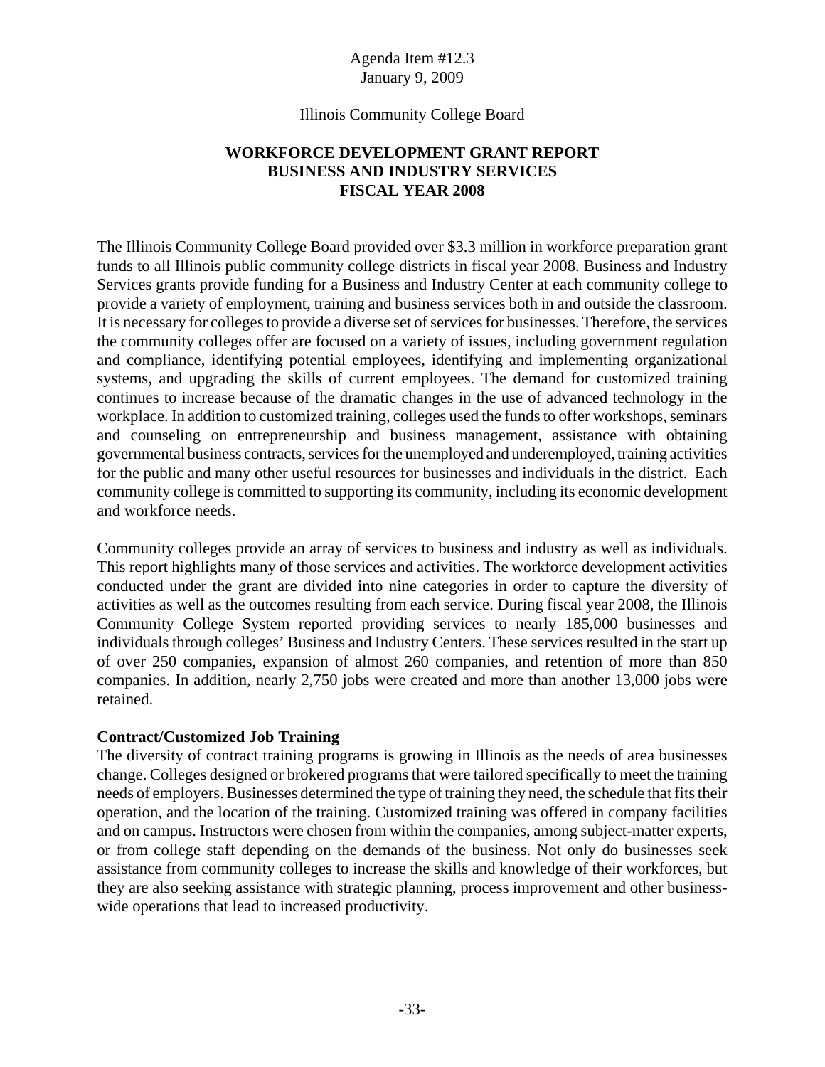Agenda Item #12.3
January 9, 2009

Illinois Community College Board

# WORKFORCE DEVELOPMENT GRANT REPORT
# BUSINESS AND INDUSTRY SERVICES
# FISCAL YEAR 2008

The Illinois Community College Board provided over $3.3 million in workforce preparation grant funds to all Illinois public community college districts in fiscal year 2008. Business and Industry Services grants provide funding for a Business and Industry Center at each community college to provide a variety of employment, training and business services both in and outside the classroom. It is necessary for colleges to provide a diverse set of services for businesses. Therefore, the services the community colleges offer are focused on a variety of issues, including government regulation and compliance, identifying potential employees, identifying and implementing organizational systems, and upgrading the skills of current employees. The demand for customized training continues to increase because of the dramatic changes in the use of advanced technology in the workplace. In addition to customized training, colleges used the funds to offer workshops, seminars and counseling on entrepreneurship and business management, assistance with obtaining governmental business contracts, services for the unemployed and underemployed, training activities for the public and many other useful resources for businesses and individuals in the district. Each community college is committed to supporting its community, including its economic development and workforce needs.

Community colleges provide an array of services to business and industry as well as individuals. This report highlights many of those services and activities. The workforce development activities conducted under the grant are divided into nine categories in order to capture the diversity of activities as well as the outcomes resulting from each service. During fiscal year 2008, the Illinois Community College System reported providing services to nearly 185,000 businesses and individuals through colleges' Business and Industry Centers. These services resulted in the start up of over 250 companies, expansion of almost 260 companies, and retention of more than 850 companies. In addition, nearly 2,750 jobs were created and more than another 13,000 jobs were retained.

**Contract/Customized Job Training**

The diversity of contract training programs is growing in Illinois as the needs of area businesses change. Colleges designed or brokered programs that were tailored specifically to meet the training needs of employers. Businesses determined the type of training they need, the schedule that fits their operation, and the location of the training. Customized training was offered in company facilities and on campus. Instructors were chosen from within the companies, among subject-matter experts, or from college staff depending on the demands of the business. Not only do businesses seek assistance from community colleges to increase the skills and knowledge of their workforces, but they are also seeking assistance with strategic planning, process improvement and other business-wide operations that lead to increased productivity.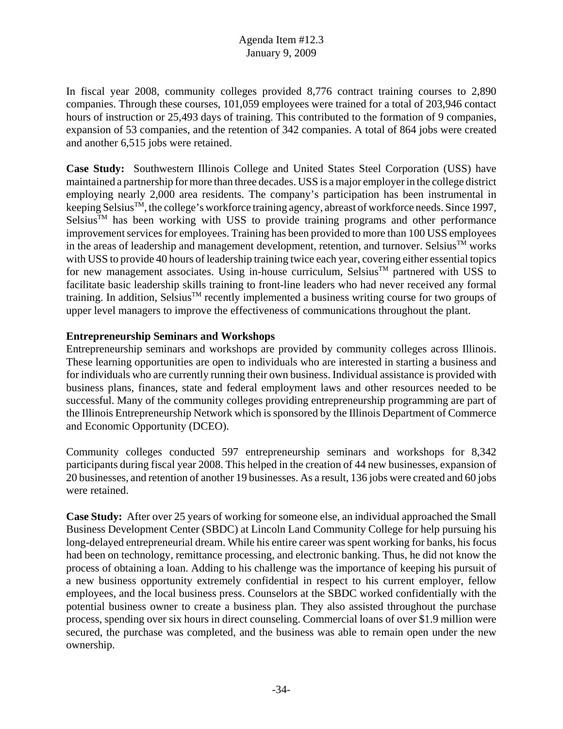In fiscal year 2008, community colleges provided 8,776 contract training courses to 2,890 companies. Through these courses, 101,059 employees were trained for a total of 203,946 contact hours of instruction or 25,493 days of training. This contributed to the formation of 9 companies, expansion of 53 companies, and the retention of 342 companies. A total of 864 jobs were created and another 6,515 jobs were retained.

**Case Study:** Southwestern Illinois College and United States Steel Corporation (USS) have maintained a partnership for more than three decades. USS is a major employer in the college district employing nearly 2,000 area residents. The company's participation has been instrumental in keeping Selsius™, the college's workforce training agency, abreast of workforce needs. Since 1997, Selsius™ has been working with USS to provide training programs and other performance improvement services for employees. Training has been provided to more than 100 USS employees in the areas of leadership and management development, retention, and turnover. Selsius™ works with USS to provide 40 hours of leadership training twice each year, covering either essential topics for new management associates. Using in-house curriculum, Selsius™ partnered with USS to facilitate basic leadership skills training to front-line leaders who had never received any formal training. In addition, Selsius™ recently implemented a business writing course for two groups of upper level managers to improve the effectiveness of communications throughout the plant.

**Entrepreneurship Seminars and Workshops**

Entrepreneurship seminars and workshops are provided by community colleges across Illinois. These learning opportunities are open to individuals who are interested in starting a business and for individuals who are currently running their own business. Individual assistance is provided with business plans, finances, state and federal employment laws and other resources needed to be successful. Many of the community colleges providing entrepreneurship programming are part of the Illinois Entrepreneurship Network which is sponsored by the Illinois Department of Commerce and Economic Opportunity (DCEO).

Community colleges conducted 597 entrepreneurship seminars and workshops for 8,342 participants during fiscal year 2008. This helped in the creation of 44 new businesses, expansion of 20 businesses, and retention of another 19 businesses. As a result, 136 jobs were created and 60 jobs were retained.

**Case Study:** After over 25 years of working for someone else, an individual approached the Small Business Development Center (SBDC) at Lincoln Land Community College for help pursuing his long-delayed entrepreneurial dream. While his entire career was spent working for banks, his focus had been on technology, remittance processing, and electronic banking. Thus, he did not know the process of obtaining a loan. Adding to his challenge was the importance of keeping his pursuit of a new business opportunity extremely confidential in respect to his current employer, fellow employees, and the local business press. Counselors at the SBDC worked confidentially with the potential business owner to create a business plan. They also assisted throughout the purchase process, spending over six hours in direct counseling. Commercial loans of over $1.9 million were secured, the purchase was completed, and the business was able to remain open under the new ownership.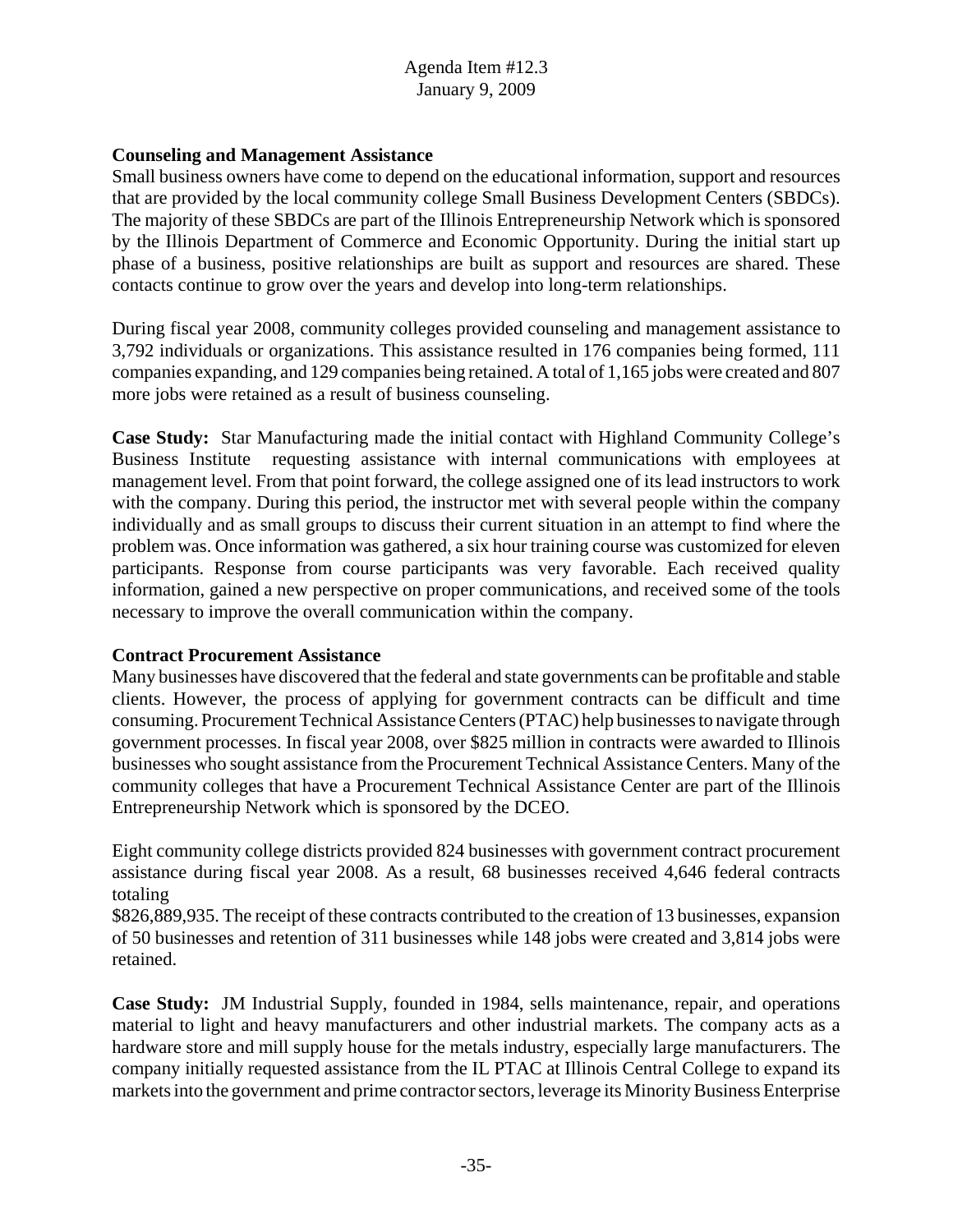**Counseling and Management Assistance**

Small business owners have come to depend on the educational information, support and resources that are provided by the local community college Small Business Development Centers (SBDCs). The majority of these SBDCs are part of the Illinois Entrepreneurship Network which is sponsored by the Illinois Department of Commerce and Economic Opportunity. During the initial start up phase of a business, positive relationships are built as support and resources are shared. These contacts continue to grow over the years and develop into long-term relationships.

During fiscal year 2008, community colleges provided counseling and management assistance to 3,792 individuals or organizations. This assistance resulted in 176 companies being formed, 111 companies expanding, and 129 companies being retained. A total of 1,165 jobs were created and 807 more jobs were retained as a result of business counseling.

**Case Study:** Star Manufacturing made the initial contact with Highland Community College's Business Institute requesting assistance with internal communications with employees at management level. From that point forward, the college assigned one of its lead instructors to work with the company. During this period, the instructor met with several people within the company individually and as small groups to discuss their current situation in an attempt to find where the problem was. Once information was gathered, a six hour training course was customized for eleven participants. Response from course participants was very favorable. Each received quality information, gained a new perspective on proper communications, and received some of the tools necessary to improve the overall communication within the company.

**Contract Procurement Assistance**

Many businesses have discovered that the federal and state governments can be profitable and stable clients. However, the process of applying for government contracts can be difficult and time consuming. Procurement Technical Assistance Centers (PTAC) help businesses to navigate through government processes. In fiscal year 2008, over \$825 million in contracts were awarded to Illinois businesses who sought assistance from the Procurement Technical Assistance Centers. Many of the community colleges that have a Procurement Technical Assistance Center are part of the Illinois Entrepreneurship Network which is sponsored by the DCEO.

Eight community college districts provided 824 businesses with government contract procurement assistance during fiscal year 2008. As a result, 68 businesses received 4,646 federal contracts totaling
\$826,889,935. The receipt of these contracts contributed to the creation of 13 businesses, expansion of 50 businesses and retention of 311 businesses while 148 jobs were created and 3,814 jobs were retained.

**Case Study:** JM Industrial Supply, founded in 1984, sells maintenance, repair, and operations material to light and heavy manufacturers and other industrial markets. The company acts as a hardware store and mill supply house for the metals industry, especially large manufacturers. The company initially requested assistance from the IL PTAC at Illinois Central College to expand its markets into the government and prime contractor sectors, leverage its Minority Business Enterprise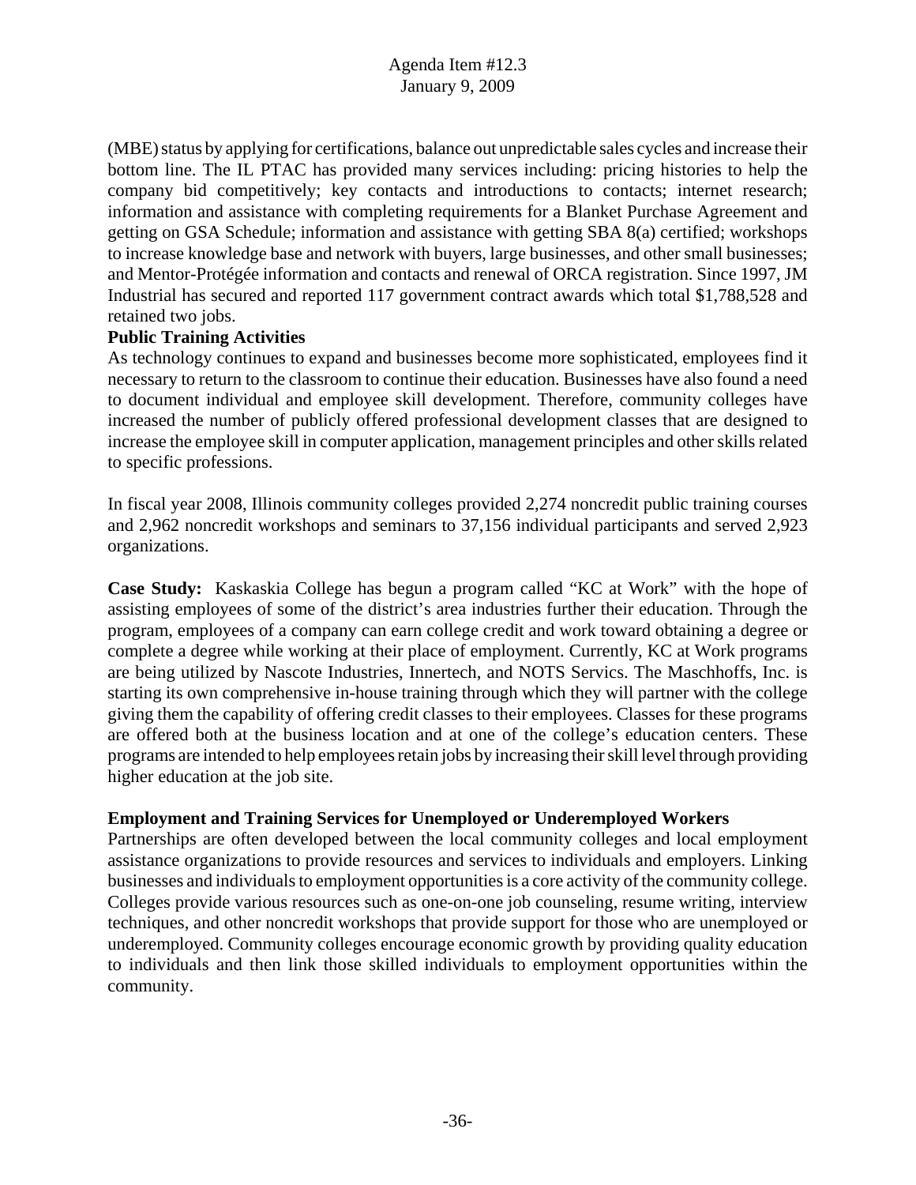(MBE) status by applying for certifications, balance out unpredictable sales cycles and increase their bottom line. The IL PTAC has provided many services including: pricing histories to help the company bid competitively; key contacts and introductions to contacts; internet research; information and assistance with completing requirements for a Blanket Purchase Agreement and getting on GSA Schedule; information and assistance with getting SBA 8(a) certified; workshops to increase knowledge base and network with buyers, large businesses, and other small businesses; and Mentor-Protégée information and contacts and renewal of ORCA registration. Since 1997, JM Industrial has secured and reported 117 government contract awards which total $1,788,528 and retained two jobs.

**Public Training Activities**

As technology continues to expand and businesses become more sophisticated, employees find it necessary to return to the classroom to continue their education. Businesses have also found a need to document individual and employee skill development. Therefore, community colleges have increased the number of publicly offered professional development classes that are designed to increase the employee skill in computer application, management principles and other skills related to specific professions.

In fiscal year 2008, Illinois community colleges provided 2,274 noncredit public training courses and 2,962 noncredit workshops and seminars to 37,156 individual participants and served 2,923 organizations.

**Case Study:** Kaskaskia College has begun a program called "KC at Work" with the hope of assisting employees of some of the district's area industries further their education. Through the program, employees of a company can earn college credit and work toward obtaining a degree or complete a degree while working at their place of employment. Currently, KC at Work programs are being utilized by Nascote Industries, Innertech, and NOTS Servics. The Maschhoffs, Inc. is starting its own comprehensive in-house training through which they will partner with the college giving them the capability of offering credit classes to their employees. Classes for these programs are offered both at the business location and at one of the college's education centers. These programs are intended to help employees retain jobs by increasing their skill level through providing higher education at the job site.

**Employment and Training Services for Unemployed or Underemployed Workers**

Partnerships are often developed between the local community colleges and local employment assistance organizations to provide resources and services to individuals and employers. Linking businesses and individuals to employment opportunities is a core activity of the community college. Colleges provide various resources such as one-on-one job counseling, resume writing, interview techniques, and other noncredit workshops that provide support for those who are unemployed or underemployed. Community colleges encourage economic growth by providing quality education to individuals and then link those skilled individuals to employment opportunities within the community.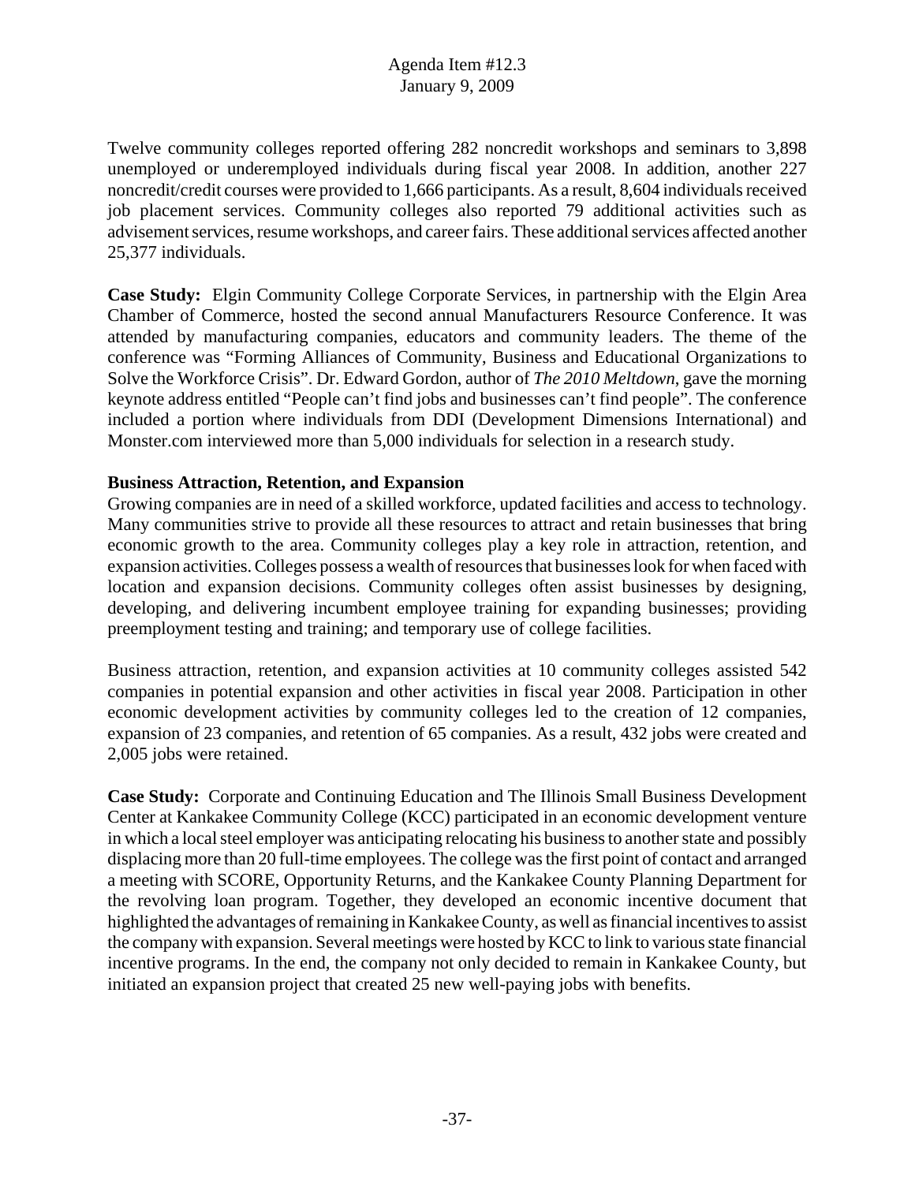Twelve community colleges reported offering 282 noncredit workshops and seminars to 3,898 unemployed or underemployed individuals during fiscal year 2008. In addition, another 227 noncredit/credit courses were provided to 1,666 participants. As a result, 8,604 individuals received job placement services. Community colleges also reported 79 additional activities such as advisement services, resume workshops, and career fairs. These additional services affected another 25,377 individuals.

**Case Study:** Elgin Community College Corporate Services, in partnership with the Elgin Area Chamber of Commerce, hosted the second annual Manufacturers Resource Conference. It was attended by manufacturing companies, educators and community leaders. The theme of the conference was "Forming Alliances of Community, Business and Educational Organizations to Solve the Workforce Crisis". Dr. Edward Gordon, author of *The 2010 Meltdown*, gave the morning keynote address entitled "People can't find jobs and businesses can't find people". The conference included a portion where individuals from DDI (Development Dimensions International) and Monster.com interviewed more than 5,000 individuals for selection in a research study.

**Business Attraction, Retention, and Expansion**

Growing companies are in need of a skilled workforce, updated facilities and access to technology. Many communities strive to provide all these resources to attract and retain businesses that bring economic growth to the area. Community colleges play a key role in attraction, retention, and expansion activities. Colleges possess a wealth of resources that businesses look for when faced with location and expansion decisions. Community colleges often assist businesses by designing, developing, and delivering incumbent employee training for expanding businesses; providing preemployment testing and training; and temporary use of college facilities.

Business attraction, retention, and expansion activities at 10 community colleges assisted 542 companies in potential expansion and other activities in fiscal year 2008. Participation in other economic development activities by community colleges led to the creation of 12 companies, expansion of 23 companies, and retention of 65 companies. As a result, 432 jobs were created and 2,005 jobs were retained.

**Case Study:** Corporate and Continuing Education and The Illinois Small Business Development Center at Kankakee Community College (KCC) participated in an economic development venture in which a local steel employer was anticipating relocating his business to another state and possibly displacing more than 20 full-time employees. The college was the first point of contact and arranged a meeting with SCORE, Opportunity Returns, and the Kankakee County Planning Department for the revolving loan program. Together, they developed an economic incentive document that highlighted the advantages of remaining in Kankakee County, as well as financial incentives to assist the company with expansion. Several meetings were hosted by KCC to link to various state financial incentive programs. In the end, the company not only decided to remain in Kankakee County, but initiated an expansion project that created 25 new well-paying jobs with benefits.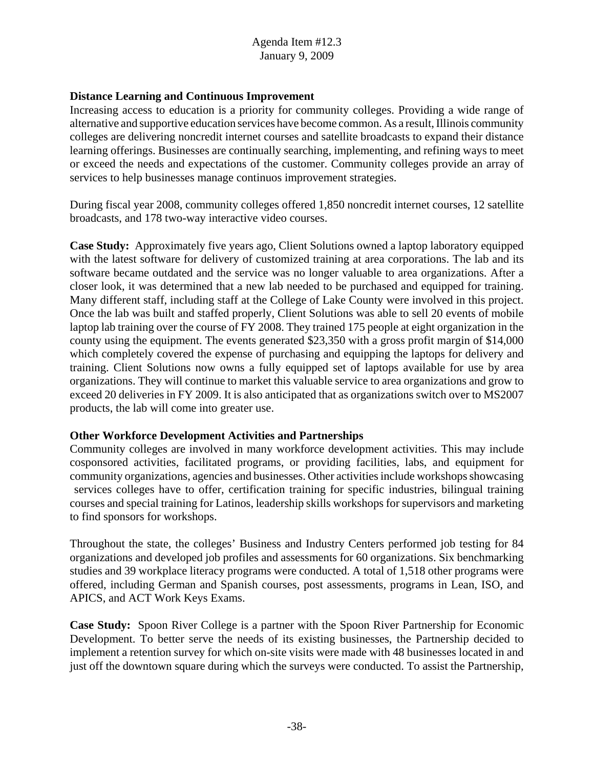### Distance Learning and Continuous Improvement

Increasing access to education is a priority for community colleges. Providing a wide range of alternative and supportive education services have become common. As a result, Illinois community colleges are delivering noncredit internet courses and satellite broadcasts to expand their distance learning offerings. Businesses are continually searching, implementing, and refining ways to meet or exceed the needs and expectations of the customer. Community colleges provide an array of services to help businesses manage continuos improvement strategies.

During fiscal year 2008, community colleges offered 1,850 noncredit internet courses, 12 satellite broadcasts, and 178 two-way interactive video courses.

**Case Study:** Approximately five years ago, Client Solutions owned a laptop laboratory equipped with the latest software for delivery of customized training at area corporations. The lab and its software became outdated and the service was no longer valuable to area organizations. After a closer look, it was determined that a new lab needed to be purchased and equipped for training. Many different staff, including staff at the College of Lake County were involved in this project. Once the lab was built and staffed properly, Client Solutions was able to sell 20 events of mobile laptop lab training over the course of FY 2008. They trained 175 people at eight organization in the county using the equipment. The events generated $23,350 with a gross profit margin of $14,000 which completely covered the expense of purchasing and equipping the laptops for delivery and training. Client Solutions now owns a fully equipped set of laptops available for use by area organizations. They will continue to market this valuable service to area organizations and grow to exceed 20 deliveries in FY 2009. It is also anticipated that as organizations switch over to MS2007 products, the lab will come into greater use.

### Other Workforce Development Activities and Partnerships

Community colleges are involved in many workforce development activities. This may include cosponsored activities, facilitated programs, or providing facilities, labs, and equipment for community organizations, agencies and businesses. Other activities include workshops showcasing services colleges have to offer, certification training for specific industries, bilingual training courses and special training for Latinos, leadership skills workshops for supervisors and marketing to find sponsors for workshops.

Throughout the state, the colleges' Business and Industry Centers performed job testing for 84 organizations and developed job profiles and assessments for 60 organizations. Six benchmarking studies and 39 workplace literacy programs were conducted. A total of 1,518 other programs were offered, including German and Spanish courses, post assessments, programs in Lean, ISO, and APICS, and ACT Work Keys Exams.

**Case Study:** Spoon River College is a partner with the Spoon River Partnership for Economic Development. To better serve the needs of its existing businesses, the Partnership decided to implement a retention survey for which on-site visits were made with 48 businesses located in and just off the downtown square during which the surveys were conducted. To assist the Partnership,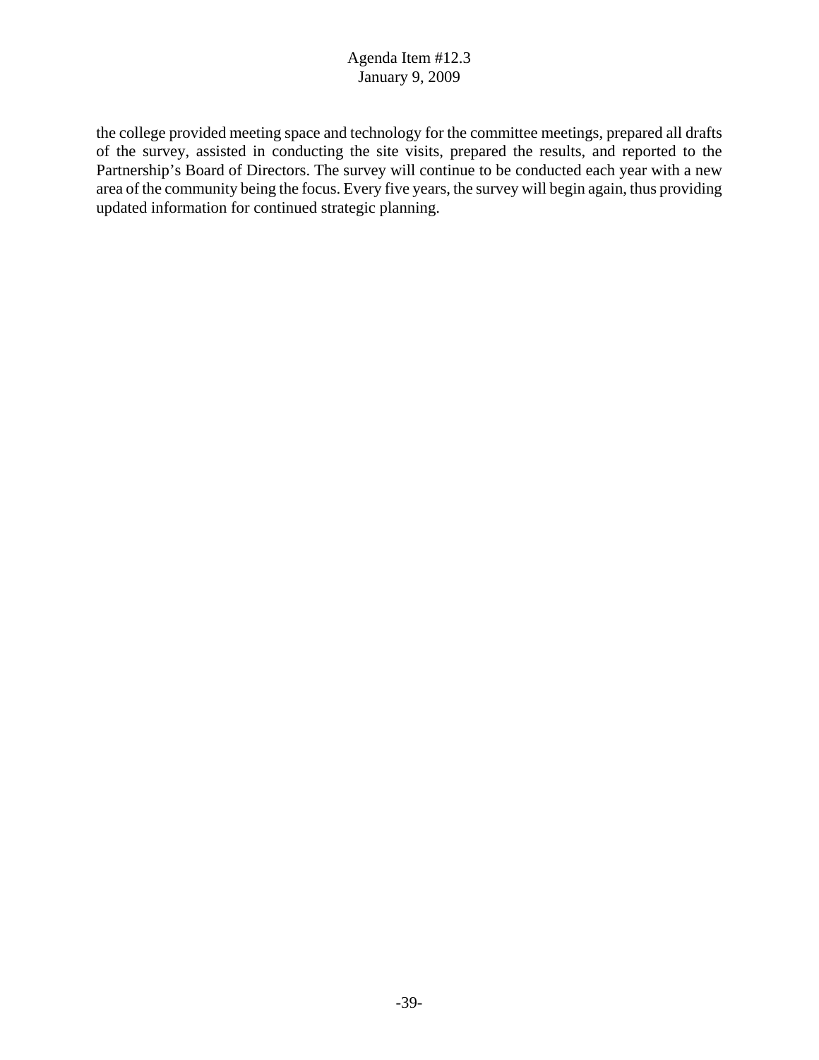the college provided meeting space and technology for the committee meetings, prepared all drafts of the survey, assisted in conducting the site visits, prepared the results, and reported to the Partnership's Board of Directors. The survey will continue to be conducted each year with a new area of the community being the focus. Every five years, the survey will begin again, thus providing updated information for continued strategic planning.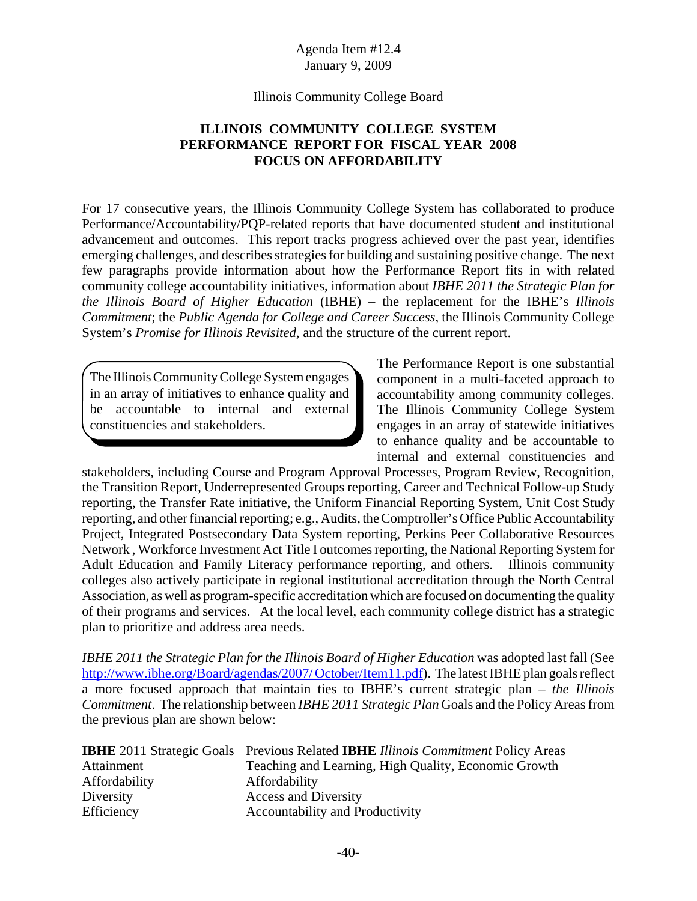Agenda Item #12.4
January 9, 2009

Illinois Community College Board

# ILLINOIS COMMUNITY COLLEGE SYSTEM PERFORMANCE REPORT FOR FISCAL YEAR 2008 FOCUS ON AFFORDABILITY

For 17 consecutive years, the Illinois Community College System has collaborated to produce Performance/Accountability/PQP-related reports that have documented student and institutional advancement and outcomes. This report tracks progress achieved over the past year, identifies emerging challenges, and describes strategies for building and sustaining positive change. The next few paragraphs provide information about how the Performance Report fits in with related community college accountability initiatives, information about *IBHE 2011 the Strategic Plan for the Illinois Board of Higher Education* (IBHE) – the replacement for the IBHE's *Illinois Commitment*; the *Public Agenda for College and Career Success*, the Illinois Community College System's *Promise for Illinois Revisited*, and the structure of the current report.

> The Illinois Community College System engages in an array of initiatives to enhance quality and be accountable to internal and external constituencies and stakeholders.

The Performance Report is one substantial component in a multi-faceted approach to accountability among community colleges. The Illinois Community College System engages in an array of statewide initiatives to enhance quality and be accountable to internal and external constituencies and stakeholders, including Course and Program Approval Processes, Program Review, Recognition, the Transition Report, Underrepresented Groups reporting, Career and Technical Follow-up Study reporting, the Transfer Rate initiative, the Uniform Financial Reporting System, Unit Cost Study reporting, and other financial reporting; e.g., Audits, the Comptroller's Office Public Accountability Project, Integrated Postsecondary Data System reporting, Perkins Peer Collaborative Resources Network , Workforce Investment Act Title I outcomes reporting, the National Reporting System for Adult Education and Family Literacy performance reporting, and others. Illinois community colleges also actively participate in regional institutional accreditation through the North Central Association, as well as program-specific accreditation which are focused on documenting the quality of their programs and services. At the local level, each community college district has a strategic plan to prioritize and address area needs.

*IBHE 2011 the Strategic Plan for the Illinois Board of Higher Education* was adopted last fall (See http://www.ibhe.org/Board/agendas/2007/ October/Item11.pdf). The latest IBHE plan goals reflect a more focused approach that maintain ties to IBHE's current strategic plan – *the Illinois Commitment*. The relationship between *IBHE 2011 Strategic Plan* Goals and the Policy Areas from the previous plan are shown below:

| **IBHE** 2011 Strategic Goals | Previous Related **IBHE** *Illinois Commitment* Policy Areas |
|---|---|
| Attainment | Teaching and Learning, High Quality, Economic Growth |
| Affordability | Affordability |
| Diversity | Access and Diversity |
| Efficiency | Accountability and Productivity |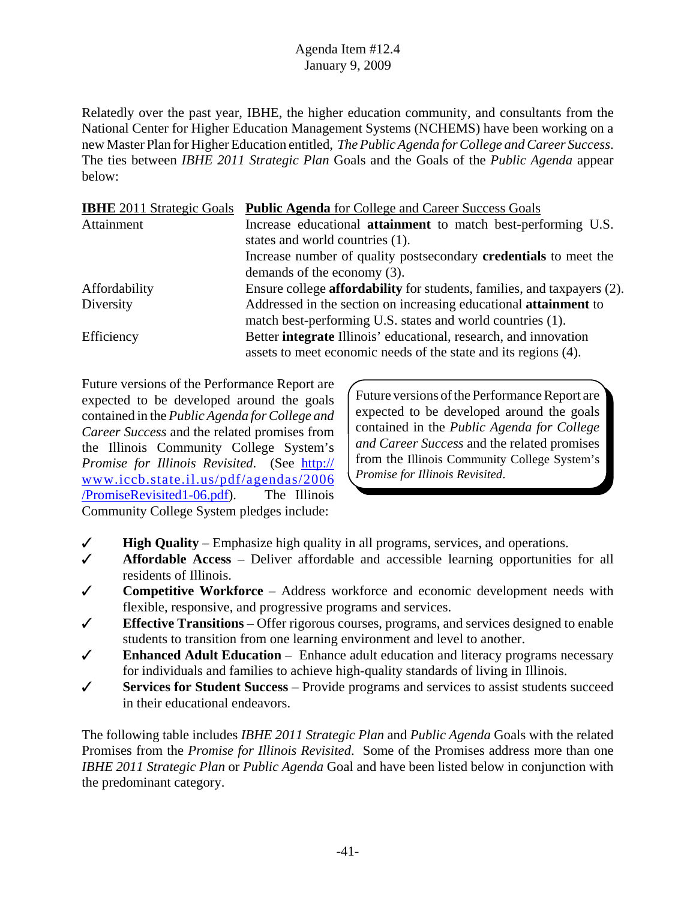Agenda Item #12.4
January 9, 2009

Relatedly over the past year, IBHE, the higher education community, and consultants from the National Center for Higher Education Management Systems (NCHEMS) have been working on a new Master Plan for Higher Education entitled, *The Public Agenda for College and Career Success*. The ties between *IBHE 2011 Strategic Plan* Goals and the Goals of the *Public Agenda* appear below:

| **IBHE** 2011 Strategic Goals | **Public Agenda** for College and Career Success Goals |
|---|---|
| Attainment | Increase educational **attainment** to match best-performing U.S. states and world countries (1). |
| | Increase number of quality postsecondary **credentials** to meet the demands of the economy (3). |
| Affordability | Ensure college **affordability** for students, families, and taxpayers (2). |
| Diversity | Addressed in the section on increasing educational **attainment** to match best-performing U.S. states and world countries (1). |
| Efficiency | Better **integrate** Illinois' educational, research, and innovation assets to meet economic needs of the state and its regions (4). |

Future versions of the Performance Report are expected to be developed around the goals contained in the *Public Agenda for College and Career Success* and the related promises from the Illinois Community College System's *Promise for Illinois Revisited*. (See http://www.iccb.state.il.us/pdf/agendas/2006/PromiseRevisited1-06.pdf). The Illinois Community College System pledges include:

> Future versions of the Performance Report are expected to be developed around the goals contained in the *Public Agenda for College and Career Success* and the related promises from the Illinois Community College System's *Promise for Illinois Revisited*.

- ✓ **High Quality** – Emphasize high quality in all programs, services, and operations.
- ✓ **Affordable Access** – Deliver affordable and accessible learning opportunities for all residents of Illinois.
- ✓ **Competitive Workforce** – Address workforce and economic development needs with flexible, responsive, and progressive programs and services.
- ✓ **Effective Transitions** – Offer rigorous courses, programs, and services designed to enable students to transition from one learning environment and level to another.
- ✓ **Enhanced Adult Education** – Enhance adult education and literacy programs necessary for individuals and families to achieve high-quality standards of living in Illinois.
- ✓ **Services for Student Success** – Provide programs and services to assist students succeed in their educational endeavors.

The following table includes *IBHE 2011 Strategic Plan* and *Public Agenda* Goals with the related Promises from the *Promise for Illinois Revisited*. Some of the Promises address more than one *IBHE 2011 Strategic Plan* or *Public Agenda* Goal and have been listed below in conjunction with the predominant category.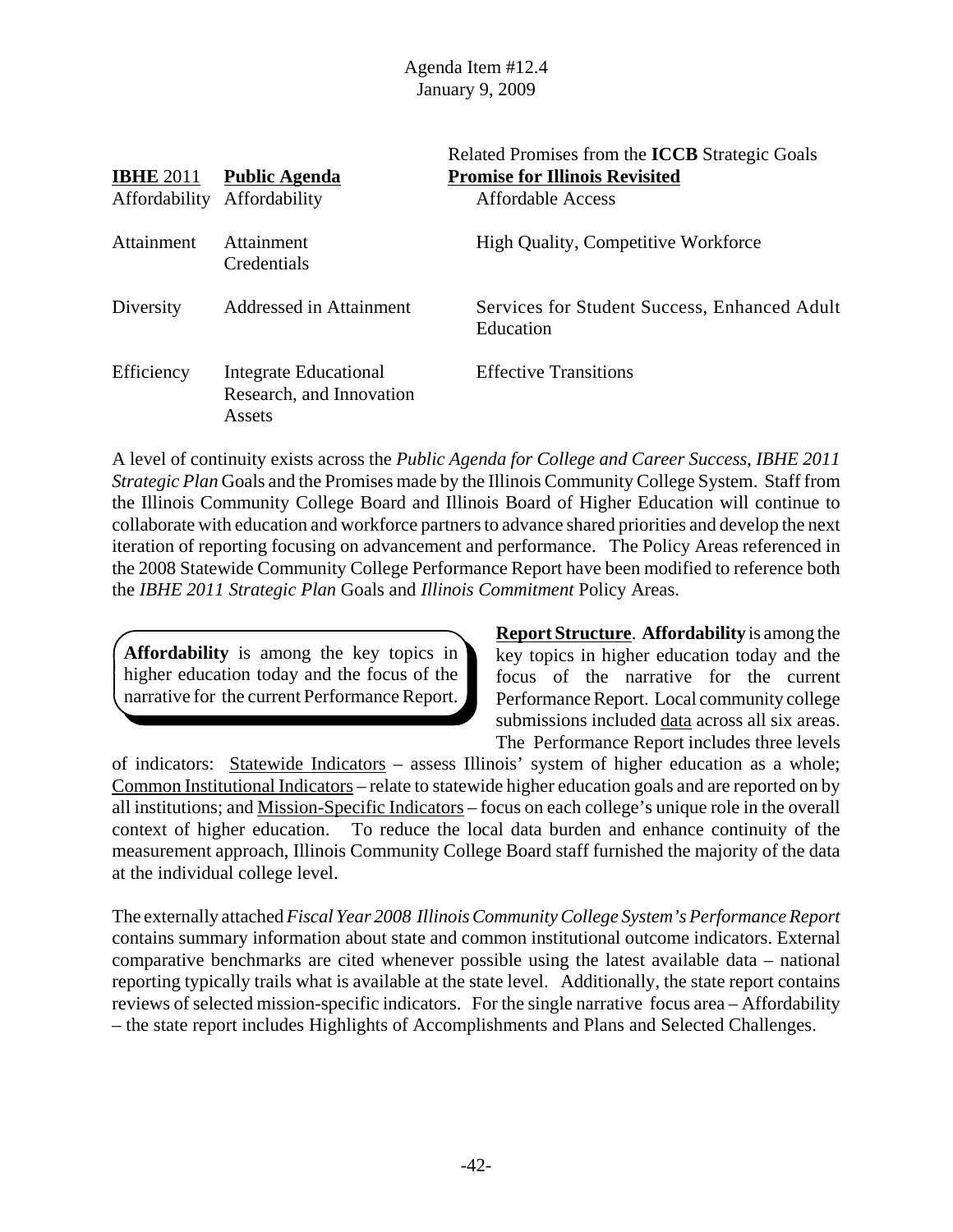Agenda Item #12.4
January 9, 2009

| **IBHE** 2011 | **Public Agenda** | Related Promises from the **ICCB** Strategic Goals **Promise for Illinois Revisited** |
|---|---|---|
| Affordability | Affordability | Affordable Access |
| Attainment | Attainment Credentials | High Quality, Competitive Workforce |
| Diversity | Addressed in Attainment | Services for Student Success, Enhanced Adult Education |
| Efficiency | Integrate Educational Research, and Innovation Assets | Effective Transitions |

A level of continuity exists across the *Public Agenda for College and Career Success*, *IBHE 2011 Strategic Plan* Goals and the Promises made by the Illinois Community College System. Staff from the Illinois Community College Board and Illinois Board of Higher Education will continue to collaborate with education and workforce partners to advance shared priorities and develop the next iteration of reporting focusing on advancement and performance. The Policy Areas referenced in the 2008 Statewide Community College Performance Report have been modified to reference both the *IBHE 2011 Strategic Plan* Goals and *Illinois Commitment* Policy Areas.

> **Affordability** is among the key topics in higher education today and the focus of the narrative for the current Performance Report.

**Report Structure**. **Affordability** is among the key topics in higher education today and the focus of the narrative for the current Performance Report. Local community college submissions included data across all six areas. The Performance Report includes three levels of indicators: Statewide Indicators – assess Illinois' system of higher education as a whole; Common Institutional Indicators – relate to statewide higher education goals and are reported on by all institutions; and Mission-Specific Indicators – focus on each college's unique role in the overall context of higher education. To reduce the local data burden and enhance continuity of the measurement approach, Illinois Community College Board staff furnished the majority of the data at the individual college level.

The externally attached *Fiscal Year 2008 Illinois Community College System's Performance Report* contains summary information about state and common institutional outcome indicators. External comparative benchmarks are cited whenever possible using the latest available data – national reporting typically trails what is available at the state level. Additionally, the state report contains reviews of selected mission-specific indicators. For the single narrative focus area – Affordability – the state report includes Highlights of Accomplishments and Plans and Selected Challenges.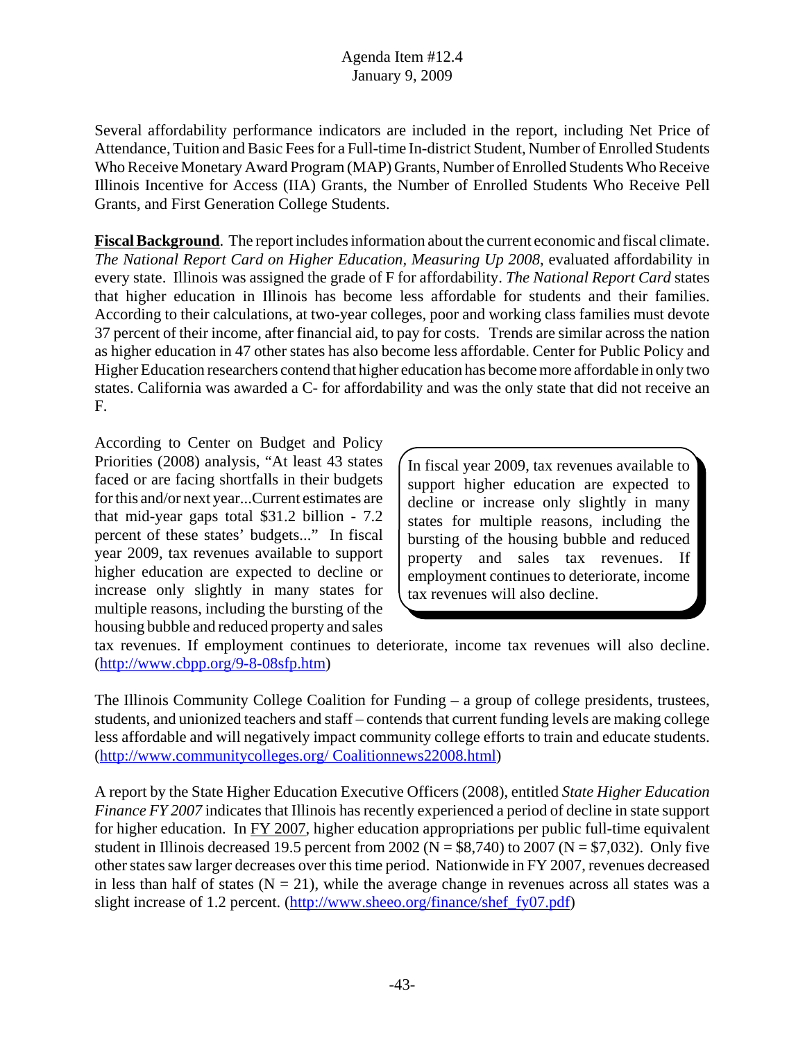Several affordability performance indicators are included in the report, including Net Price of Attendance, Tuition and Basic Fees for a Full-time In-district Student, Number of Enrolled Students Who Receive Monetary Award Program (MAP) Grants, Number of Enrolled Students Who Receive Illinois Incentive for Access (IIA) Grants, the Number of Enrolled Students Who Receive Pell Grants, and First Generation College Students.

**Fiscal Background**. The report includes information about the current economic and fiscal climate. *The National Report Card on Higher Education, Measuring Up 2008*, evaluated affordability in every state. Illinois was assigned the grade of F for affordability. *The National Report Card* states that higher education in Illinois has become less affordable for students and their families. According to their calculations, at two-year colleges, poor and working class families must devote 37 percent of their income, after financial aid, to pay for costs. Trends are similar across the nation as higher education in 47 other states has also become less affordable. Center for Public Policy and Higher Education researchers contend that higher education has become more affordable in only two states. California was awarded a C- for affordability and was the only state that did not receive an F.

> In fiscal year 2009, tax revenues available to support higher education are expected to decline or increase only slightly in many states for multiple reasons, including the bursting of the housing bubble and reduced property and sales tax revenues. If employment continues to deteriorate, income tax revenues will also decline.

According to Center on Budget and Policy Priorities (2008) analysis, "At least 43 states faced or are facing shortfalls in their budgets for this and/or next year...Current estimates are that mid-year gaps total $31.2 billion - 7.2 percent of these states' budgets..." In fiscal year 2009, tax revenues available to support higher education are expected to decline or increase only slightly in many states for multiple reasons, including the bursting of the housing bubble and reduced property and sales tax revenues. If employment continues to deteriorate, income tax revenues will also decline. (http://www.cbpp.org/9-8-08sfp.htm)

The Illinois Community College Coalition for Funding – a group of college presidents, trustees, students, and unionized teachers and staff – contends that current funding levels are making college less affordable and will negatively impact community college efforts to train and educate students. (http://www.communitycolleges.org/ Coalitionnews22008.html)

A report by the State Higher Education Executive Officers (2008), entitled *State Higher Education Finance FY 2007* indicates that Illinois has recently experienced a period of decline in state support for higher education. In FY 2007, higher education appropriations per public full-time equivalent student in Illinois decreased 19.5 percent from 2002 (N = $8,740) to 2007 (N = $7,032). Only five other states saw larger decreases over this time period. Nationwide in FY 2007, revenues decreased in less than half of states (N = 21), while the average change in revenues across all states was a slight increase of 1.2 percent. (http://www.sheeo.org/finance/shef_fy07.pdf)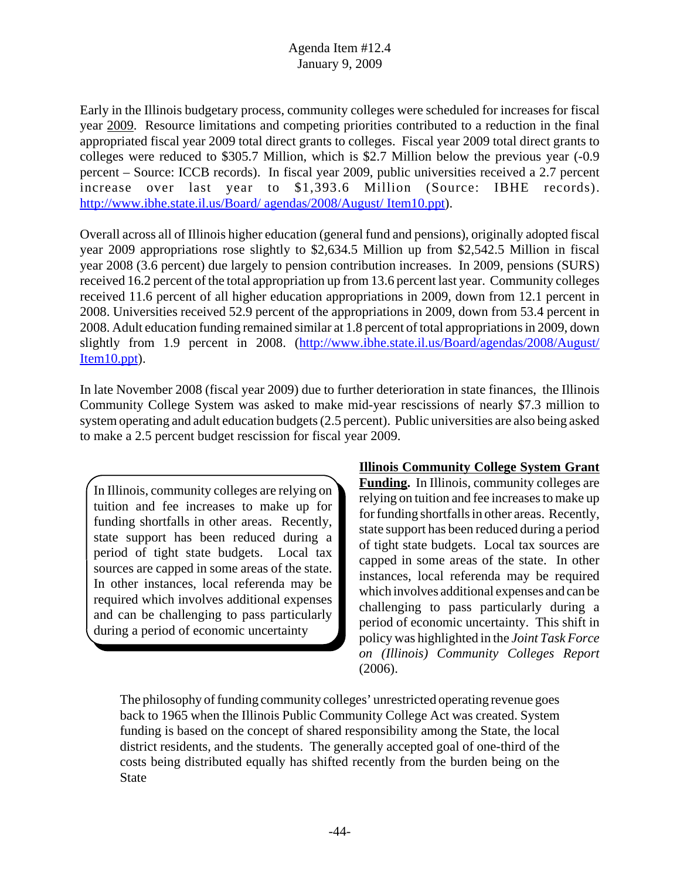Early in the Illinois budgetary process, community colleges were scheduled for increases for fiscal year 2009. Resource limitations and competing priorities contributed to a reduction in the final appropriated fiscal year 2009 total direct grants to colleges. Fiscal year 2009 total direct grants to colleges were reduced to $305.7 Million, which is $2.7 Million below the previous year (-0.9 percent – Source: ICCB records). In fiscal year 2009, public universities received a 2.7 percent increase over last year to $1,393.6 Million (Source: IBHE records). http://www.ibhe.state.il.us/Board/ agendas/2008/August/ Item10.ppt).

Overall across all of Illinois higher education (general fund and pensions), originally adopted fiscal year 2009 appropriations rose slightly to $2,634.5 Million up from $2,542.5 Million in fiscal year 2008 (3.6 percent) due largely to pension contribution increases. In 2009, pensions (SURS) received 16.2 percent of the total appropriation up from 13.6 percent last year. Community colleges received 11.6 percent of all higher education appropriations in 2009, down from 12.1 percent in 2008. Universities received 52.9 percent of the appropriations in 2009, down from 53.4 percent in 2008. Adult education funding remained similar at 1.8 percent of total appropriations in 2009, down slightly from 1.9 percent in 2008. (http://www.ibhe.state.il.us/Board/agendas/2008/August/Item10.ppt).

In late November 2008 (fiscal year 2009) due to further deterioration in state finances, the Illinois Community College System was asked to make mid-year rescissions of nearly $7.3 million to system operating and adult education budgets (2.5 percent). Public universities are also being asked to make a 2.5 percent budget rescission for fiscal year 2009.

> In Illinois, community colleges are relying on tuition and fee increases to make up for funding shortfalls in other areas. Recently, state support has been reduced during a period of tight state budgets. Local tax sources are capped in some areas of the state. In other instances, local referenda may be required which involves additional expenses and can be challenging to pass particularly during a period of economic uncertainty

**Illinois Community College System Grant Funding.** In Illinois, community colleges are relying on tuition and fee increases to make up for funding shortfalls in other areas. Recently, state support has been reduced during a period of tight state budgets. Local tax sources are capped in some areas of the state. In other instances, local referenda may be required which involves additional expenses and can be challenging to pass particularly during a period of economic uncertainty. This shift in policy was highlighted in the *Joint Task Force on (Illinois) Community Colleges Report* (2006).

> The philosophy of funding community colleges' unrestricted operating revenue goes back to 1965 when the Illinois Public Community College Act was created. System funding is based on the concept of shared responsibility among the State, the local district residents, and the students. The generally accepted goal of one-third of the costs being distributed equally has shifted recently from the burden being on the State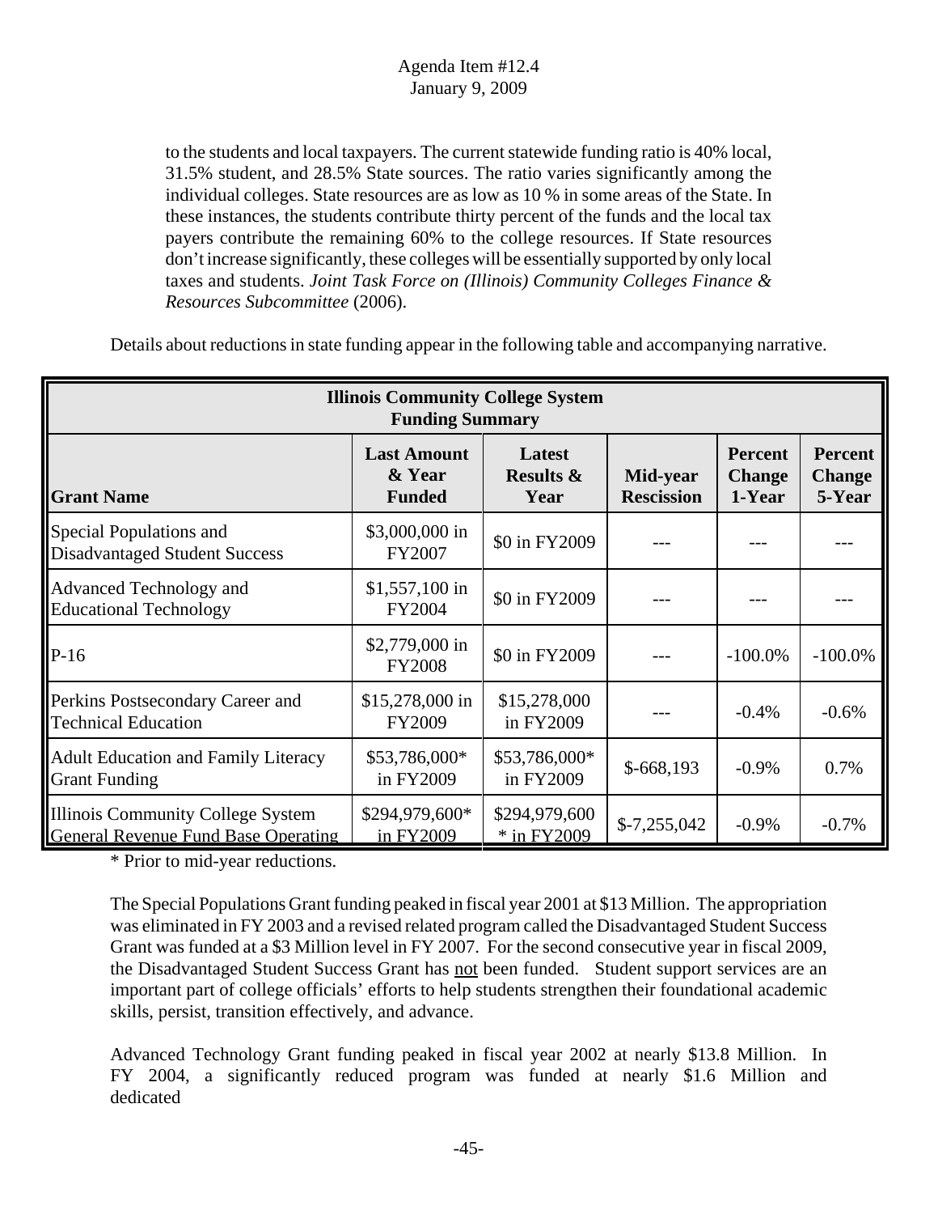to the students and local taxpayers. The current statewide funding ratio is 40% local, 31.5% student, and 28.5% State sources. The ratio varies significantly among the individual colleges. State resources are as low as 10 % in some areas of the State. In these instances, the students contribute thirty percent of the funds and the local tax payers contribute the remaining 60% to the college resources. If State resources don't increase significantly, these colleges will be essentially supported by only local taxes and students. *Joint Task Force on (Illinois) Community Colleges Finance & Resources Subcommittee* (2006).

Details about reductions in state funding appear in the following table and accompanying narrative.

| **Illinois Community College System Funding Summary** | | | | | |
|---|---|---|---|---|---|
| **Grant Name** | **Last Amount & Year Funded** | **Latest Results & Year** | **Mid-year Rescission** | **Percent Change 1-Year** | **Percent Change 5-Year** |
| Special Populations and Disadvantaged Student Success | $3,000,000 in FY2007 | $0 in FY2009 | --- | --- | --- |
| Advanced Technology and Educational Technology | $1,557,100 in FY2004 | $0 in FY2009 | --- | --- | --- |
| P-16 | $2,779,000 in FY2008 | $0 in FY2009 | --- | -100.0% | -100.0% |
| Perkins Postsecondary Career and Technical Education | $15,278,000 in FY2009 | $15,278,000 in FY2009 | --- | -0.4% | -0.6% |
| Adult Education and Family Literacy Grant Funding | $53,786,000* in FY2009 | $53,786,000* in FY2009 | $-668,193 | -0.9% | 0.7% |
| Illinois Community College System General Revenue Fund Base Operating | $294,979,600* in FY2009 | $294,979,600 * in FY2009 | $-7,255,042 | -0.9% | -0.7% |

\* Prior to mid-year reductions.

The Special Populations Grant funding peaked in fiscal year 2001 at $13 Million. The appropriation was eliminated in FY 2003 and a revised related program called the Disadvantaged Student Success Grant was funded at a $3 Million level in FY 2007. For the second consecutive year in fiscal 2009, the Disadvantaged Student Success Grant has <u>not</u> been funded. Student support services are an important part of college officials' efforts to help students strengthen their foundational academic skills, persist, transition effectively, and advance.

Advanced Technology Grant funding peaked in fiscal year 2002 at nearly $13.8 Million. In FY 2004, a significantly reduced program was funded at nearly $1.6 Million and dedicated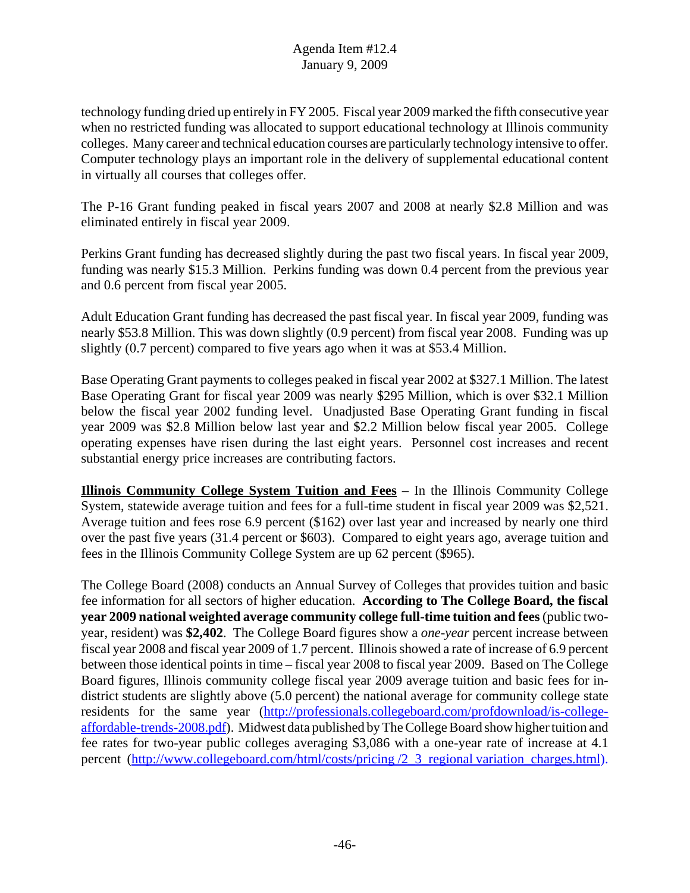technology funding dried up entirely in FY 2005. Fiscal year 2009 marked the fifth consecutive year when no restricted funding was allocated to support educational technology at Illinois community colleges. Many career and technical education courses are particularly technology intensive to offer. Computer technology plays an important role in the delivery of supplemental educational content in virtually all courses that colleges offer.

The P-16 Grant funding peaked in fiscal years 2007 and 2008 at nearly $2.8 Million and was eliminated entirely in fiscal year 2009.

Perkins Grant funding has decreased slightly during the past two fiscal years. In fiscal year 2009, funding was nearly $15.3 Million. Perkins funding was down 0.4 percent from the previous year and 0.6 percent from fiscal year 2005.

Adult Education Grant funding has decreased the past fiscal year. In fiscal year 2009, funding was nearly $53.8 Million. This was down slightly (0.9 percent) from fiscal year 2008. Funding was up slightly (0.7 percent) compared to five years ago when it was at $53.4 Million.

Base Operating Grant payments to colleges peaked in fiscal year 2002 at $327.1 Million. The latest Base Operating Grant for fiscal year 2009 was nearly $295 Million, which is over $32.1 Million below the fiscal year 2002 funding level. Unadjusted Base Operating Grant funding in fiscal year 2009 was $2.8 Million below last year and $2.2 Million below fiscal year 2005. College operating expenses have risen during the last eight years. Personnel cost increases and recent substantial energy price increases are contributing factors.

**Illinois Community College System Tuition and Fees** – In the Illinois Community College System, statewide average tuition and fees for a full-time student in fiscal year 2009 was $2,521. Average tuition and fees rose 6.9 percent ($162) over last year and increased by nearly one third over the past five years (31.4 percent or $603). Compared to eight years ago, average tuition and fees in the Illinois Community College System are up 62 percent ($965).

The College Board (2008) conducts an Annual Survey of Colleges that provides tuition and basic fee information for all sectors of higher education. **According to The College Board, the fiscal year 2009 national weighted average community college full-time tuition and fees** (public two-year, resident) was **$2,402**. The College Board figures show a *one-year* percent increase between fiscal year 2008 and fiscal year 2009 of 1.7 percent. Illinois showed a rate of increase of 6.9 percent between those identical points in time – fiscal year 2008 to fiscal year 2009. Based on The College Board figures, Illinois community college fiscal year 2009 average tuition and basic fees for in-district students are slightly above (5.0 percent) the national average for community college state residents for the same year (http://professionals.collegeboard.com/profdownload/is-college-affordable-trends-2008.pdf). Midwest data published by The College Board show higher tuition and fee rates for two-year public colleges averaging $3,086 with a one-year rate of increase at 4.1 percent (http://www.collegeboard.com/html/costs/pricing /2_3_regional variation_charges.html).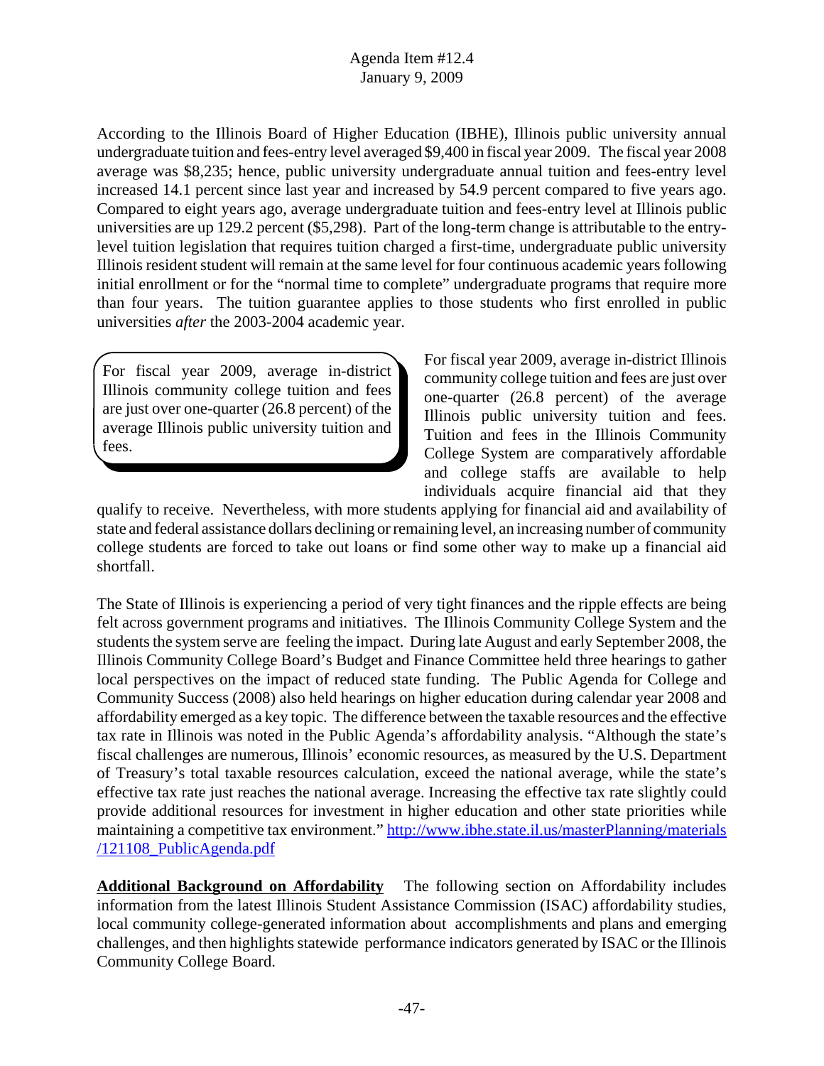According to the Illinois Board of Higher Education (IBHE), Illinois public university annual undergraduate tuition and fees-entry level averaged $9,400 in fiscal year 2009. The fiscal year 2008 average was $8,235; hence, public university undergraduate annual tuition and fees-entry level increased 14.1 percent since last year and increased by 54.9 percent compared to five years ago. Compared to eight years ago, average undergraduate tuition and fees-entry level at Illinois public universities are up 129.2 percent ($5,298). Part of the long-term change is attributable to the entry-level tuition legislation that requires tuition charged a first-time, undergraduate public university Illinois resident student will remain at the same level for four continuous academic years following initial enrollment or for the "normal time to complete" undergraduate programs that require more than four years. The tuition guarantee applies to those students who first enrolled in public universities *after* the 2003-2004 academic year.

> For fiscal year 2009, average in-district Illinois community college tuition and fees are just over one-quarter (26.8 percent) of the average Illinois public university tuition and fees.

For fiscal year 2009, average in-district Illinois community college tuition and fees are just over one-quarter (26.8 percent) of the average Illinois public university tuition and fees. Tuition and fees in the Illinois Community College System are comparatively affordable and college staffs are available to help individuals acquire financial aid that they qualify to receive. Nevertheless, with more students applying for financial aid and availability of state and federal assistance dollars declining or remaining level, an increasing number of community college students are forced to take out loans or find some other way to make up a financial aid shortfall.

The State of Illinois is experiencing a period of very tight finances and the ripple effects are being felt across government programs and initiatives. The Illinois Community College System and the students the system serve are feeling the impact. During late August and early September 2008, the Illinois Community College Board's Budget and Finance Committee held three hearings to gather local perspectives on the impact of reduced state funding. The Public Agenda for College and Community Success (2008) also held hearings on higher education during calendar year 2008 and affordability emerged as a key topic. The difference between the taxable resources and the effective tax rate in Illinois was noted in the Public Agenda's affordability analysis. "Although the state's fiscal challenges are numerous, Illinois' economic resources, as measured by the U.S. Department of Treasury's total taxable resources calculation, exceed the national average, while the state's effective tax rate just reaches the national average. Increasing the effective tax rate slightly could provide additional resources for investment in higher education and other state priorities while maintaining a competitive tax environment." http://www.ibhe.state.il.us/masterPlanning/materials/121108_PublicAgenda.pdf

**Additional Background on Affordability** The following section on Affordability includes information from the latest Illinois Student Assistance Commission (ISAC) affordability studies, local community college-generated information about accomplishments and plans and emerging challenges, and then highlights statewide performance indicators generated by ISAC or the Illinois Community College Board.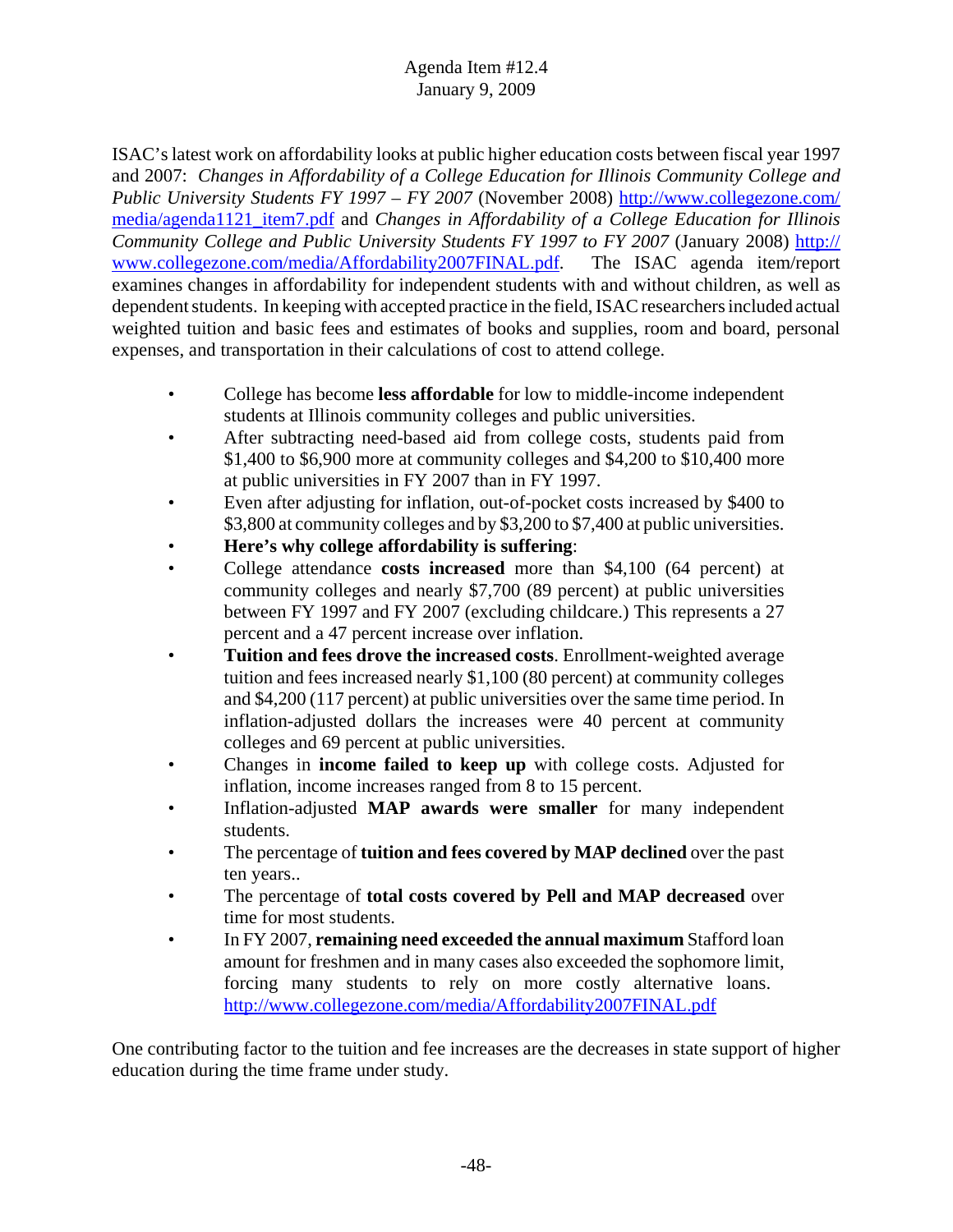ISAC's latest work on affordability looks at public higher education costs between fiscal year 1997 and 2007: *Changes in Affordability of a College Education for Illinois Community College and Public University Students FY 1997 – FY 2007* (November 2008) http://www.collegezone.com/media/agenda1121_item7.pdf and *Changes in Affordability of a College Education for Illinois Community College and Public University Students FY 1997 to FY 2007* (January 2008) http://www.collegezone.com/media/Affordability2007FINAL.pdf. The ISAC agenda item/report examines changes in affordability for independent students with and without children, as well as dependent students. In keeping with accepted practice in the field, ISAC researchers included actual weighted tuition and basic fees and estimates of books and supplies, room and board, personal expenses, and transportation in their calculations of cost to attend college.

- College has become **less affordable** for low to middle-income independent students at Illinois community colleges and public universities.
- After subtracting need-based aid from college costs, students paid from \$1,400 to \$6,900 more at community colleges and \$4,200 to \$10,400 more at public universities in FY 2007 than in FY 1997.
- Even after adjusting for inflation, out-of-pocket costs increased by \$400 to \$3,800 at community colleges and by \$3,200 to \$7,400 at public universities.
- **Here's why college affordability is suffering**:
- College attendance **costs increased** more than \$4,100 (64 percent) at community colleges and nearly \$7,700 (89 percent) at public universities between FY 1997 and FY 2007 (excluding childcare.) This represents a 27 percent and a 47 percent increase over inflation.
- **Tuition and fees drove the increased costs**. Enrollment-weighted average tuition and fees increased nearly \$1,100 (80 percent) at community colleges and \$4,200 (117 percent) at public universities over the same time period. In inflation-adjusted dollars the increases were 40 percent at community colleges and 69 percent at public universities.
- Changes in **income failed to keep up** with college costs. Adjusted for inflation, income increases ranged from 8 to 15 percent.
- Inflation-adjusted **MAP awards were smaller** for many independent students.
- The percentage of **tuition and fees covered by MAP declined** over the past ten years..
- The percentage of **total costs covered by Pell and MAP decreased** over time for most students.
- In FY 2007, **remaining need exceeded the annual maximum** Stafford loan amount for freshmen and in many cases also exceeded the sophomore limit, forcing many students to rely on more costly alternative loans. http://www.collegezone.com/media/Affordability2007FINAL.pdf

One contributing factor to the tuition and fee increases are the decreases in state support of higher education during the time frame under study.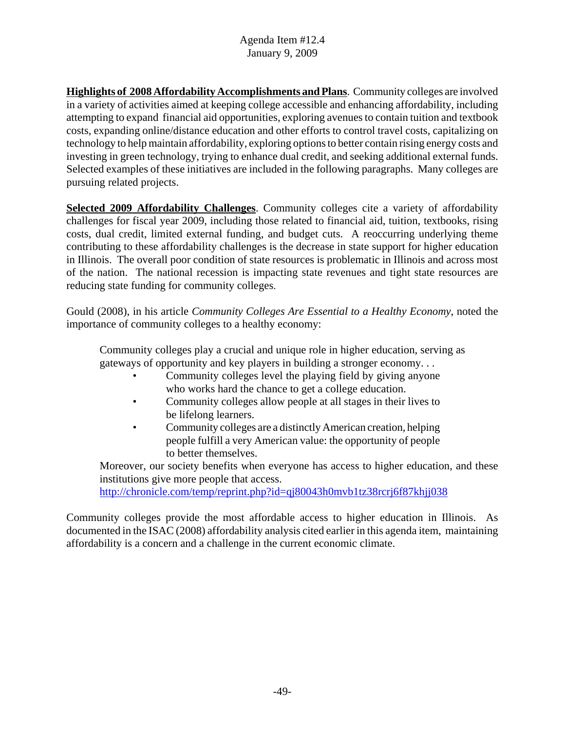**Highlights of 2008 Affordability Accomplishments and Plans**. Community colleges are involved in a variety of activities aimed at keeping college accessible and enhancing affordability, including attempting to expand financial aid opportunities, exploring avenues to contain tuition and textbook costs, expanding online/distance education and other efforts to control travel costs, capitalizing on technology to help maintain affordability, exploring options to better contain rising energy costs and investing in green technology, trying to enhance dual credit, and seeking additional external funds. Selected examples of these initiatives are included in the following paragraphs. Many colleges are pursuing related projects.

**Selected 2009 Affordability Challenges**. Community colleges cite a variety of affordability challenges for fiscal year 2009, including those related to financial aid, tuition, textbooks, rising costs, dual credit, limited external funding, and budget cuts. A reoccurring underlying theme contributing to these affordability challenges is the decrease in state support for higher education in Illinois. The overall poor condition of state resources is problematic in Illinois and across most of the nation. The national recession is impacting state revenues and tight state resources are reducing state funding for community colleges.

Gould (2008), in his article *Community Colleges Are Essential to a Healthy Economy*, noted the importance of community colleges to a healthy economy:

> Community colleges play a crucial and unique role in higher education, serving as gateways of opportunity and key players in building a stronger economy. . .
>
> - Community colleges level the playing field by giving anyone who works hard the chance to get a college education.
> - Community colleges allow people at all stages in their lives to be lifelong learners.
> - Community colleges are a distinctly American creation, helping people fulfill a very American value: the opportunity of people to better themselves.
>
> Moreover, our society benefits when everyone has access to higher education, and these institutions give more people that access.
> http://chronicle.com/temp/reprint.php?id=qj80043h0mvb1tz38rcrj6f87khjj038

Community colleges provide the most affordable access to higher education in Illinois. As documented in the ISAC (2008) affordability analysis cited earlier in this agenda item, maintaining affordability is a concern and a challenge in the current economic climate.